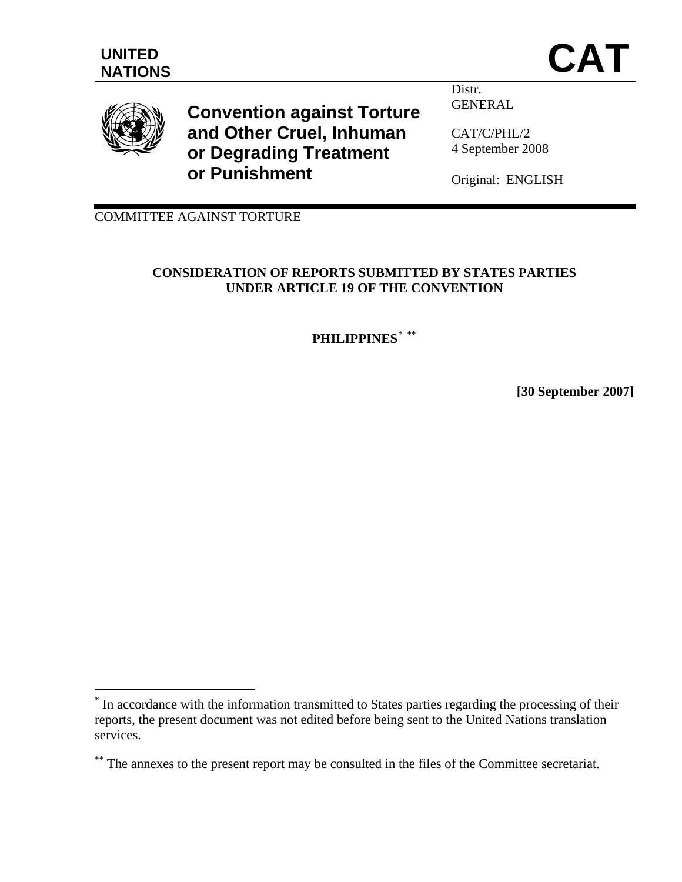UNITED NATIONS

# CAT

## Convention against Torture and Other Cruel, Inhuman or Degrading Treatment or Punishment

Distr.
GENERAL

CAT/C/PHL/2
4 September 2008

Original: ENGLISH

COMMITTEE AGAINST TORTURE

**CONSIDERATION OF REPORTS SUBMITTED BY STATES PARTIES UNDER ARTICLE 19 OF THE CONVENTION**

**PHILIPPINES[*] [**]**

**[30 September 2007]**

---

[*] In accordance with the information transmitted to States parties regarding the processing of their reports, the present document was not edited before being sent to the United Nations translation services.

[**] The annexes to the present report may be consulted in the files of the Committee secretariat.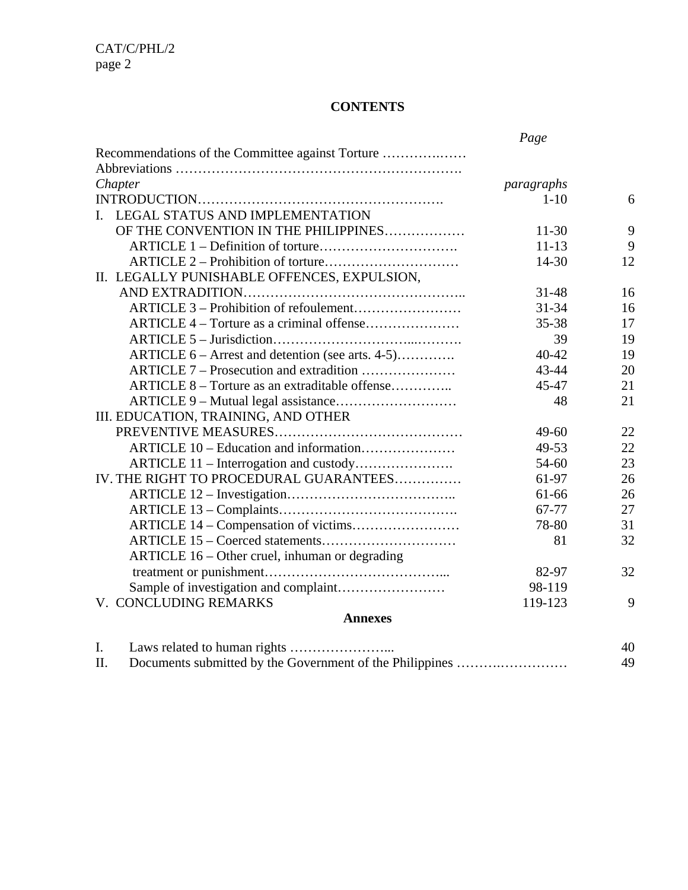# CONTENTS

| | | Page |
|---|---|---|
| Recommendations of the Committee against Torture ……………..…… | | |
| Abbreviations ………………………………………………………. | | |
| *Chapter* | *paragraphs* | |
| INTRODUCTION………………………………………………. | 1-10 | 6 |
| I. LEGAL STATUS AND IMPLEMENTATION OF THE CONVENTION IN THE PHILIPPINES……………… | 11-30 | 9 |
| ARTICLE 1 – Definition of torture…………………………. | 11-13 | 9 |
| ARTICLE 2 – Prohibition of torture………………………… | 14-30 | 12 |
| II. LEGALLY PUNISHABLE OFFENCES, EXPULSION, AND EXTRADITION……………………………………….. | 31-48 | 16 |
| ARTICLE 3 – Prohibition of refoulement…………………… | 31-34 | 16 |
| ARTICLE 4 – Torture as a criminal offense………………… | 35-38 | 17 |
| ARTICLE 5 – Jurisdiction…………………………...………. | 39 | 19 |
| ARTICLE 6 – Arrest and detention (see arts. 4-5)…………. | 40-42 | 19 |
| ARTICLE 7 – Prosecution and extradition ………………… | 43-44 | 20 |
| ARTICLE 8 – Torture as an extraditable offense………….. | 45-47 | 21 |
| ARTICLE 9 – Mutual legal assistance……………………… | 48 | 21 |
| III. EDUCATION, TRAINING, AND OTHER PREVENTIVE MEASURES…………………………………… | 49-60 | 22 |
| ARTICLE 10 – Education and information………………… | 49-53 | 22 |
| ARTICLE 11 – Interrogation and custody…………………. | 54-60 | 23 |
| IV. THE RIGHT TO PROCEDURAL GUARANTEES………..…… | 61-97 | 26 |
| ARTICLE 12 – Investigation……………………………….. | 61-66 | 26 |
| ARTICLE 13 – Complaints…………………………………. | 67-77 | 27 |
| ARTICLE 14 – Compensation of victims……………….…… | 78-80 | 31 |
| ARTICLE 15 – Coerced statements………………………… | 81 | 32 |
| ARTICLE 16 – Other cruel, inhuman or degrading treatment or punishment…………………………………... | 82-97 | 32 |
| Sample of investigation and complaint…………………… | 98-119 | |
| V. CONCLUDING REMARKS | 119-123 | 9 |

**Annexes**

| | | |
|---|---|---|
| I. | Laws related to human rights …………………... | 40 |
| II. | Documents submitted by the Government of the Philippines ……….…………… | 49 |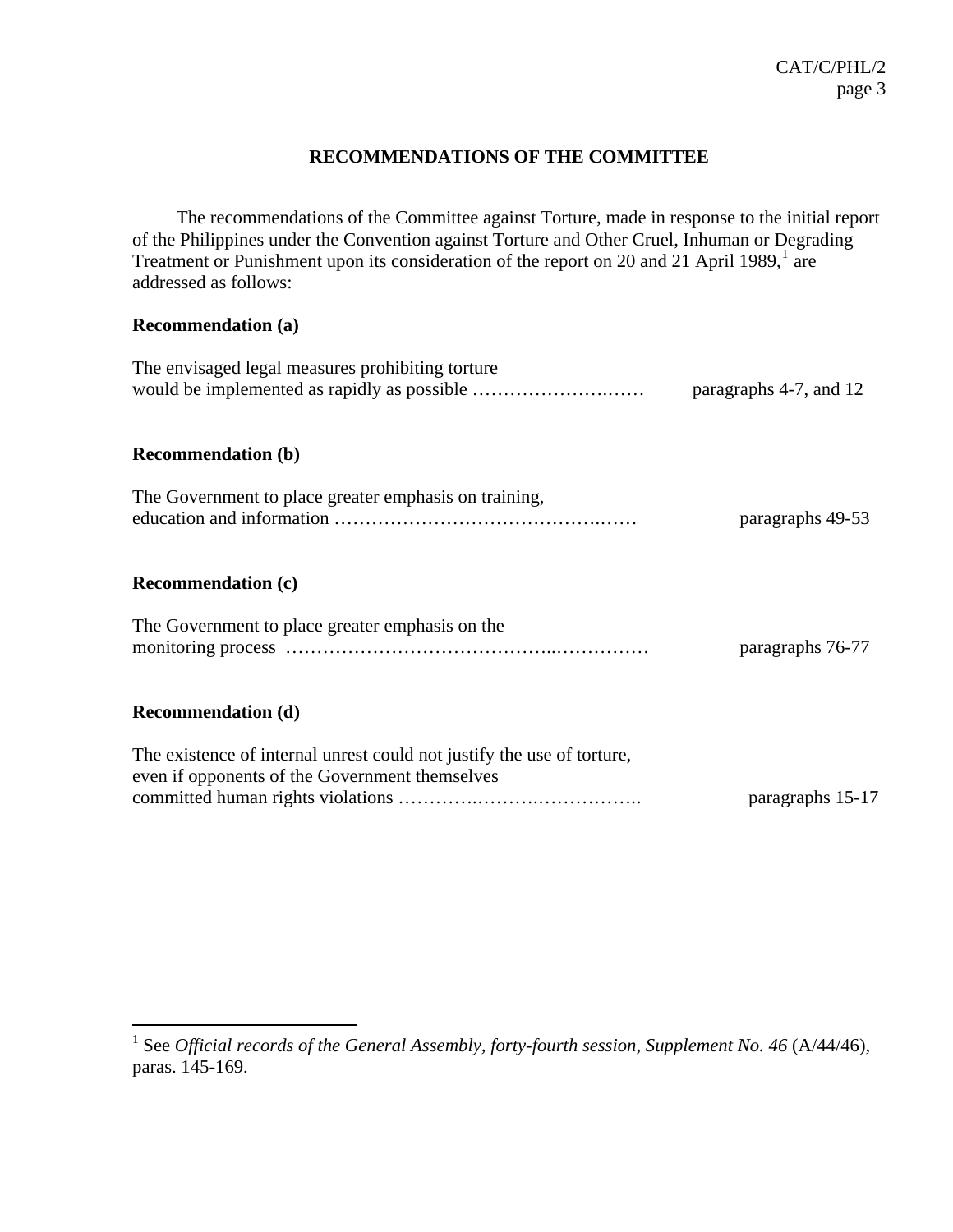## RECOMMENDATIONS OF THE COMMITTEE

The recommendations of the Committee against Torture, made in response to the initial report of the Philippines under the Convention against Torture and Other Cruel, Inhuman or Degrading Treatment or Punishment upon its consideration of the report on 20 and 21 April 1989,[1] are addressed as follows:

**Recommendation (a)**

The envisaged legal measures prohibiting torture would be implemented as rapidly as possible …………………….…… paragraphs 4-7, and 12

**Recommendation (b)**

The Government to place greater emphasis on training, education and information ……………………………………..…… paragraphs 49-53

**Recommendation (c)**

The Government to place greater emphasis on the monitoring process …………………………………..…………… paragraphs 76-77

**Recommendation (d)**

The existence of internal unrest could not justify the use of torture, even if opponents of the Government themselves committed human rights violations ……….……….…………….. paragraphs 15-17

---

[1] See *Official records of the General Assembly, forty-fourth session, Supplement No. 46* (A/44/46), paras. 145-169.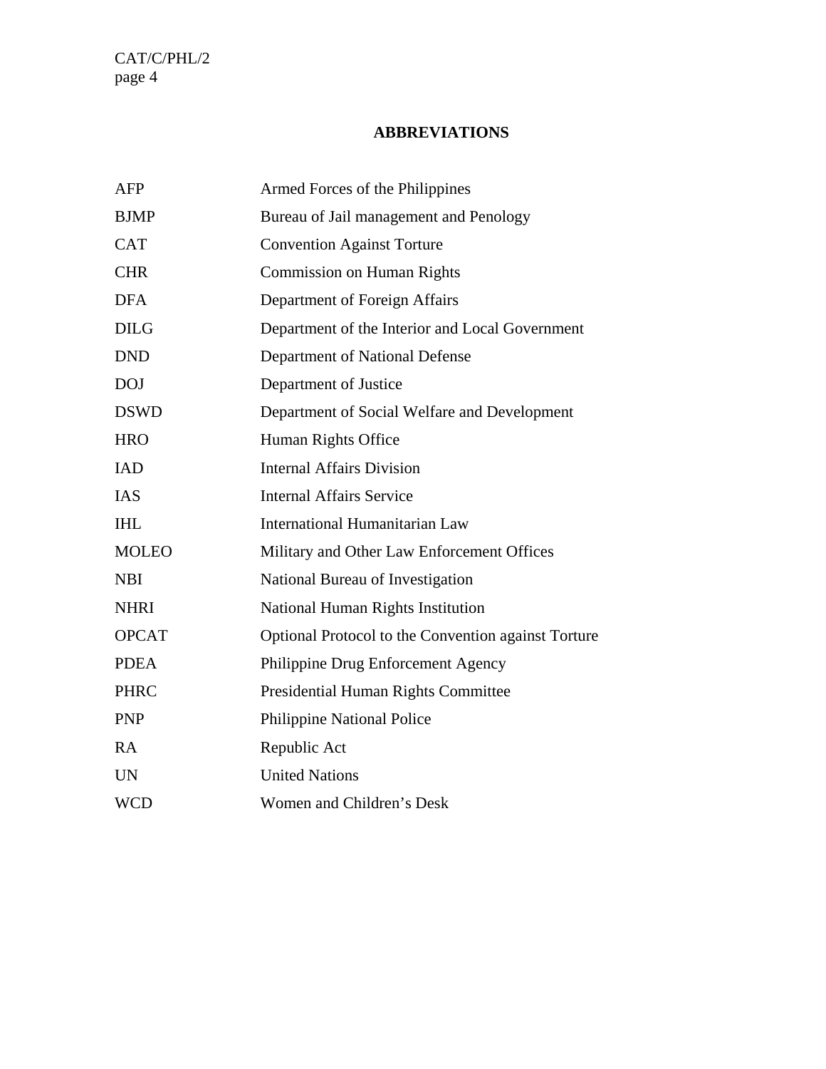## ABBREVIATIONS

| | |
|---|---|
| AFP | Armed Forces of the Philippines |
| BJMP | Bureau of Jail management and Penology |
| CAT | Convention Against Torture |
| CHR | Commission on Human Rights |
| DFA | Department of Foreign Affairs |
| DILG | Department of the Interior and Local Government |
| DND | Department of National Defense |
| DOJ | Department of Justice |
| DSWD | Department of Social Welfare and Development |
| HRO | Human Rights Office |
| IAD | Internal Affairs Division |
| IAS | Internal Affairs Service |
| IHL | International Humanitarian Law |
| MOLEO | Military and Other Law Enforcement Offices |
| NBI | National Bureau of Investigation |
| NHRI | National Human Rights Institution |
| OPCAT | Optional Protocol to the Convention against Torture |
| PDEA | Philippine Drug Enforcement Agency |
| PHRC | Presidential Human Rights Committee |
| PNP | Philippine National Police |
| RA | Republic Act |
| UN | United Nations |
| WCD | Women and Children's Desk |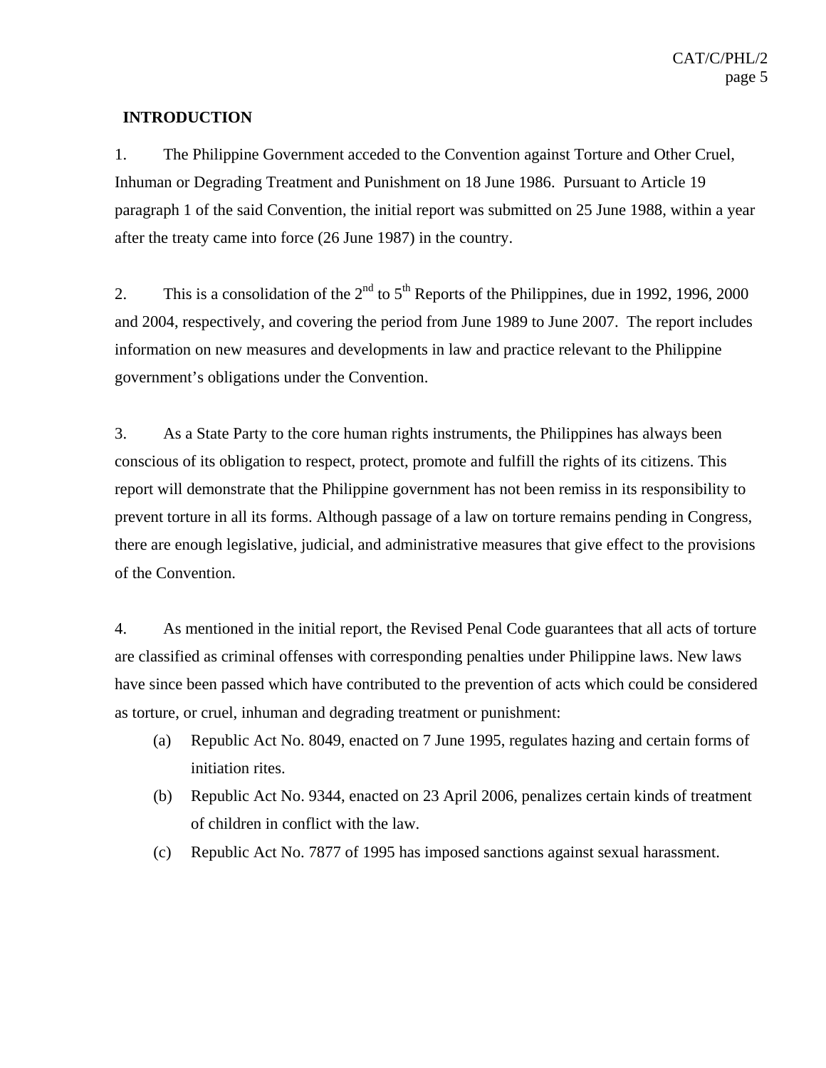## INTRODUCTION

1. The Philippine Government acceded to the Convention against Torture and Other Cruel, Inhuman or Degrading Treatment and Punishment on 18 June 1986. Pursuant to Article 19 paragraph 1 of the said Convention, the initial report was submitted on 25 June 1988, within a year after the treaty came into force (26 June 1987) in the country.

2. This is a consolidation of the 2nd to 5th Reports of the Philippines, due in 1992, 1996, 2000 and 2004, respectively, and covering the period from June 1989 to June 2007. The report includes information on new measures and developments in law and practice relevant to the Philippine government's obligations under the Convention.

3. As a State Party to the core human rights instruments, the Philippines has always been conscious of its obligation to respect, protect, promote and fulfill the rights of its citizens. This report will demonstrate that the Philippine government has not been remiss in its responsibility to prevent torture in all its forms. Although passage of a law on torture remains pending in Congress, there are enough legislative, judicial, and administrative measures that give effect to the provisions of the Convention.

4. As mentioned in the initial report, the Revised Penal Code guarantees that all acts of torture are classified as criminal offenses with corresponding penalties under Philippine laws. New laws have since been passed which have contributed to the prevention of acts which could be considered as torture, or cruel, inhuman and degrading treatment or punishment:

(a) Republic Act No. 8049, enacted on 7 June 1995, regulates hazing and certain forms of initiation rites.

(b) Republic Act No. 9344, enacted on 23 April 2006, penalizes certain kinds of treatment of children in conflict with the law.

(c) Republic Act No. 7877 of 1995 has imposed sanctions against sexual harassment.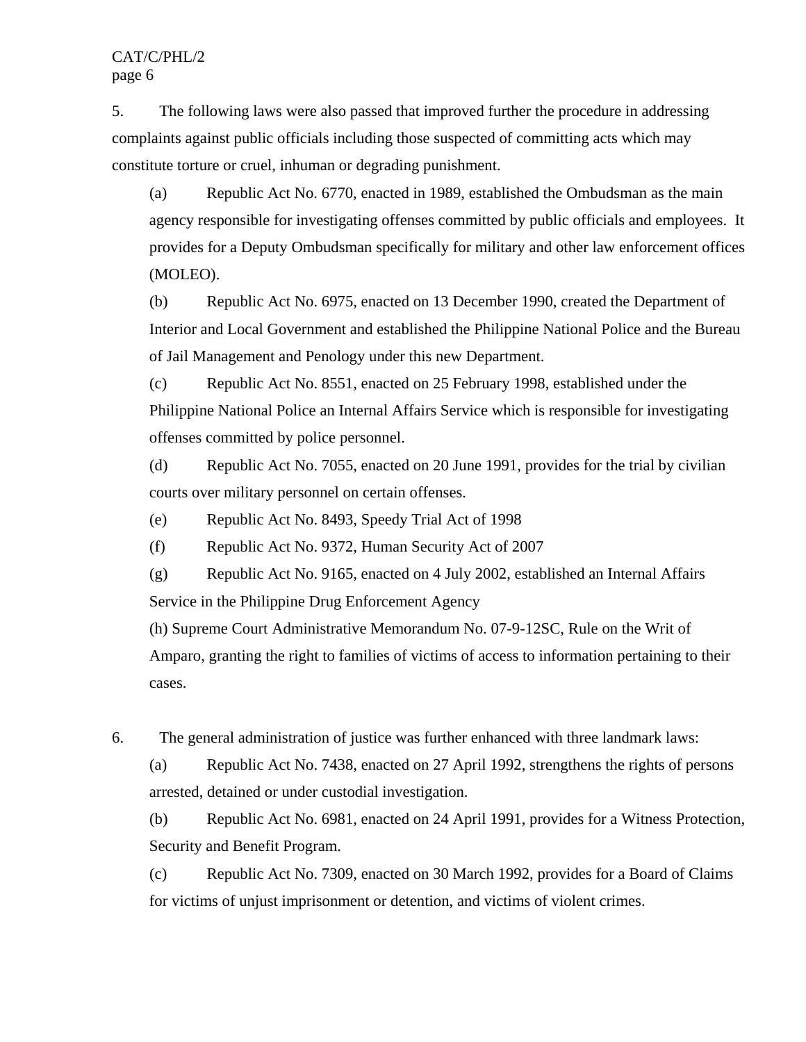5. The following laws were also passed that improved further the procedure in addressing complaints against public officials including those suspected of committing acts which may constitute torture or cruel, inhuman or degrading punishment.

(a) Republic Act No. 6770, enacted in 1989, established the Ombudsman as the main agency responsible for investigating offenses committed by public officials and employees. It provides for a Deputy Ombudsman specifically for military and other law enforcement offices (MOLEO).

(b) Republic Act No. 6975, enacted on 13 December 1990, created the Department of Interior and Local Government and established the Philippine National Police and the Bureau of Jail Management and Penology under this new Department.

(c) Republic Act No. 8551, enacted on 25 February 1998, established under the Philippine National Police an Internal Affairs Service which is responsible for investigating offenses committed by police personnel.

(d) Republic Act No. 7055, enacted on 20 June 1991, provides for the trial by civilian courts over military personnel on certain offenses.

(e) Republic Act No. 8493, Speedy Trial Act of 1998

(f) Republic Act No. 9372, Human Security Act of 2007

(g) Republic Act No. 9165, enacted on 4 July 2002, established an Internal Affairs Service in the Philippine Drug Enforcement Agency

(h) Supreme Court Administrative Memorandum No. 07-9-12SC, Rule on the Writ of Amparo, granting the right to families of victims of access to information pertaining to their cases.

6. The general administration of justice was further enhanced with three landmark laws:

(a) Republic Act No. 7438, enacted on 27 April 1992, strengthens the rights of persons arrested, detained or under custodial investigation.

(b) Republic Act No. 6981, enacted on 24 April 1991, provides for a Witness Protection, Security and Benefit Program.

(c) Republic Act No. 7309, enacted on 30 March 1992, provides for a Board of Claims for victims of unjust imprisonment or detention, and victims of violent crimes.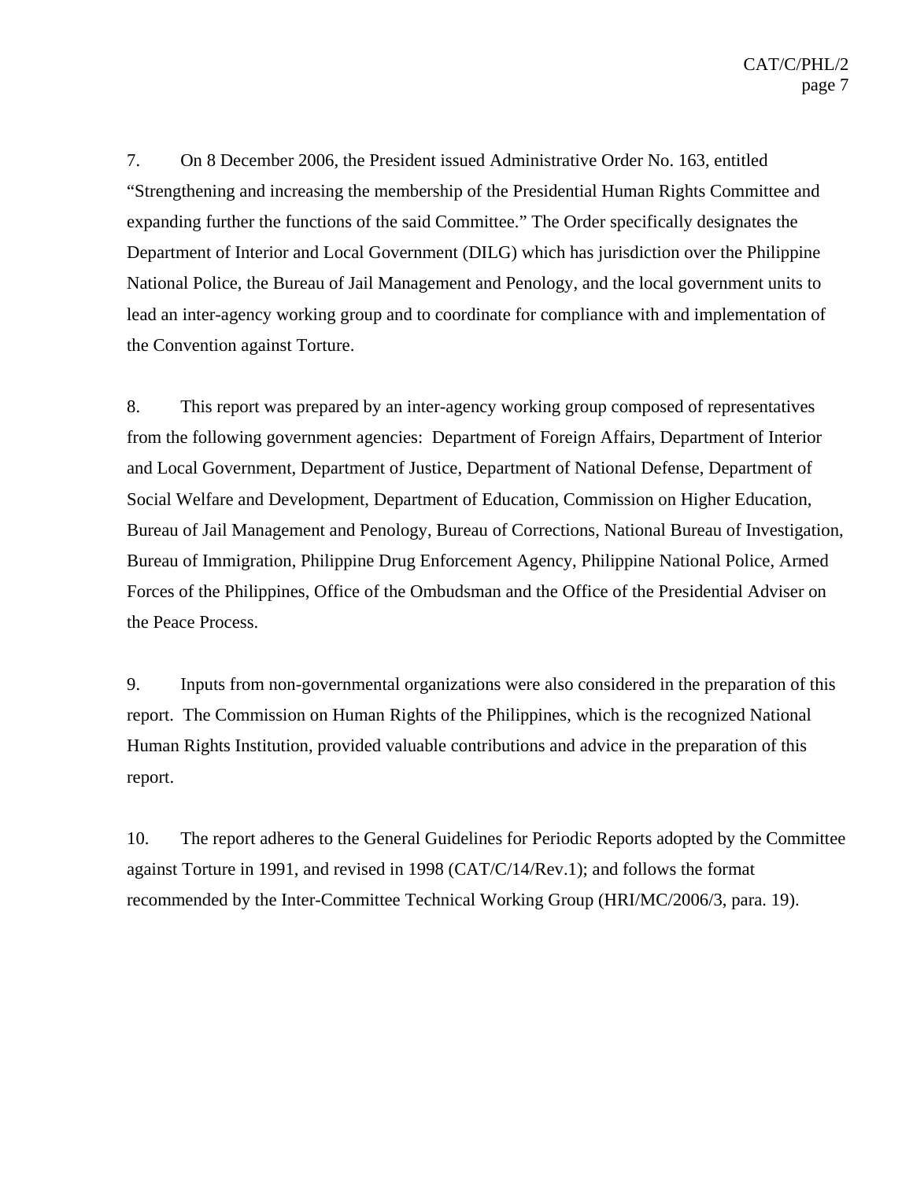7. On 8 December 2006, the President issued Administrative Order No. 163, entitled "Strengthening and increasing the membership of the Presidential Human Rights Committee and expanding further the functions of the said Committee." The Order specifically designates the Department of Interior and Local Government (DILG) which has jurisdiction over the Philippine National Police, the Bureau of Jail Management and Penology, and the local government units to lead an inter-agency working group and to coordinate for compliance with and implementation of the Convention against Torture.

8. This report was prepared by an inter-agency working group composed of representatives from the following government agencies: Department of Foreign Affairs, Department of Interior and Local Government, Department of Justice, Department of National Defense, Department of Social Welfare and Development, Department of Education, Commission on Higher Education, Bureau of Jail Management and Penology, Bureau of Corrections, National Bureau of Investigation, Bureau of Immigration, Philippine Drug Enforcement Agency, Philippine National Police, Armed Forces of the Philippines, Office of the Ombudsman and the Office of the Presidential Adviser on the Peace Process.

9. Inputs from non-governmental organizations were also considered in the preparation of this report. The Commission on Human Rights of the Philippines, which is the recognized National Human Rights Institution, provided valuable contributions and advice in the preparation of this report.

10. The report adheres to the General Guidelines for Periodic Reports adopted by the Committee against Torture in 1991, and revised in 1998 (CAT/C/14/Rev.1); and follows the format recommended by the Inter-Committee Technical Working Group (HRI/MC/2006/3, para. 19).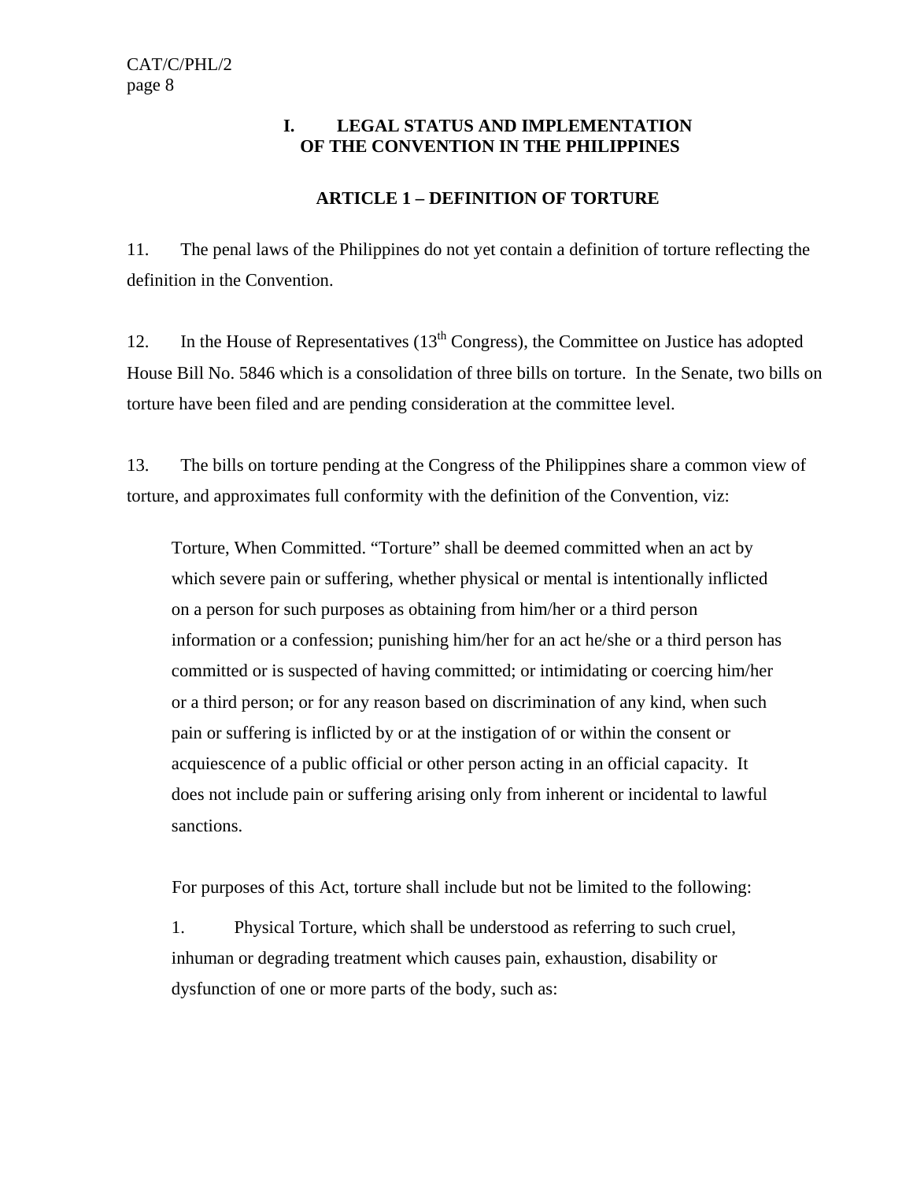## I. LEGAL STATUS AND IMPLEMENTATION OF THE CONVENTION IN THE PHILIPPINES

### ARTICLE 1 – DEFINITION OF TORTURE

11. The penal laws of the Philippines do not yet contain a definition of torture reflecting the definition in the Convention.

12. In the House of Representatives (13th Congress), the Committee on Justice has adopted House Bill No. 5846 which is a consolidation of three bills on torture. In the Senate, two bills on torture have been filed and are pending consideration at the committee level.

13. The bills on torture pending at the Congress of the Philippines share a common view of torture, and approximates full conformity with the definition of the Convention, viz:

> Torture, When Committed. "Torture" shall be deemed committed when an act by which severe pain or suffering, whether physical or mental is intentionally inflicted on a person for such purposes as obtaining from him/her or a third person information or a confession; punishing him/her for an act he/she or a third person has committed or is suspected of having committed; or intimidating or coercing him/her or a third person; or for any reason based on discrimination of any kind, when such pain or suffering is inflicted by or at the instigation of or within the consent or acquiescence of a public official or other person acting in an official capacity. It does not include pain or suffering arising only from inherent or incidental to lawful sanctions.
>
> For purposes of this Act, torture shall include but not be limited to the following:
>
> 1. Physical Torture, which shall be understood as referring to such cruel, inhuman or degrading treatment which causes pain, exhaustion, disability or dysfunction of one or more parts of the body, such as: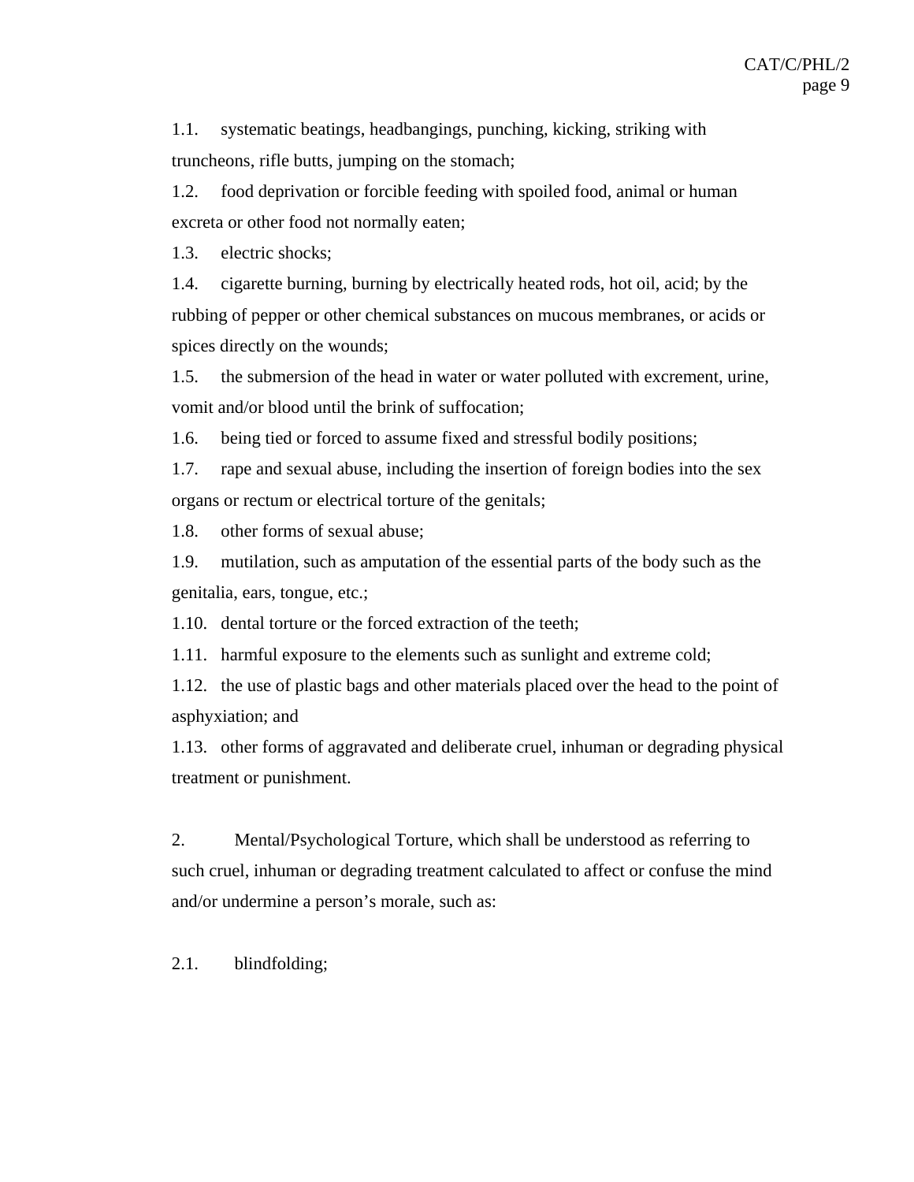1.1. systematic beatings, headbangings, punching, kicking, striking with truncheons, rifle butts, jumping on the stomach;

1.2. food deprivation or forcible feeding with spoiled food, animal or human excreta or other food not normally eaten;

1.3. electric shocks;

1.4. cigarette burning, burning by electrically heated rods, hot oil, acid; by the rubbing of pepper or other chemical substances on mucous membranes, or acids or spices directly on the wounds;

1.5. the submersion of the head in water or water polluted with excrement, urine, vomit and/or blood until the brink of suffocation;

1.6. being tied or forced to assume fixed and stressful bodily positions;

1.7. rape and sexual abuse, including the insertion of foreign bodies into the sex organs or rectum or electrical torture of the genitals;

1.8. other forms of sexual abuse;

1.9. mutilation, such as amputation of the essential parts of the body such as the genitalia, ears, tongue, etc.;

1.10. dental torture or the forced extraction of the teeth;

1.11. harmful exposure to the elements such as sunlight and extreme cold;

1.12. the use of plastic bags and other materials placed over the head to the point of asphyxiation; and

1.13. other forms of aggravated and deliberate cruel, inhuman or degrading physical treatment or punishment.

2. Mental/Psychological Torture, which shall be understood as referring to such cruel, inhuman or degrading treatment calculated to affect or confuse the mind and/or undermine a person's morale, such as:

2.1. blindfolding;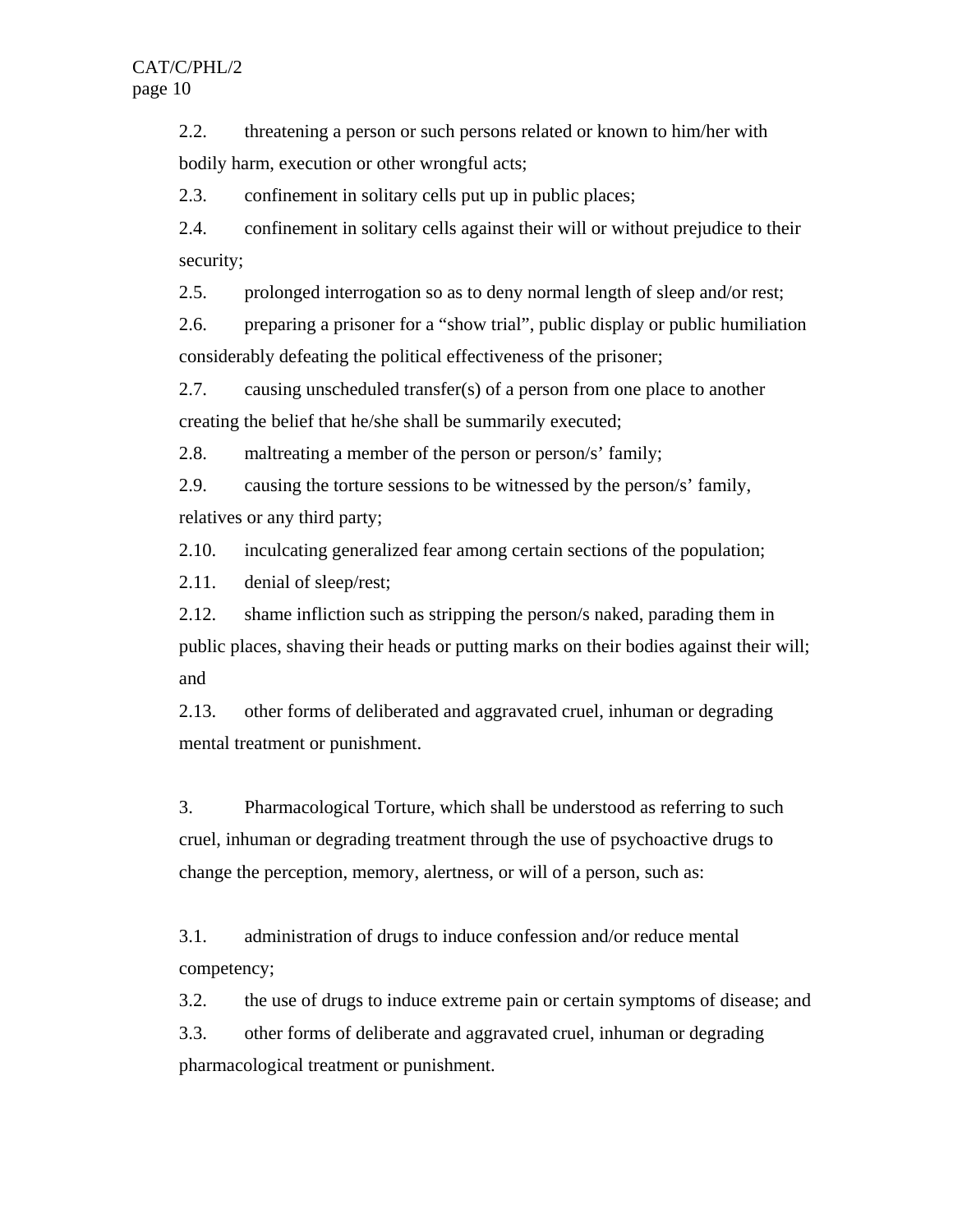2.2. threatening a person or such persons related or known to him/her with bodily harm, execution or other wrongful acts;

2.3. confinement in solitary cells put up in public places;

2.4. confinement in solitary cells against their will or without prejudice to their security;

2.5. prolonged interrogation so as to deny normal length of sleep and/or rest;

2.6. preparing a prisoner for a “show trial”, public display or public humiliation considerably defeating the political effectiveness of the prisoner;

2.7. causing unscheduled transfer(s) of a person from one place to another creating the belief that he/she shall be summarily executed;

2.8. maltreating a member of the person or person/s’ family;

2.9. causing the torture sessions to be witnessed by the person/s’ family, relatives or any third party;

2.10. inculcating generalized fear among certain sections of the population;

2.11. denial of sleep/rest;

2.12. shame infliction such as stripping the person/s naked, parading them in public places, shaving their heads or putting marks on their bodies against their will; and

2.13. other forms of deliberated and aggravated cruel, inhuman or degrading mental treatment or punishment.

3. Pharmacological Torture, which shall be understood as referring to such cruel, inhuman or degrading treatment through the use of psychoactive drugs to change the perception, memory, alertness, or will of a person, such as:

3.1. administration of drugs to induce confession and/or reduce mental competency;

3.2. the use of drugs to induce extreme pain or certain symptoms of disease; and

3.3. other forms of deliberate and aggravated cruel, inhuman or degrading pharmacological treatment or punishment.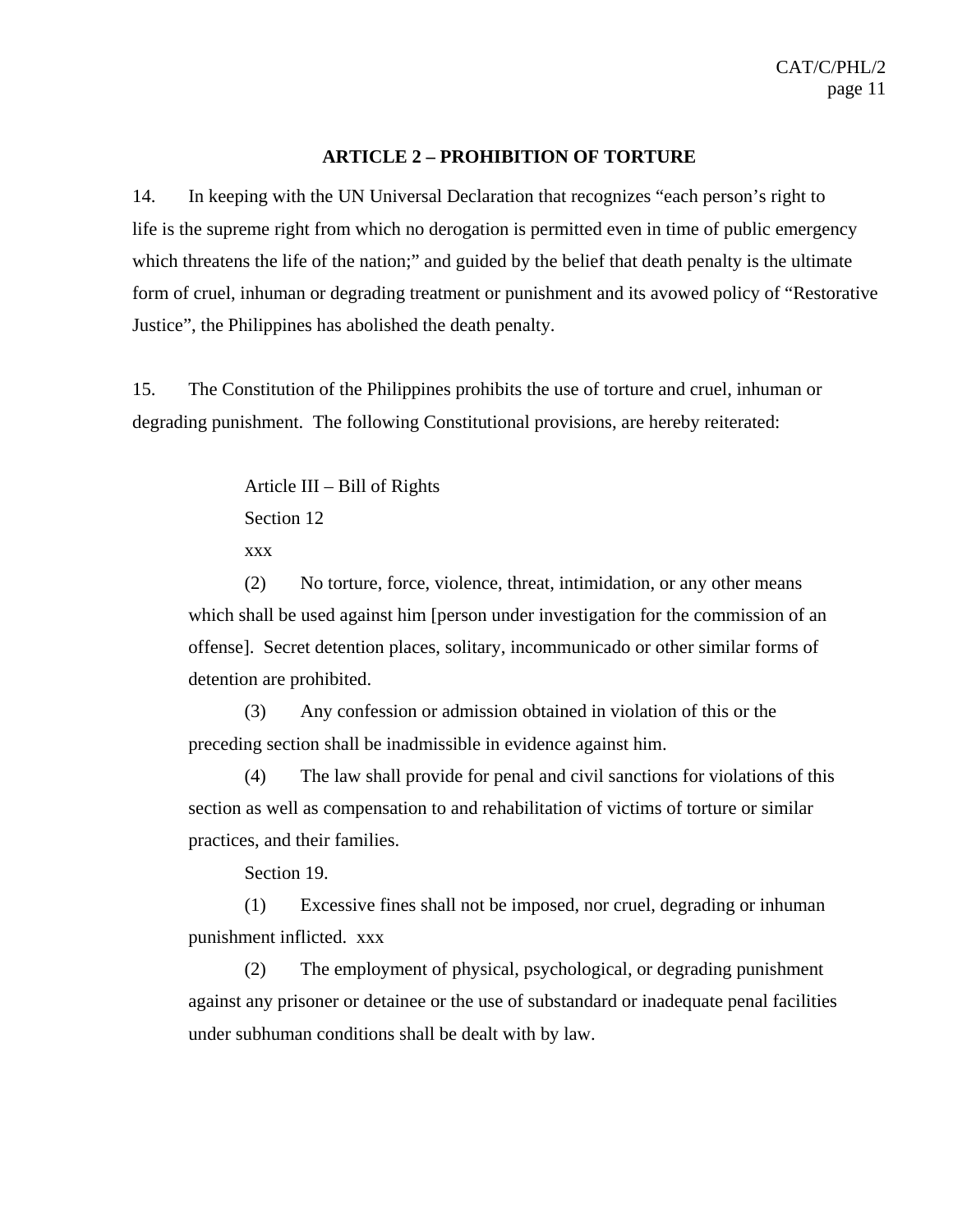## ARTICLE 2 – PROHIBITION OF TORTURE

14. In keeping with the UN Universal Declaration that recognizes "each person's right to life is the supreme right from which no derogation is permitted even in time of public emergency which threatens the life of the nation;" and guided by the belief that death penalty is the ultimate form of cruel, inhuman or degrading treatment or punishment and its avowed policy of "Restorative Justice", the Philippines has abolished the death penalty.

15. The Constitution of the Philippines prohibits the use of torture and cruel, inhuman or degrading punishment. The following Constitutional provisions, are hereby reiterated:

> Article III – Bill of Rights
>
> Section 12
>
> xxx
>
> (2) No torture, force, violence, threat, intimidation, or any other means which shall be used against him [person under investigation for the commission of an offense]. Secret detention places, solitary, incommunicado or other similar forms of detention are prohibited.
>
> (3) Any confession or admission obtained in violation of this or the preceding section shall be inadmissible in evidence against him.
>
> (4) The law shall provide for penal and civil sanctions for violations of this section as well as compensation to and rehabilitation of victims of torture or similar practices, and their families.
>
> Section 19.
>
> (1) Excessive fines shall not be imposed, nor cruel, degrading or inhuman punishment inflicted. xxx
>
> (2) The employment of physical, psychological, or degrading punishment against any prisoner or detainee or the use of substandard or inadequate penal facilities under subhuman conditions shall be dealt with by law.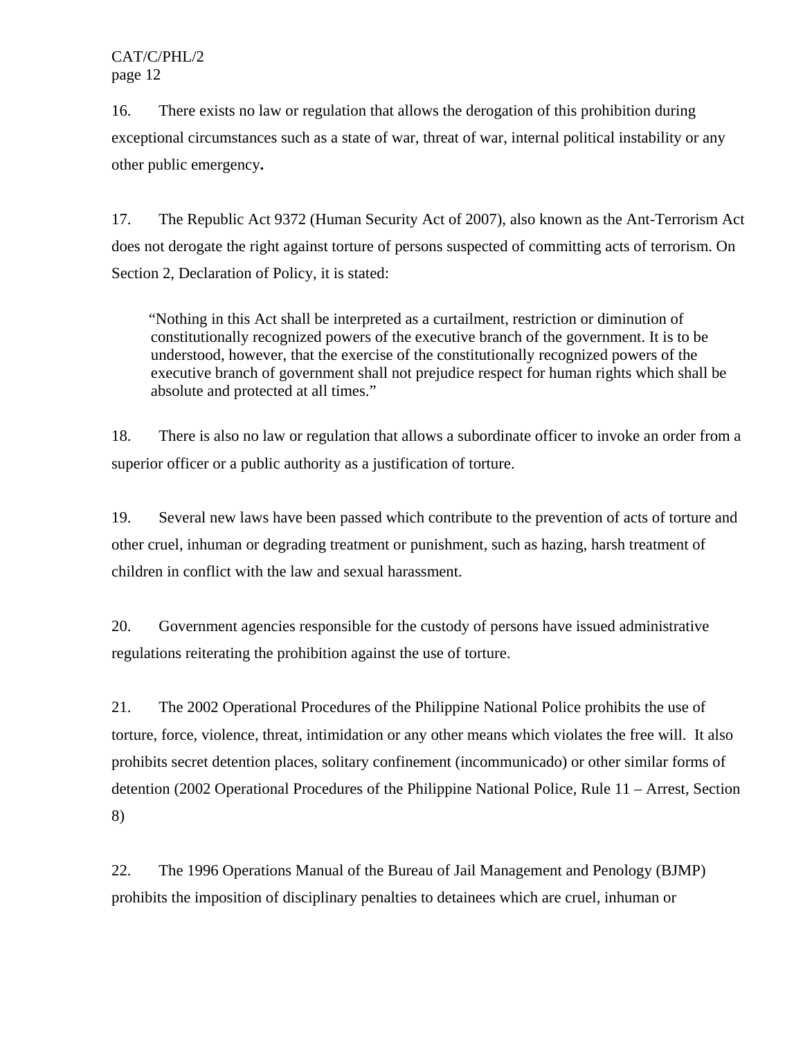16. There exists no law or regulation that allows the derogation of this prohibition during exceptional circumstances such as a state of war, threat of war, internal political instability or any other public emergency**.**

17. The Republic Act 9372 (Human Security Act of 2007), also known as the Ant-Terrorism Act does not derogate the right against torture of persons suspected of committing acts of terrorism. On Section 2, Declaration of Policy, it is stated:

> "Nothing in this Act shall be interpreted as a curtailment, restriction or diminution of constitutionally recognized powers of the executive branch of the government. It is to be understood, however, that the exercise of the constitutionally recognized powers of the executive branch of government shall not prejudice respect for human rights which shall be absolute and protected at all times."

18. There is also no law or regulation that allows a subordinate officer to invoke an order from a superior officer or a public authority as a justification of torture.

19. Several new laws have been passed which contribute to the prevention of acts of torture and other cruel, inhuman or degrading treatment or punishment, such as hazing, harsh treatment of children in conflict with the law and sexual harassment.

20. Government agencies responsible for the custody of persons have issued administrative regulations reiterating the prohibition against the use of torture.

21. The 2002 Operational Procedures of the Philippine National Police prohibits the use of torture, force, violence, threat, intimidation or any other means which violates the free will. It also prohibits secret detention places, solitary confinement (incommunicado) or other similar forms of detention (2002 Operational Procedures of the Philippine National Police, Rule 11 – Arrest, Section 8)

22. The 1996 Operations Manual of the Bureau of Jail Management and Penology (BJMP) prohibits the imposition of disciplinary penalties to detainees which are cruel, inhuman or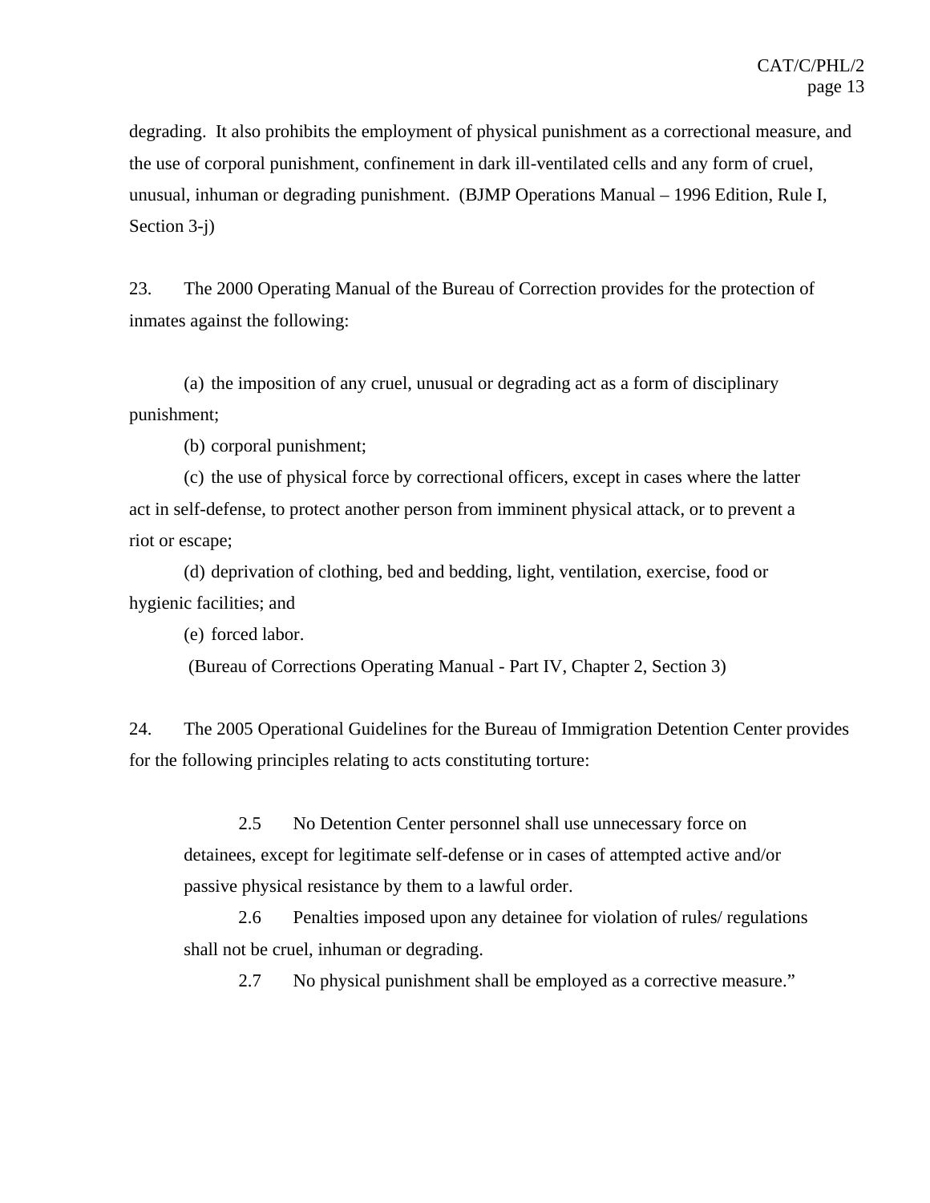degrading. It also prohibits the employment of physical punishment as a correctional measure, and the use of corporal punishment, confinement in dark ill-ventilated cells and any form of cruel, unusual, inhuman or degrading punishment. (BJMP Operations Manual – 1996 Edition, Rule I, Section 3-j)

23. The 2000 Operating Manual of the Bureau of Correction provides for the protection of inmates against the following:

(a) the imposition of any cruel, unusual or degrading act as a form of disciplinary punishment;

(b) corporal punishment;

(c) the use of physical force by correctional officers, except in cases where the latter act in self-defense, to protect another person from imminent physical attack, or to prevent a riot or escape;

(d) deprivation of clothing, bed and bedding, light, ventilation, exercise, food or hygienic facilities; and

(e) forced labor.

(Bureau of Corrections Operating Manual - Part IV, Chapter 2, Section 3)

24. The 2005 Operational Guidelines for the Bureau of Immigration Detention Center provides for the following principles relating to acts constituting torture:

> 2.5 No Detention Center personnel shall use unnecessary force on detainees, except for legitimate self-defense or in cases of attempted active and/or passive physical resistance by them to a lawful order.
>
> 2.6 Penalties imposed upon any detainee for violation of rules/ regulations shall not be cruel, inhuman or degrading.
>
> 2.7 No physical punishment shall be employed as a corrective measure."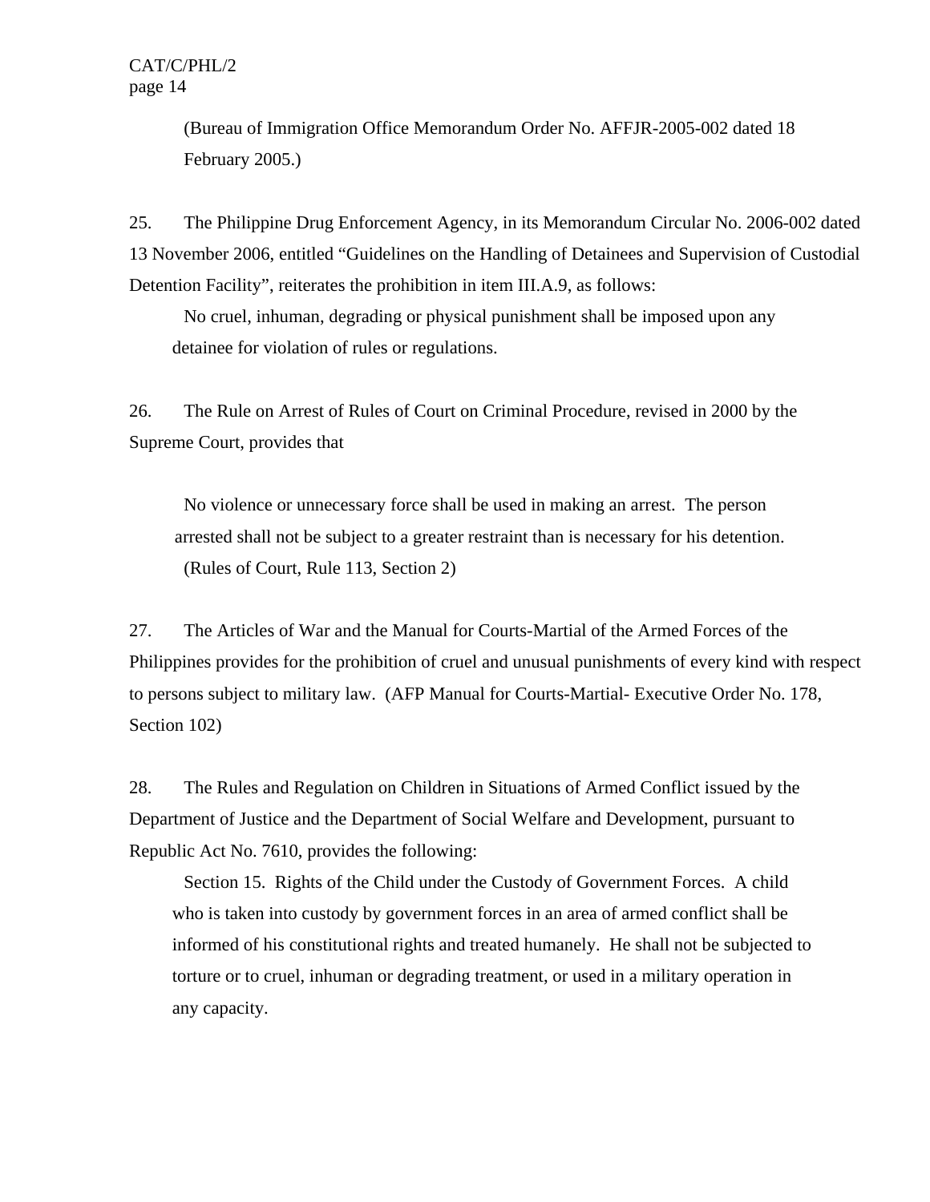(Bureau of Immigration Office Memorandum Order No. AFFJR-2005-002 dated 18 February 2005.)

25. The Philippine Drug Enforcement Agency, in its Memorandum Circular No. 2006-002 dated 13 November 2006, entitled "Guidelines on the Handling of Detainees and Supervision of Custodial Detention Facility", reiterates the prohibition in item III.A.9, as follows:

> No cruel, inhuman, degrading or physical punishment shall be imposed upon any detainee for violation of rules or regulations.

26. The Rule on Arrest of Rules of Court on Criminal Procedure, revised in 2000 by the Supreme Court, provides that

> No violence or unnecessary force shall be used in making an arrest. The person arrested shall not be subject to a greater restraint than is necessary for his detention. (Rules of Court, Rule 113, Section 2)

27. The Articles of War and the Manual for Courts-Martial of the Armed Forces of the Philippines provides for the prohibition of cruel and unusual punishments of every kind with respect to persons subject to military law. (AFP Manual for Courts-Martial- Executive Order No. 178, Section 102)

28. The Rules and Regulation on Children in Situations of Armed Conflict issued by the Department of Justice and the Department of Social Welfare and Development, pursuant to Republic Act No. 7610, provides the following:

> Section 15. Rights of the Child under the Custody of Government Forces. A child who is taken into custody by government forces in an area of armed conflict shall be informed of his constitutional rights and treated humanely. He shall not be subjected to torture or to cruel, inhuman or degrading treatment, or used in a military operation in any capacity.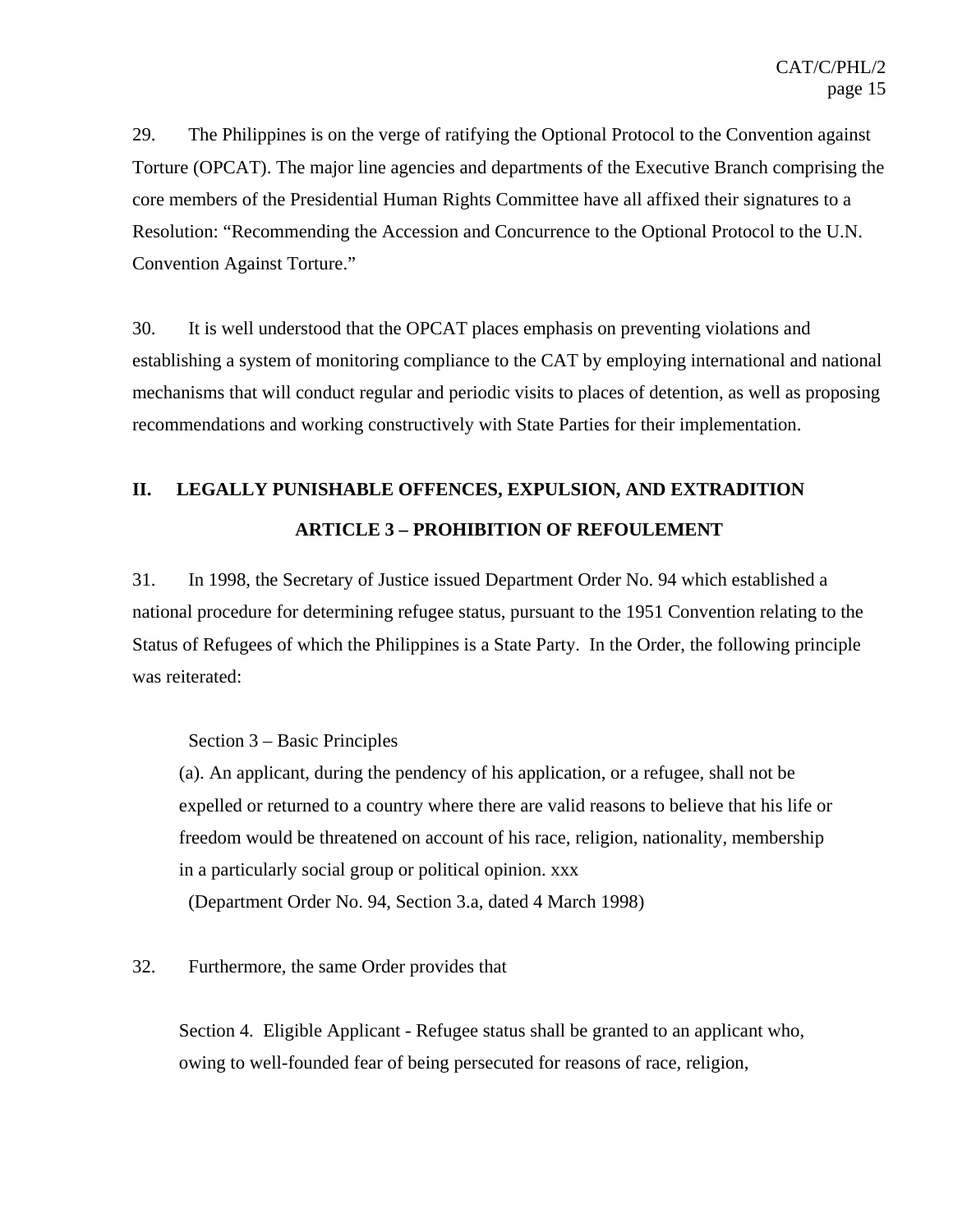29. The Philippines is on the verge of ratifying the Optional Protocol to the Convention against Torture (OPCAT). The major line agencies and departments of the Executive Branch comprising the core members of the Presidential Human Rights Committee have all affixed their signatures to a Resolution: "Recommending the Accession and Concurrence to the Optional Protocol to the U.N. Convention Against Torture."

30. It is well understood that the OPCAT places emphasis on preventing violations and establishing a system of monitoring compliance to the CAT by employing international and national mechanisms that will conduct regular and periodic visits to places of detention, as well as proposing recommendations and working constructively with State Parties for their implementation.

## II. LEGALLY PUNISHABLE OFFENCES, EXPULSION, AND EXTRADITION

### ARTICLE 3 – PROHIBITION OF REFOULEMENT

31. In 1998, the Secretary of Justice issued Department Order No. 94 which established a national procedure for determining refugee status, pursuant to the 1951 Convention relating to the Status of Refugees of which the Philippines is a State Party. In the Order, the following principle was reiterated:

> Section 3 – Basic Principles
>
> (a). An applicant, during the pendency of his application, or a refugee, shall not be expelled or returned to a country where there are valid reasons to believe that his life or freedom would be threatened on account of his race, religion, nationality, membership in a particularly social group or political opinion. xxx
>
> (Department Order No. 94, Section 3.a, dated 4 March 1998)

32. Furthermore, the same Order provides that

> Section 4. Eligible Applicant - Refugee status shall be granted to an applicant who, owing to well-founded fear of being persecuted for reasons of race, religion,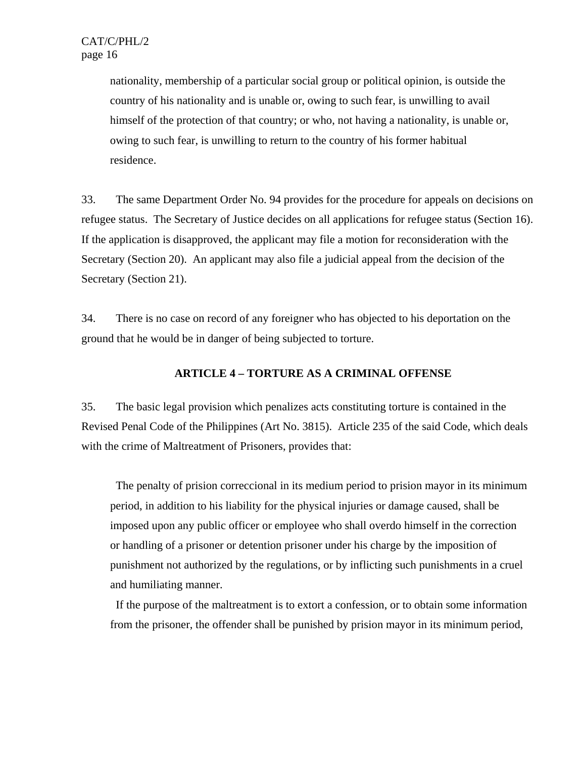nationality, membership of a particular social group or political opinion, is outside the country of his nationality and is unable or, owing to such fear, is unwilling to avail himself of the protection of that country; or who, not having a nationality, is unable or, owing to such fear, is unwilling to return to the country of his former habitual residence.

33. The same Department Order No. 94 provides for the procedure for appeals on decisions on refugee status. The Secretary of Justice decides on all applications for refugee status (Section 16). If the application is disapproved, the applicant may file a motion for reconsideration with the Secretary (Section 20). An applicant may also file a judicial appeal from the decision of the Secretary (Section 21).

34. There is no case on record of any foreigner who has objected to his deportation on the ground that he would be in danger of being subjected to torture.

## ARTICLE 4 – TORTURE AS A CRIMINAL OFFENSE

35. The basic legal provision which penalizes acts constituting torture is contained in the Revised Penal Code of the Philippines (Art No. 3815). Article 235 of the said Code, which deals with the crime of Maltreatment of Prisoners, provides that:

> The penalty of prision correccional in its medium period to prision mayor in its minimum period, in addition to his liability for the physical injuries or damage caused, shall be imposed upon any public officer or employee who shall overdo himself in the correction or handling of a prisoner or detention prisoner under his charge by the imposition of punishment not authorized by the regulations, or by inflicting such punishments in a cruel and humiliating manner.
>
> If the purpose of the maltreatment is to extort a confession, or to obtain some information from the prisoner, the offender shall be punished by prision mayor in its minimum period,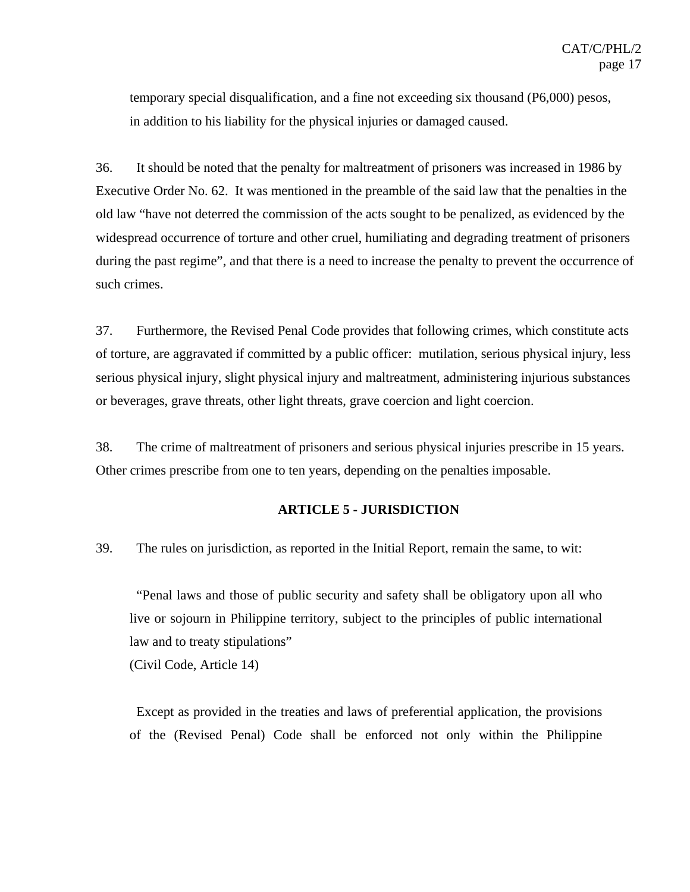temporary special disqualification, and a fine not exceeding six thousand (P6,000) pesos, in addition to his liability for the physical injuries or damaged caused.

36. It should be noted that the penalty for maltreatment of prisoners was increased in 1986 by Executive Order No. 62. It was mentioned in the preamble of the said law that the penalties in the old law "have not deterred the commission of the acts sought to be penalized, as evidenced by the widespread occurrence of torture and other cruel, humiliating and degrading treatment of prisoners during the past regime", and that there is a need to increase the penalty to prevent the occurrence of such crimes.

37. Furthermore, the Revised Penal Code provides that following crimes, which constitute acts of torture, are aggravated if committed by a public officer: mutilation, serious physical injury, less serious physical injury, slight physical injury and maltreatment, administering injurious substances or beverages, grave threats, other light threats, grave coercion and light coercion.

38. The crime of maltreatment of prisoners and serious physical injuries prescribe in 15 years. Other crimes prescribe from one to ten years, depending on the penalties imposable.

## ARTICLE 5 - JURISDICTION

39. The rules on jurisdiction, as reported in the Initial Report, remain the same, to wit:

> "Penal laws and those of public security and safety shall be obligatory upon all who live or sojourn in Philippine territory, subject to the principles of public international law and to treaty stipulations"
> (Civil Code, Article 14)
>
> Except as provided in the treaties and laws of preferential application, the provisions of the (Revised Penal) Code shall be enforced not only within the Philippine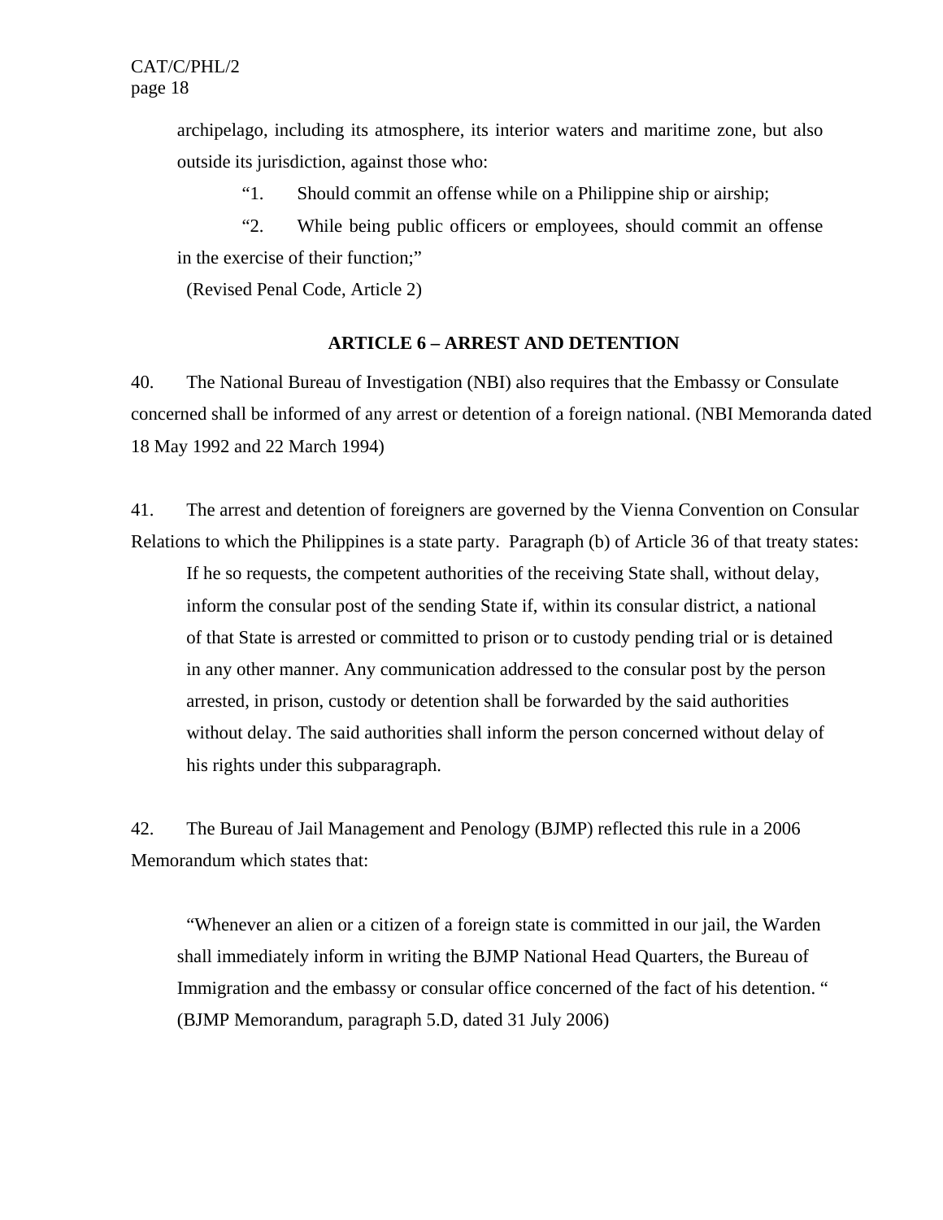archipelago, including its atmosphere, its interior waters and maritime zone, but also outside its jurisdiction, against those who:

"1. Should commit an offense while on a Philippine ship or airship;

"2. While being public officers or employees, should commit an offense in the exercise of their function;"

(Revised Penal Code, Article 2)

## ARTICLE 6 – ARREST AND DETENTION

40. The National Bureau of Investigation (NBI) also requires that the Embassy or Consulate concerned shall be informed of any arrest or detention of a foreign national. (NBI Memoranda dated 18 May 1992 and 22 March 1994)

41. The arrest and detention of foreigners are governed by the Vienna Convention on Consular Relations to which the Philippines is a state party. Paragraph (b) of Article 36 of that treaty states:

> If he so requests, the competent authorities of the receiving State shall, without delay, inform the consular post of the sending State if, within its consular district, a national of that State is arrested or committed to prison or to custody pending trial or is detained in any other manner. Any communication addressed to the consular post by the person arrested, in prison, custody or detention shall be forwarded by the said authorities without delay. The said authorities shall inform the person concerned without delay of his rights under this subparagraph.

42. The Bureau of Jail Management and Penology (BJMP) reflected this rule in a 2006 Memorandum which states that:

> "Whenever an alien or a citizen of a foreign state is committed in our jail, the Warden shall immediately inform in writing the BJMP National Head Quarters, the Bureau of Immigration and the embassy or consular office concerned of the fact of his detention. "
> (BJMP Memorandum, paragraph 5.D, dated 31 July 2006)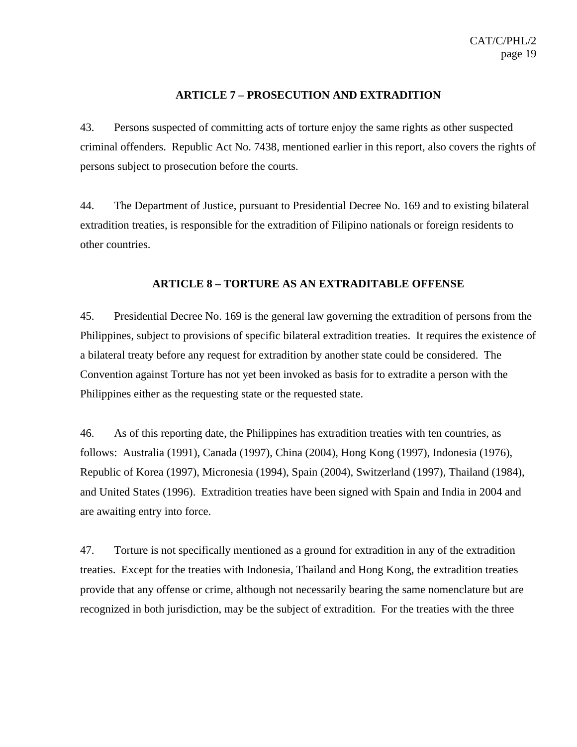## ARTICLE 7 – PROSECUTION AND EXTRADITION

43. Persons suspected of committing acts of torture enjoy the same rights as other suspected criminal offenders. Republic Act No. 7438, mentioned earlier in this report, also covers the rights of persons subject to prosecution before the courts.

44. The Department of Justice, pursuant to Presidential Decree No. 169 and to existing bilateral extradition treaties, is responsible for the extradition of Filipino nationals or foreign residents to other countries.

## ARTICLE 8 – TORTURE AS AN EXTRADITABLE OFFENSE

45. Presidential Decree No. 169 is the general law governing the extradition of persons from the Philippines, subject to provisions of specific bilateral extradition treaties. It requires the existence of a bilateral treaty before any request for extradition by another state could be considered. The Convention against Torture has not yet been invoked as basis for to extradite a person with the Philippines either as the requesting state or the requested state.

46. As of this reporting date, the Philippines has extradition treaties with ten countries, as follows: Australia (1991), Canada (1997), China (2004), Hong Kong (1997), Indonesia (1976), Republic of Korea (1997), Micronesia (1994), Spain (2004), Switzerland (1997), Thailand (1984), and United States (1996). Extradition treaties have been signed with Spain and India in 2004 and are awaiting entry into force.

47. Torture is not specifically mentioned as a ground for extradition in any of the extradition treaties. Except for the treaties with Indonesia, Thailand and Hong Kong, the extradition treaties provide that any offense or crime, although not necessarily bearing the same nomenclature but are recognized in both jurisdiction, may be the subject of extradition. For the treaties with the three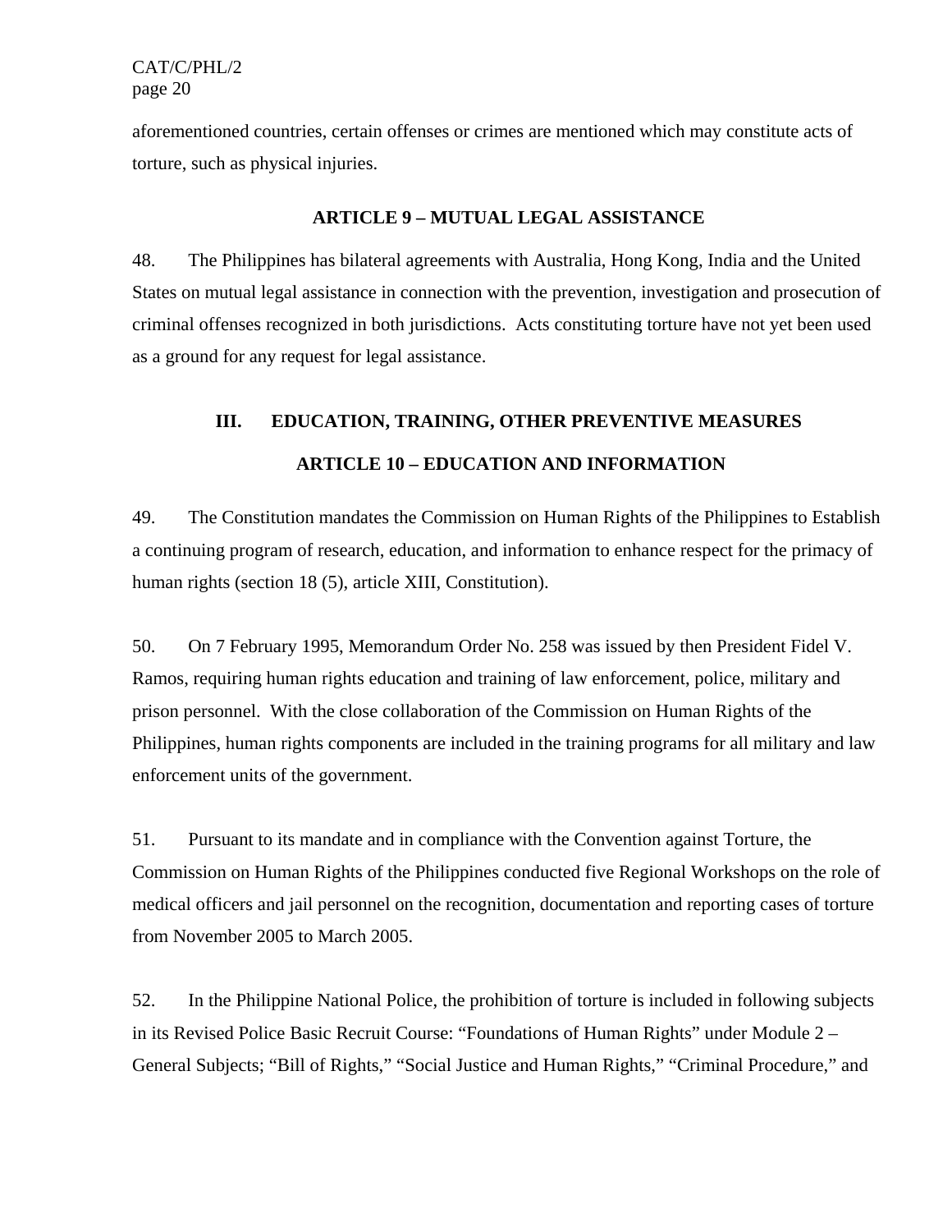aforementioned countries, certain offenses or crimes are mentioned which may constitute acts of torture, such as physical injuries.

### ARTICLE 9 – MUTUAL LEGAL ASSISTANCE

48. The Philippines has bilateral agreements with Australia, Hong Kong, India and the United States on mutual legal assistance in connection with the prevention, investigation and prosecution of criminal offenses recognized in both jurisdictions. Acts constituting torture have not yet been used as a ground for any request for legal assistance.

## III. EDUCATION, TRAINING, OTHER PREVENTIVE MEASURES

### ARTICLE 10 – EDUCATION AND INFORMATION

49. The Constitution mandates the Commission on Human Rights of the Philippines to Establish a continuing program of research, education, and information to enhance respect for the primacy of human rights (section 18 (5), article XIII, Constitution).

50. On 7 February 1995, Memorandum Order No. 258 was issued by then President Fidel V. Ramos, requiring human rights education and training of law enforcement, police, military and prison personnel. With the close collaboration of the Commission on Human Rights of the Philippines, human rights components are included in the training programs for all military and law enforcement units of the government.

51. Pursuant to its mandate and in compliance with the Convention against Torture, the Commission on Human Rights of the Philippines conducted five Regional Workshops on the role of medical officers and jail personnel on the recognition, documentation and reporting cases of torture from November 2005 to March 2005.

52. In the Philippine National Police, the prohibition of torture is included in following subjects in its Revised Police Basic Recruit Course: "Foundations of Human Rights" under Module 2 – General Subjects; "Bill of Rights," "Social Justice and Human Rights," "Criminal Procedure," and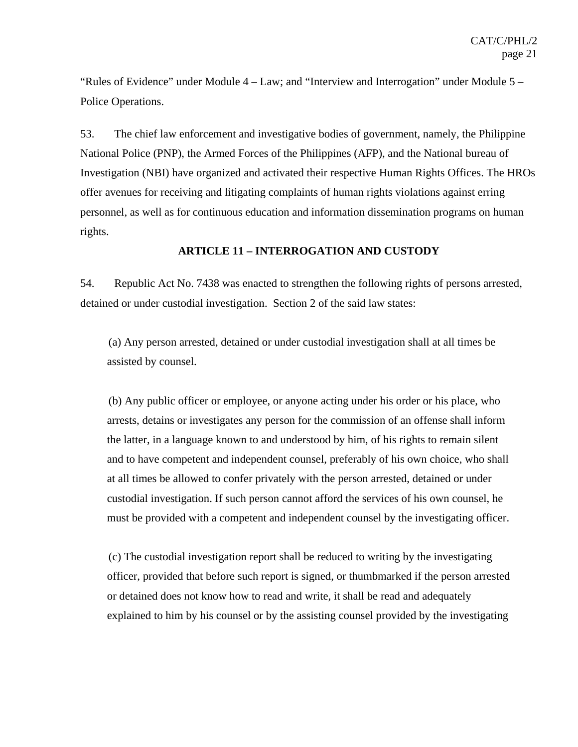"Rules of Evidence" under Module 4 – Law; and "Interview and Interrogation" under Module 5 – Police Operations.

53. The chief law enforcement and investigative bodies of government, namely, the Philippine National Police (PNP), the Armed Forces of the Philippines (AFP), and the National bureau of Investigation (NBI) have organized and activated their respective Human Rights Offices. The HROs offer avenues for receiving and litigating complaints of human rights violations against erring personnel, as well as for continuous education and information dissemination programs on human rights.

**ARTICLE 11 – INTERROGATION AND CUSTODY**

54. Republic Act No. 7438 was enacted to strengthen the following rights of persons arrested, detained or under custodial investigation. Section 2 of the said law states:

> (a) Any person arrested, detained or under custodial investigation shall at all times be assisted by counsel.
>
> (b) Any public officer or employee, or anyone acting under his order or his place, who arrests, detains or investigates any person for the commission of an offense shall inform the latter, in a language known to and understood by him, of his rights to remain silent and to have competent and independent counsel, preferably of his own choice, who shall at all times be allowed to confer privately with the person arrested, detained or under custodial investigation. If such person cannot afford the services of his own counsel, he must be provided with a competent and independent counsel by the investigating officer.
>
> (c) The custodial investigation report shall be reduced to writing by the investigating officer, provided that before such report is signed, or thumbmarked if the person arrested or detained does not know how to read and write, it shall be read and adequately explained to him by his counsel or by the assisting counsel provided by the investigating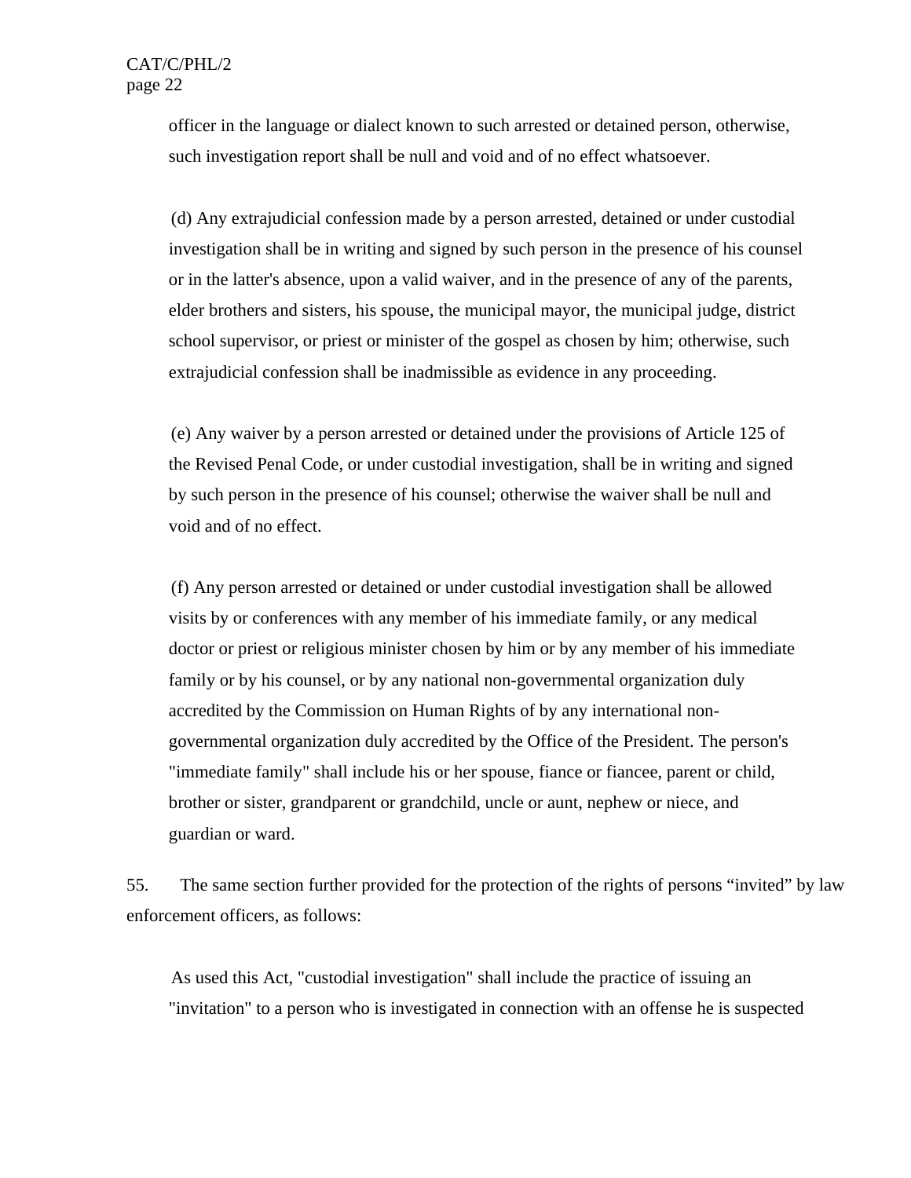officer in the language or dialect known to such arrested or detained person, otherwise, such investigation report shall be null and void and of no effect whatsoever.

(d) Any extrajudicial confession made by a person arrested, detained or under custodial investigation shall be in writing and signed by such person in the presence of his counsel or in the latter's absence, upon a valid waiver, and in the presence of any of the parents, elder brothers and sisters, his spouse, the municipal mayor, the municipal judge, district school supervisor, or priest or minister of the gospel as chosen by him; otherwise, such extrajudicial confession shall be inadmissible as evidence in any proceeding.

(e) Any waiver by a person arrested or detained under the provisions of Article 125 of the Revised Penal Code, or under custodial investigation, shall be in writing and signed by such person in the presence of his counsel; otherwise the waiver shall be null and void and of no effect.

(f) Any person arrested or detained or under custodial investigation shall be allowed visits by or conferences with any member of his immediate family, or any medical doctor or priest or religious minister chosen by him or by any member of his immediate family or by his counsel, or by any national non-governmental organization duly accredited by the Commission on Human Rights of by any international non-governmental organization duly accredited by the Office of the President. The person's "immediate family" shall include his or her spouse, fiance or fiancee, parent or child, brother or sister, grandparent or grandchild, uncle or aunt, nephew or niece, and guardian or ward.

55. The same section further provided for the protection of the rights of persons "invited" by law enforcement officers, as follows:

As used this Act, "custodial investigation" shall include the practice of issuing an "invitation" to a person who is investigated in connection with an offense he is suspected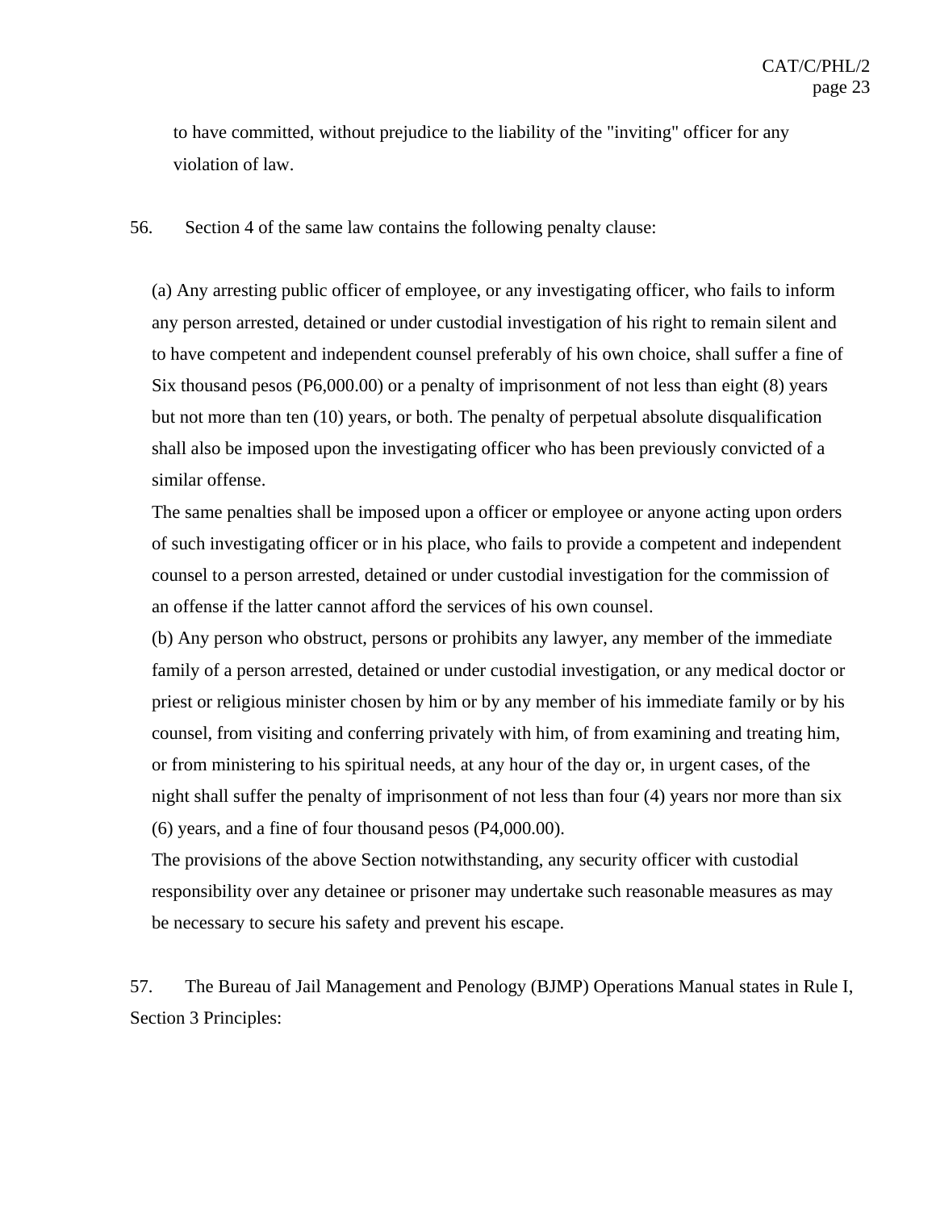to have committed, without prejudice to the liability of the "inviting" officer for any violation of law.

56. Section 4 of the same law contains the following penalty clause:

> (a) Any arresting public officer of employee, or any investigating officer, who fails to inform any person arrested, detained or under custodial investigation of his right to remain silent and to have competent and independent counsel preferably of his own choice, shall suffer a fine of Six thousand pesos (P6,000.00) or a penalty of imprisonment of not less than eight (8) years but not more than ten (10) years, or both. The penalty of perpetual absolute disqualification shall also be imposed upon the investigating officer who has been previously convicted of a similar offense.
>
> The same penalties shall be imposed upon a officer or employee or anyone acting upon orders of such investigating officer or in his place, who fails to provide a competent and independent counsel to a person arrested, detained or under custodial investigation for the commission of an offense if the latter cannot afford the services of his own counsel.
>
> (b) Any person who obstruct, persons or prohibits any lawyer, any member of the immediate family of a person arrested, detained or under custodial investigation, or any medical doctor or priest or religious minister chosen by him or by any member of his immediate family or by his counsel, from visiting and conferring privately with him, of from examining and treating him, or from ministering to his spiritual needs, at any hour of the day or, in urgent cases, of the night shall suffer the penalty of imprisonment of not less than four (4) years nor more than six (6) years, and a fine of four thousand pesos (P4,000.00).
>
> The provisions of the above Section notwithstanding, any security officer with custodial responsibility over any detainee or prisoner may undertake such reasonable measures as may be necessary to secure his safety and prevent his escape.

57. The Bureau of Jail Management and Penology (BJMP) Operations Manual states in Rule I, Section 3 Principles: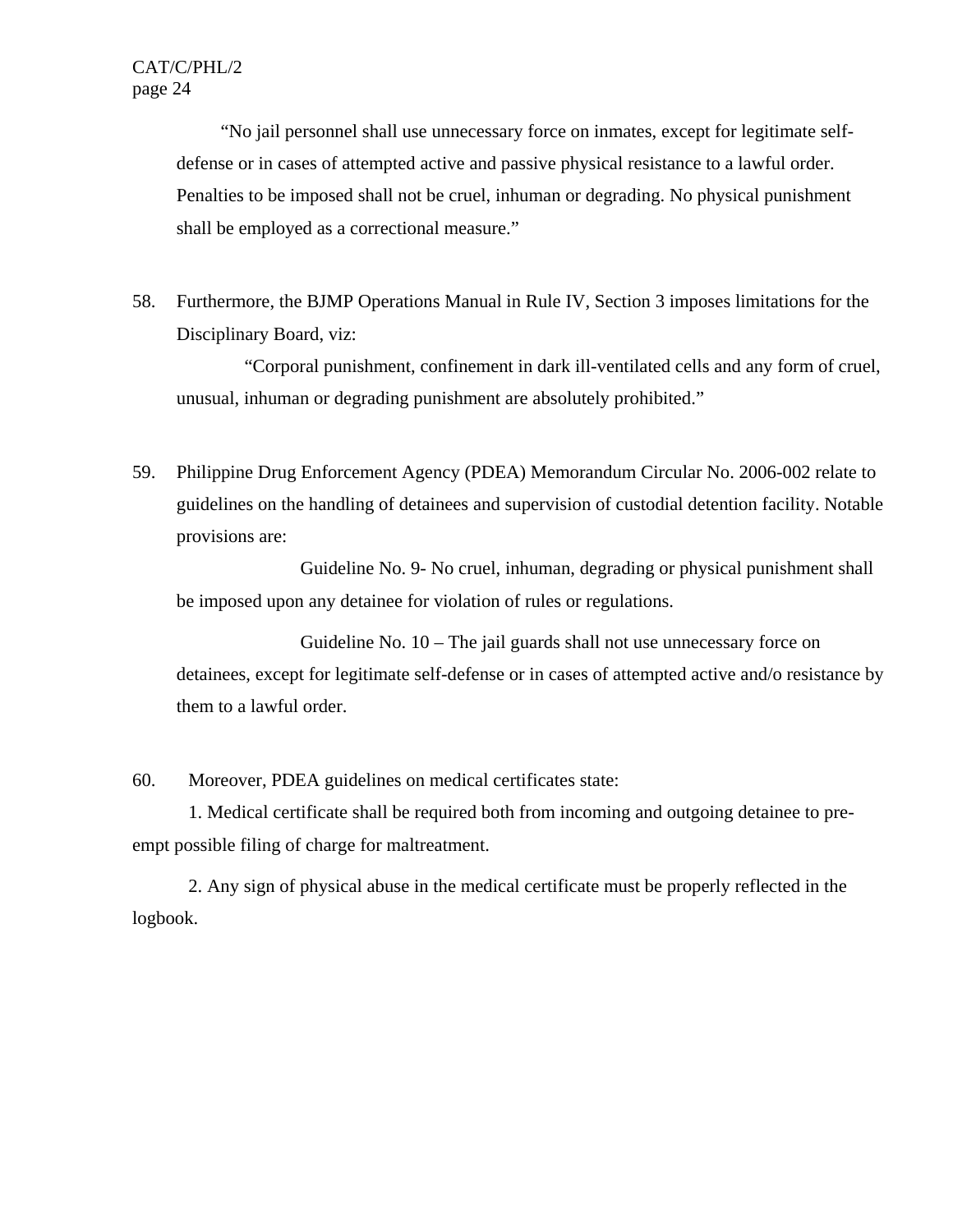"No jail personnel shall use unnecessary force on inmates, except for legitimate self-defense or in cases of attempted active and passive physical resistance to a lawful order. Penalties to be imposed shall not be cruel, inhuman or degrading. No physical punishment shall be employed as a correctional measure."

58. Furthermore, the BJMP Operations Manual in Rule IV, Section 3 imposes limitations for the Disciplinary Board, viz:

"Corporal punishment, confinement in dark ill-ventilated cells and any form of cruel, unusual, inhuman or degrading punishment are absolutely prohibited."

59. Philippine Drug Enforcement Agency (PDEA) Memorandum Circular No. 2006-002 relate to guidelines on the handling of detainees and supervision of custodial detention facility. Notable provisions are:

Guideline No. 9- No cruel, inhuman, degrading or physical punishment shall be imposed upon any detainee for violation of rules or regulations.

Guideline No. 10 – The jail guards shall not use unnecessary force on detainees, except for legitimate self-defense or in cases of attempted active and/o resistance by them to a lawful order.

60. Moreover, PDEA guidelines on medical certificates state:

1. Medical certificate shall be required both from incoming and outgoing detainee to pre-empt possible filing of charge for maltreatment.

2. Any sign of physical abuse in the medical certificate must be properly reflected in the logbook.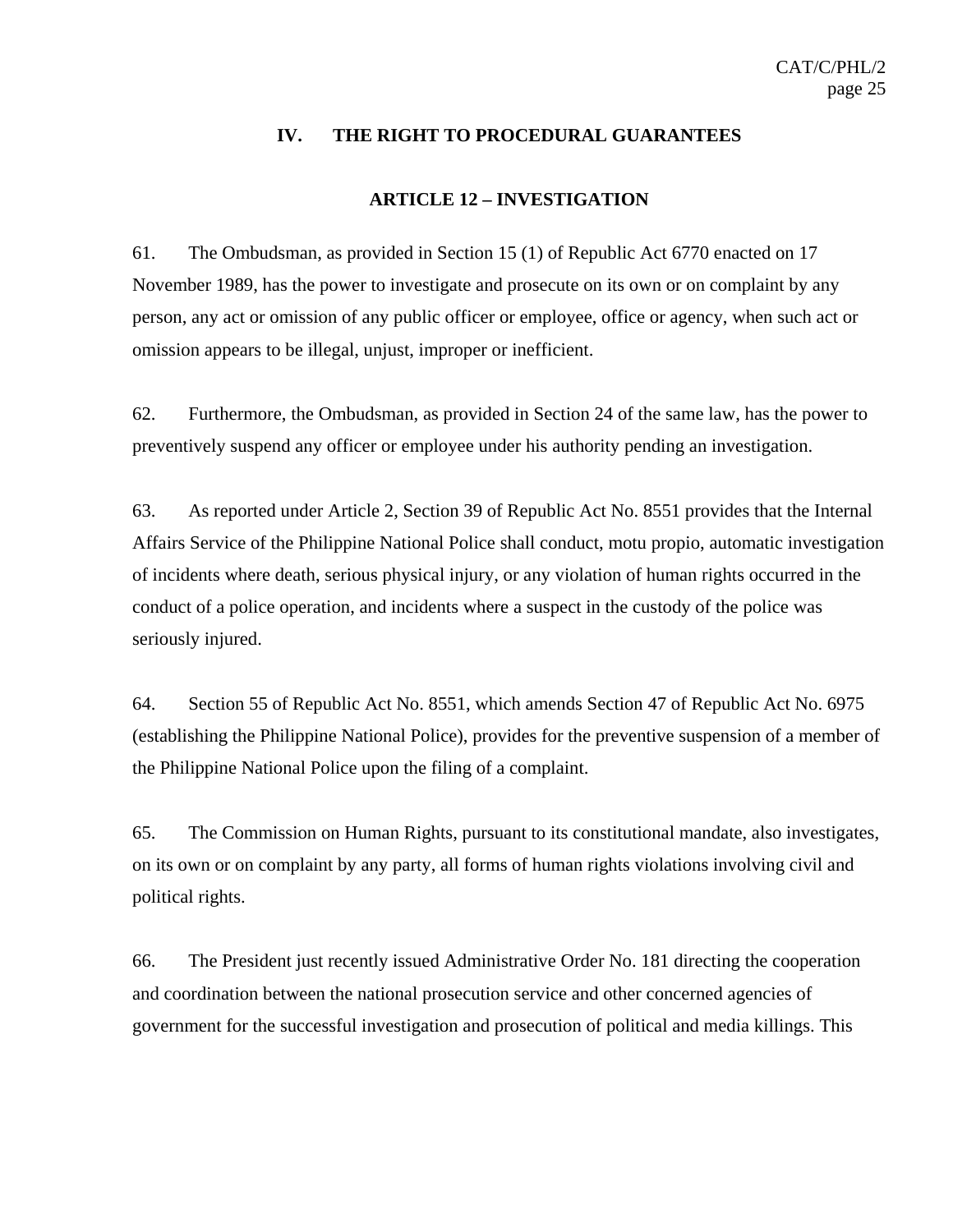## IV. THE RIGHT TO PROCEDURAL GUARANTEES

### ARTICLE 12 – INVESTIGATION

61. The Ombudsman, as provided in Section 15 (1) of Republic Act 6770 enacted on 17 November 1989, has the power to investigate and prosecute on its own or on complaint by any person, any act or omission of any public officer or employee, office or agency, when such act or omission appears to be illegal, unjust, improper or inefficient.

62. Furthermore, the Ombudsman, as provided in Section 24 of the same law, has the power to preventively suspend any officer or employee under his authority pending an investigation.

63. As reported under Article 2, Section 39 of Republic Act No. 8551 provides that the Internal Affairs Service of the Philippine National Police shall conduct, motu propio, automatic investigation of incidents where death, serious physical injury, or any violation of human rights occurred in the conduct of a police operation, and incidents where a suspect in the custody of the police was seriously injured.

64. Section 55 of Republic Act No. 8551, which amends Section 47 of Republic Act No. 6975 (establishing the Philippine National Police), provides for the preventive suspension of a member of the Philippine National Police upon the filing of a complaint.

65. The Commission on Human Rights, pursuant to its constitutional mandate, also investigates, on its own or on complaint by any party, all forms of human rights violations involving civil and political rights.

66. The President just recently issued Administrative Order No. 181 directing the cooperation and coordination between the national prosecution service and other concerned agencies of government for the successful investigation and prosecution of political and media killings. This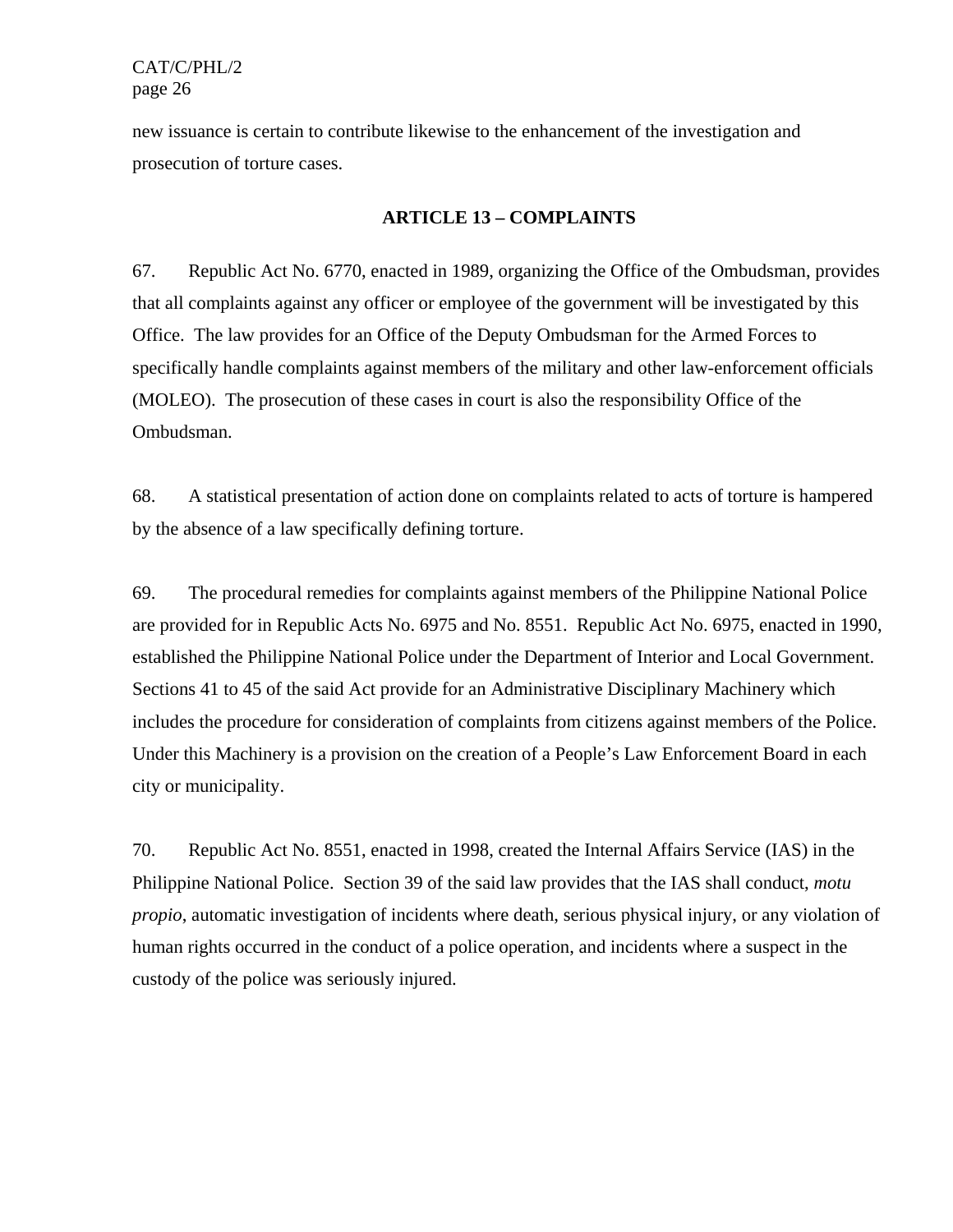new issuance is certain to contribute likewise to the enhancement of the investigation and prosecution of torture cases.

## ARTICLE 13 – COMPLAINTS

67. Republic Act No. 6770, enacted in 1989, organizing the Office of the Ombudsman, provides that all complaints against any officer or employee of the government will be investigated by this Office. The law provides for an Office of the Deputy Ombudsman for the Armed Forces to specifically handle complaints against members of the military and other law-enforcement officials (MOLEO). The prosecution of these cases in court is also the responsibility Office of the Ombudsman.

68. A statistical presentation of action done on complaints related to acts of torture is hampered by the absence of a law specifically defining torture.

69. The procedural remedies for complaints against members of the Philippine National Police are provided for in Republic Acts No. 6975 and No. 8551. Republic Act No. 6975, enacted in 1990, established the Philippine National Police under the Department of Interior and Local Government. Sections 41 to 45 of the said Act provide for an Administrative Disciplinary Machinery which includes the procedure for consideration of complaints from citizens against members of the Police. Under this Machinery is a provision on the creation of a People's Law Enforcement Board in each city or municipality.

70. Republic Act No. 8551, enacted in 1998, created the Internal Affairs Service (IAS) in the Philippine National Police. Section 39 of the said law provides that the IAS shall conduct, *motu propio*, automatic investigation of incidents where death, serious physical injury, or any violation of human rights occurred in the conduct of a police operation, and incidents where a suspect in the custody of the police was seriously injured.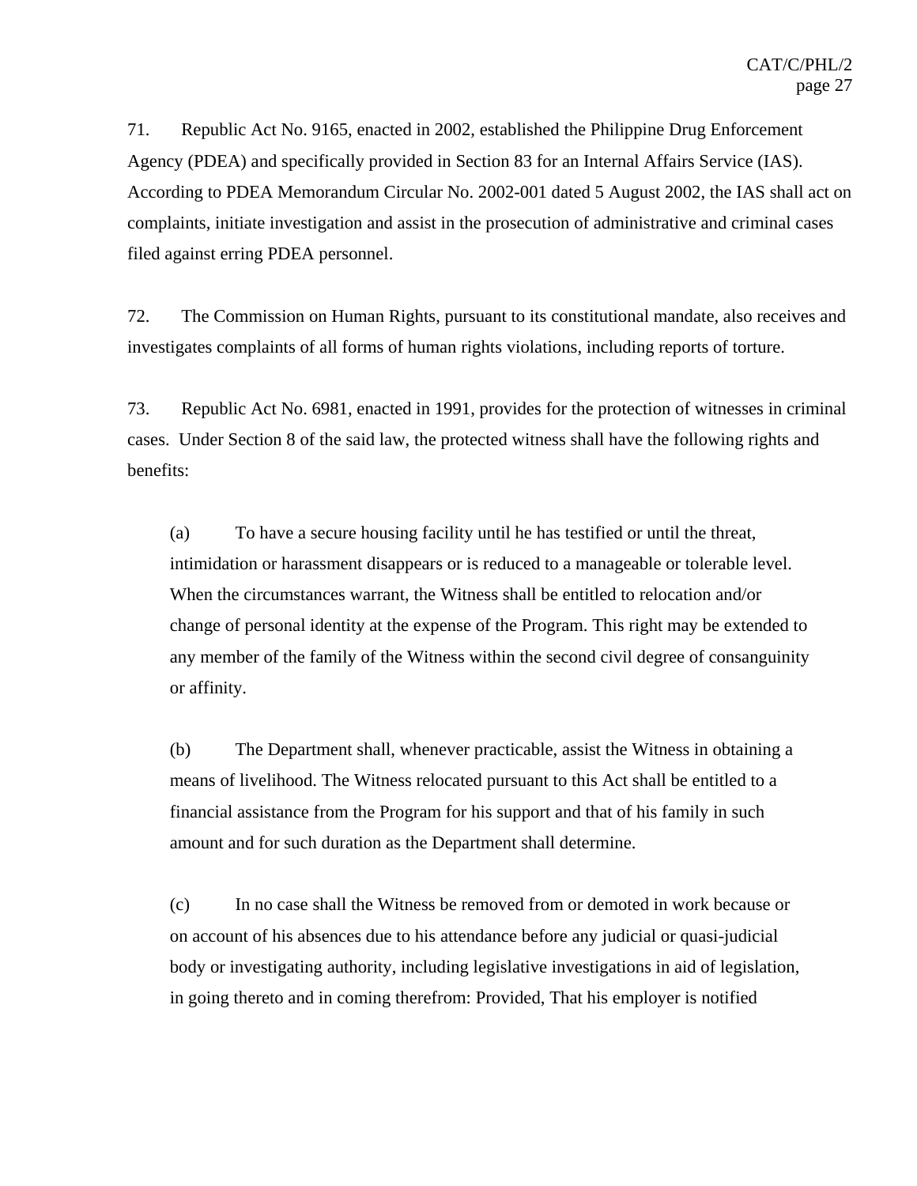71. Republic Act No. 9165, enacted in 2002, established the Philippine Drug Enforcement Agency (PDEA) and specifically provided in Section 83 for an Internal Affairs Service (IAS). According to PDEA Memorandum Circular No. 2002-001 dated 5 August 2002, the IAS shall act on complaints, initiate investigation and assist in the prosecution of administrative and criminal cases filed against erring PDEA personnel.

72. The Commission on Human Rights, pursuant to its constitutional mandate, also receives and investigates complaints of all forms of human rights violations, including reports of torture.

73. Republic Act No. 6981, enacted in 1991, provides for the protection of witnesses in criminal cases. Under Section 8 of the said law, the protected witness shall have the following rights and benefits:

> (a) To have a secure housing facility until he has testified or until the threat, intimidation or harassment disappears or is reduced to a manageable or tolerable level. When the circumstances warrant, the Witness shall be entitled to relocation and/or change of personal identity at the expense of the Program. This right may be extended to any member of the family of the Witness within the second civil degree of consanguinity or affinity.
>
> (b) The Department shall, whenever practicable, assist the Witness in obtaining a means of livelihood. The Witness relocated pursuant to this Act shall be entitled to a financial assistance from the Program for his support and that of his family in such amount and for such duration as the Department shall determine.
>
> (c) In no case shall the Witness be removed from or demoted in work because or on account of his absences due to his attendance before any judicial or quasi-judicial body or investigating authority, including legislative investigations in aid of legislation, in going thereto and in coming therefrom: Provided, That his employer is notified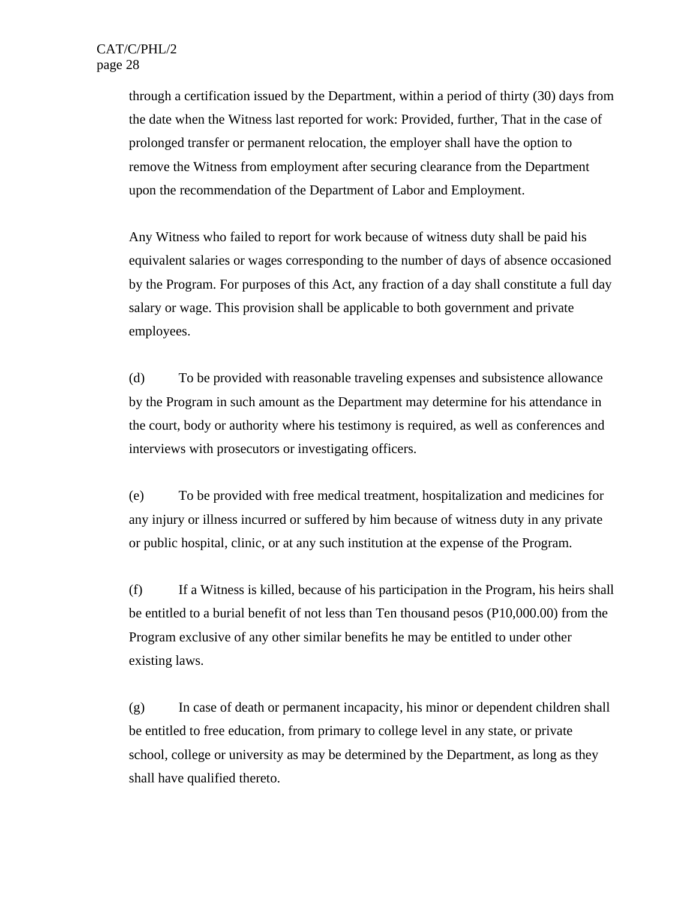through a certification issued by the Department, within a period of thirty (30) days from the date when the Witness last reported for work: Provided, further, That in the case of prolonged transfer or permanent relocation, the employer shall have the option to remove the Witness from employment after securing clearance from the Department upon the recommendation of the Department of Labor and Employment.

Any Witness who failed to report for work because of witness duty shall be paid his equivalent salaries or wages corresponding to the number of days of absence occasioned by the Program. For purposes of this Act, any fraction of a day shall constitute a full day salary or wage. This provision shall be applicable to both government and private employees.

(d) To be provided with reasonable traveling expenses and subsistence allowance by the Program in such amount as the Department may determine for his attendance in the court, body or authority where his testimony is required, as well as conferences and interviews with prosecutors or investigating officers.

(e) To be provided with free medical treatment, hospitalization and medicines for any injury or illness incurred or suffered by him because of witness duty in any private or public hospital, clinic, or at any such institution at the expense of the Program.

(f) If a Witness is killed, because of his participation in the Program, his heirs shall be entitled to a burial benefit of not less than Ten thousand pesos (P10,000.00) from the Program exclusive of any other similar benefits he may be entitled to under other existing laws.

(g) In case of death or permanent incapacity, his minor or dependent children shall be entitled to free education, from primary to college level in any state, or private school, college or university as may be determined by the Department, as long as they shall have qualified thereto.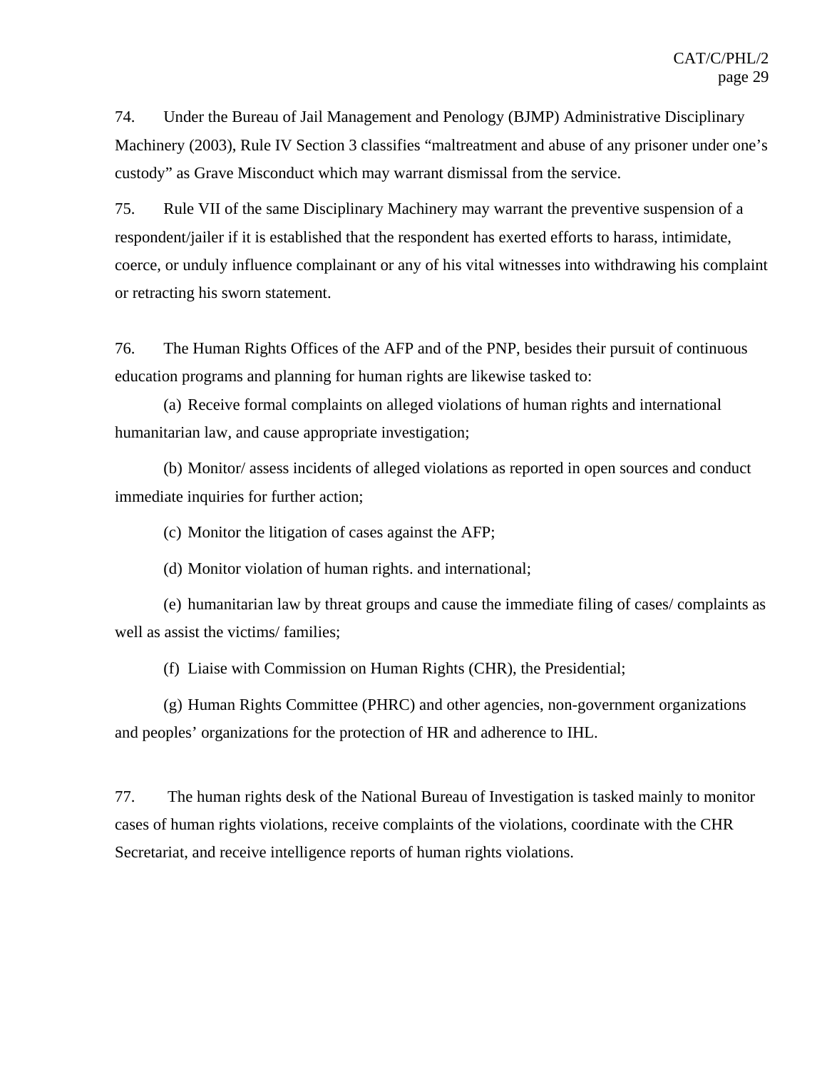74. Under the Bureau of Jail Management and Penology (BJMP) Administrative Disciplinary Machinery (2003), Rule IV Section 3 classifies "maltreatment and abuse of any prisoner under one's custody" as Grave Misconduct which may warrant dismissal from the service.

75. Rule VII of the same Disciplinary Machinery may warrant the preventive suspension of a respondent/jailer if it is established that the respondent has exerted efforts to harass, intimidate, coerce, or unduly influence complainant or any of his vital witnesses into withdrawing his complaint or retracting his sworn statement.

76. The Human Rights Offices of the AFP and of the PNP, besides their pursuit of continuous education programs and planning for human rights are likewise tasked to:

(a) Receive formal complaints on alleged violations of human rights and international humanitarian law, and cause appropriate investigation;

(b) Monitor/ assess incidents of alleged violations as reported in open sources and conduct immediate inquiries for further action;

(c) Monitor the litigation of cases against the AFP;

(d) Monitor violation of human rights. and international;

(e) humanitarian law by threat groups and cause the immediate filing of cases/ complaints as well as assist the victims/ families;

(f) Liaise with Commission on Human Rights (CHR), the Presidential;

(g) Human Rights Committee (PHRC) and other agencies, non-government organizations and peoples' organizations for the protection of HR and adherence to IHL.

77. The human rights desk of the National Bureau of Investigation is tasked mainly to monitor cases of human rights violations, receive complaints of the violations, coordinate with the CHR Secretariat, and receive intelligence reports of human rights violations.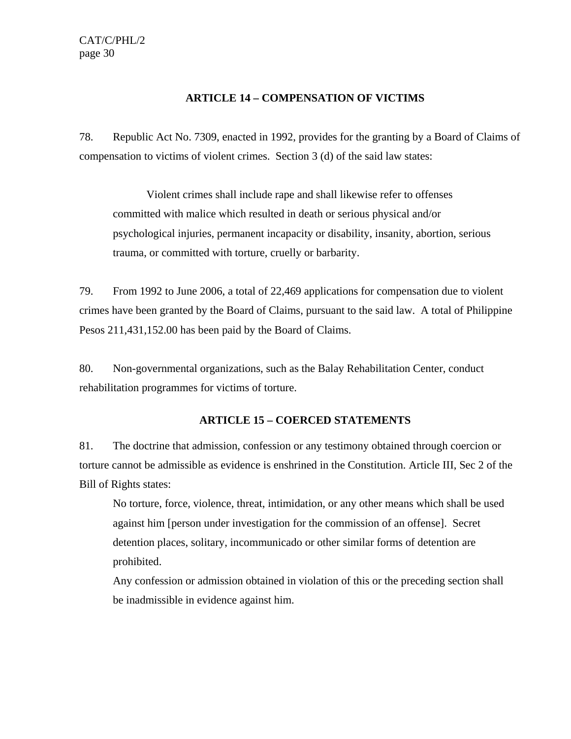### ARTICLE 14 – COMPENSATION OF VICTIMS

78. Republic Act No. 7309, enacted in 1992, provides for the granting by a Board of Claims of compensation to victims of violent crimes. Section 3 (d) of the said law states:

> Violent crimes shall include rape and shall likewise refer to offenses committed with malice which resulted in death or serious physical and/or psychological injuries, permanent incapacity or disability, insanity, abortion, serious trauma, or committed with torture, cruelly or barbarity.

79. From 1992 to June 2006, a total of 22,469 applications for compensation due to violent crimes have been granted by the Board of Claims, pursuant to the said law. A total of Philippine Pesos 211,431,152.00 has been paid by the Board of Claims.

80. Non-governmental organizations, such as the Balay Rehabilitation Center, conduct rehabilitation programmes for victims of torture.

### ARTICLE 15 – COERCED STATEMENTS

81. The doctrine that admission, confession or any testimony obtained through coercion or torture cannot be admissible as evidence is enshrined in the Constitution. Article III, Sec 2 of the Bill of Rights states:

> No torture, force, violence, threat, intimidation, or any other means which shall be used against him [person under investigation for the commission of an offense]. Secret detention places, solitary, incommunicado or other similar forms of detention are prohibited.
>
> Any confession or admission obtained in violation of this or the preceding section shall be inadmissible in evidence against him.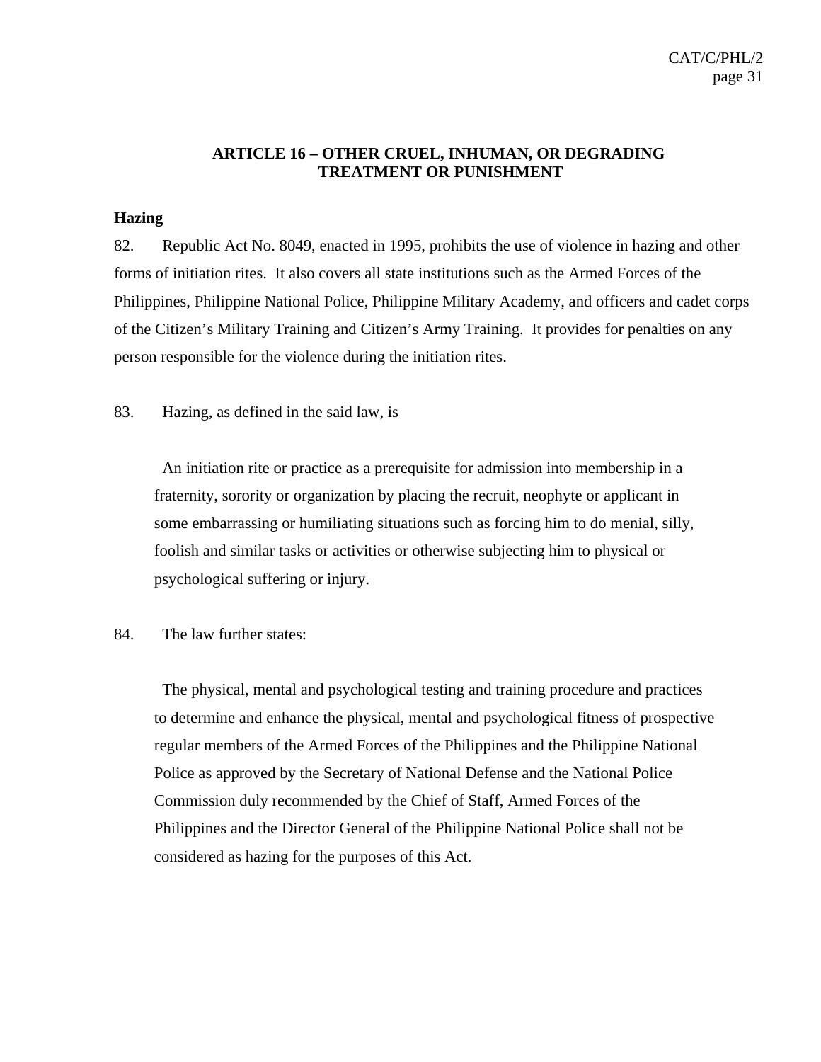## ARTICLE 16 – OTHER CRUEL, INHUMAN, OR DEGRADING TREATMENT OR PUNISHMENT

### Hazing

82. Republic Act No. 8049, enacted in 1995, prohibits the use of violence in hazing and other forms of initiation rites. It also covers all state institutions such as the Armed Forces of the Philippines, Philippine National Police, Philippine Military Academy, and officers and cadet corps of the Citizen's Military Training and Citizen's Army Training. It provides for penalties on any person responsible for the violence during the initiation rites.

83. Hazing, as defined in the said law, is

> An initiation rite or practice as a prerequisite for admission into membership in a fraternity, sorority or organization by placing the recruit, neophyte or applicant in some embarrassing or humiliating situations such as forcing him to do menial, silly, foolish and similar tasks or activities or otherwise subjecting him to physical or psychological suffering or injury.

84. The law further states:

> The physical, mental and psychological testing and training procedure and practices to determine and enhance the physical, mental and psychological fitness of prospective regular members of the Armed Forces of the Philippines and the Philippine National Police as approved by the Secretary of National Defense and the National Police Commission duly recommended by the Chief of Staff, Armed Forces of the Philippines and the Director General of the Philippine National Police shall not be considered as hazing for the purposes of this Act.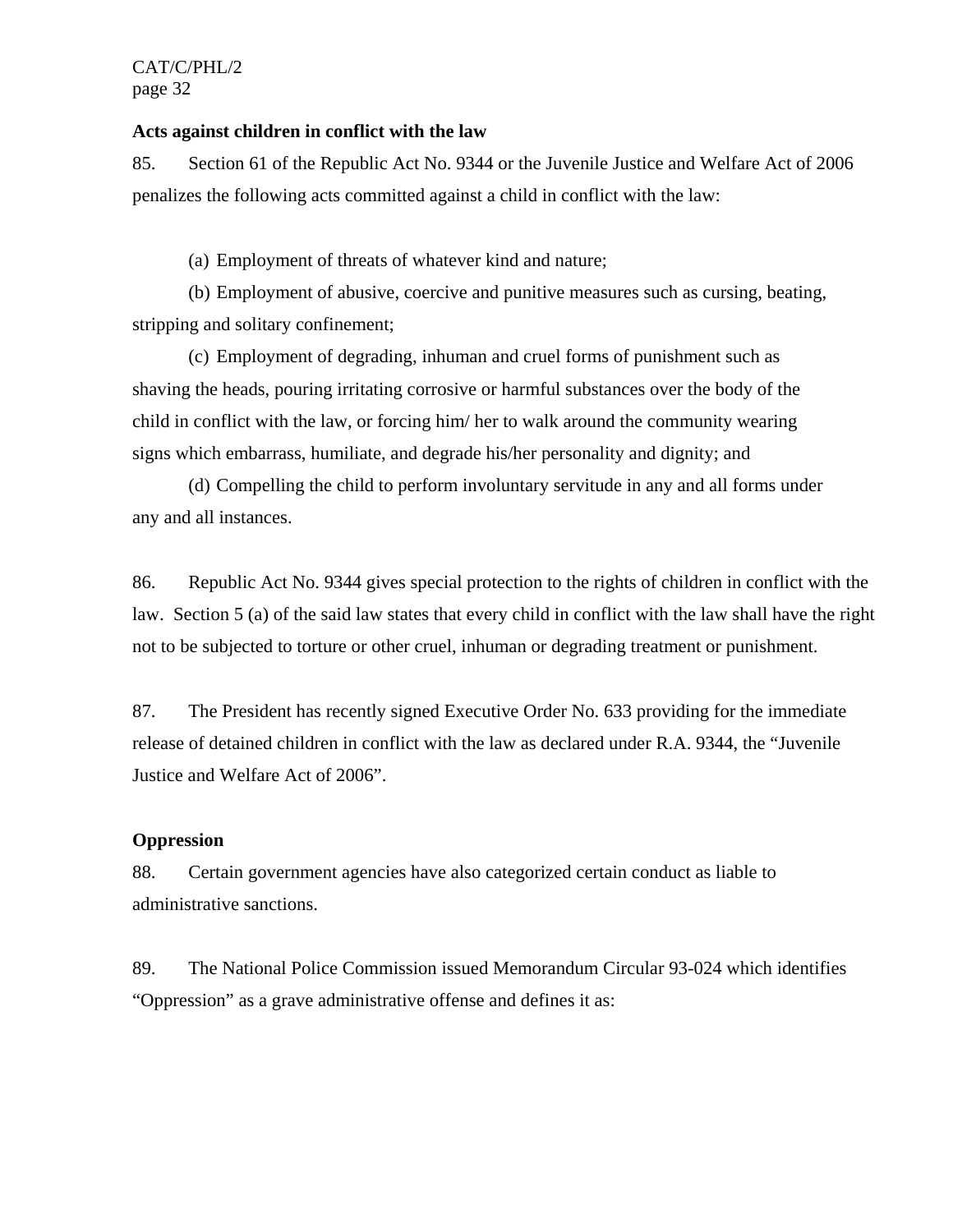**Acts against children in conflict with the law**

85. Section 61 of the Republic Act No. 9344 or the Juvenile Justice and Welfare Act of 2006 penalizes the following acts committed against a child in conflict with the law:

(a) Employment of threats of whatever kind and nature;

(b) Employment of abusive, coercive and punitive measures such as cursing, beating, stripping and solitary confinement;

(c) Employment of degrading, inhuman and cruel forms of punishment such as shaving the heads, pouring irritating corrosive or harmful substances over the body of the child in conflict with the law, or forcing him/ her to walk around the community wearing signs which embarrass, humiliate, and degrade his/her personality and dignity; and

(d) Compelling the child to perform involuntary servitude in any and all forms under any and all instances.

86. Republic Act No. 9344 gives special protection to the rights of children in conflict with the law. Section 5 (a) of the said law states that every child in conflict with the law shall have the right not to be subjected to torture or other cruel, inhuman or degrading treatment or punishment.

87. The President has recently signed Executive Order No. 633 providing for the immediate release of detained children in conflict with the law as declared under R.A. 9344, the "Juvenile Justice and Welfare Act of 2006".

**Oppression**

88. Certain government agencies have also categorized certain conduct as liable to administrative sanctions.

89. The National Police Commission issued Memorandum Circular 93-024 which identifies "Oppression" as a grave administrative offense and defines it as: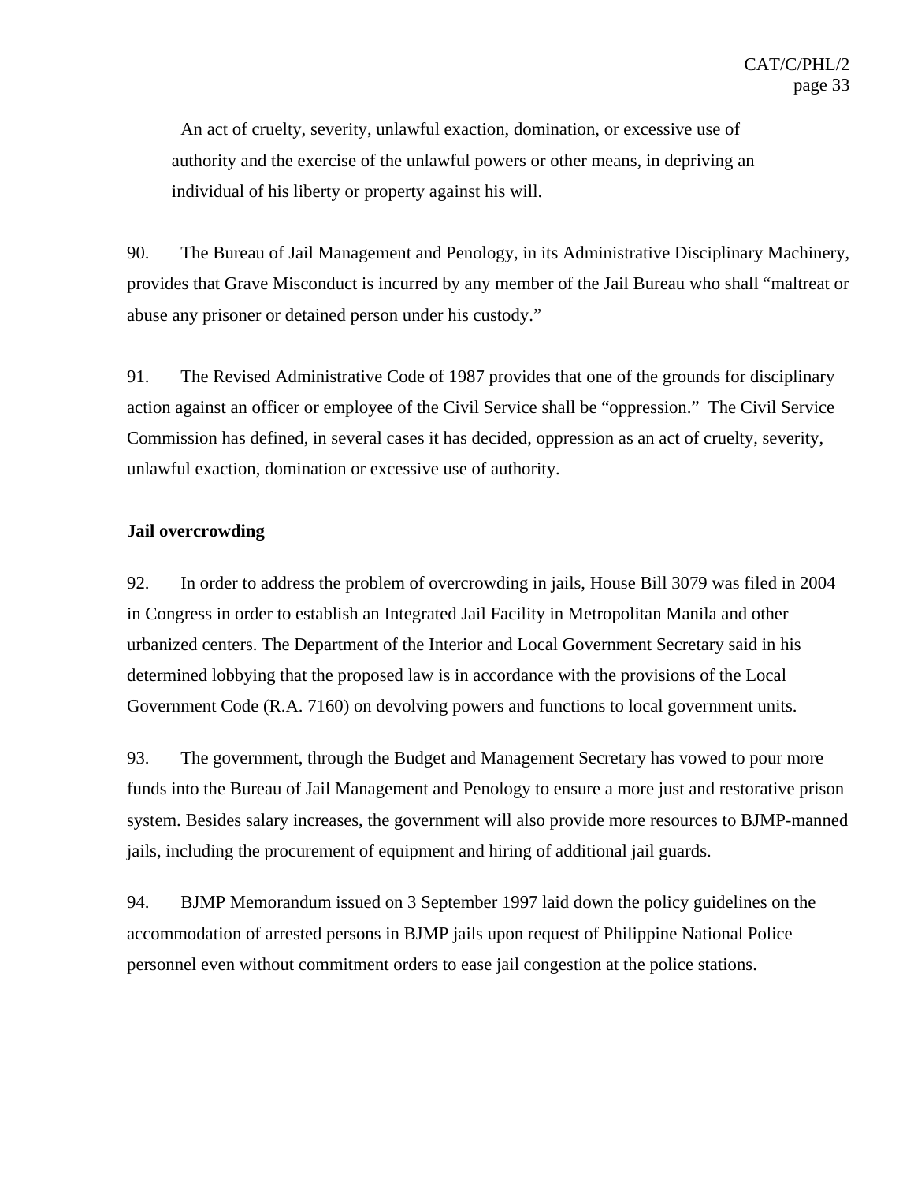> An act of cruelty, severity, unlawful exaction, domination, or excessive use of authority and the exercise of the unlawful powers or other means, in depriving an individual of his liberty or property against his will.

90. The Bureau of Jail Management and Penology, in its Administrative Disciplinary Machinery, provides that Grave Misconduct is incurred by any member of the Jail Bureau who shall "maltreat or abuse any prisoner or detained person under his custody."

91. The Revised Administrative Code of 1987 provides that one of the grounds for disciplinary action against an officer or employee of the Civil Service shall be "oppression." The Civil Service Commission has defined, in several cases it has decided, oppression as an act of cruelty, severity, unlawful exaction, domination or excessive use of authority.

**Jail overcrowding**

92. In order to address the problem of overcrowding in jails, House Bill 3079 was filed in 2004 in Congress in order to establish an Integrated Jail Facility in Metropolitan Manila and other urbanized centers. The Department of the Interior and Local Government Secretary said in his determined lobbying that the proposed law is in accordance with the provisions of the Local Government Code (R.A. 7160) on devolving powers and functions to local government units.

93. The government, through the Budget and Management Secretary has vowed to pour more funds into the Bureau of Jail Management and Penology to ensure a more just and restorative prison system. Besides salary increases, the government will also provide more resources to BJMP-manned jails, including the procurement of equipment and hiring of additional jail guards.

94. BJMP Memorandum issued on 3 September 1997 laid down the policy guidelines on the accommodation of arrested persons in BJMP jails upon request of Philippine National Police personnel even without commitment orders to ease jail congestion at the police stations.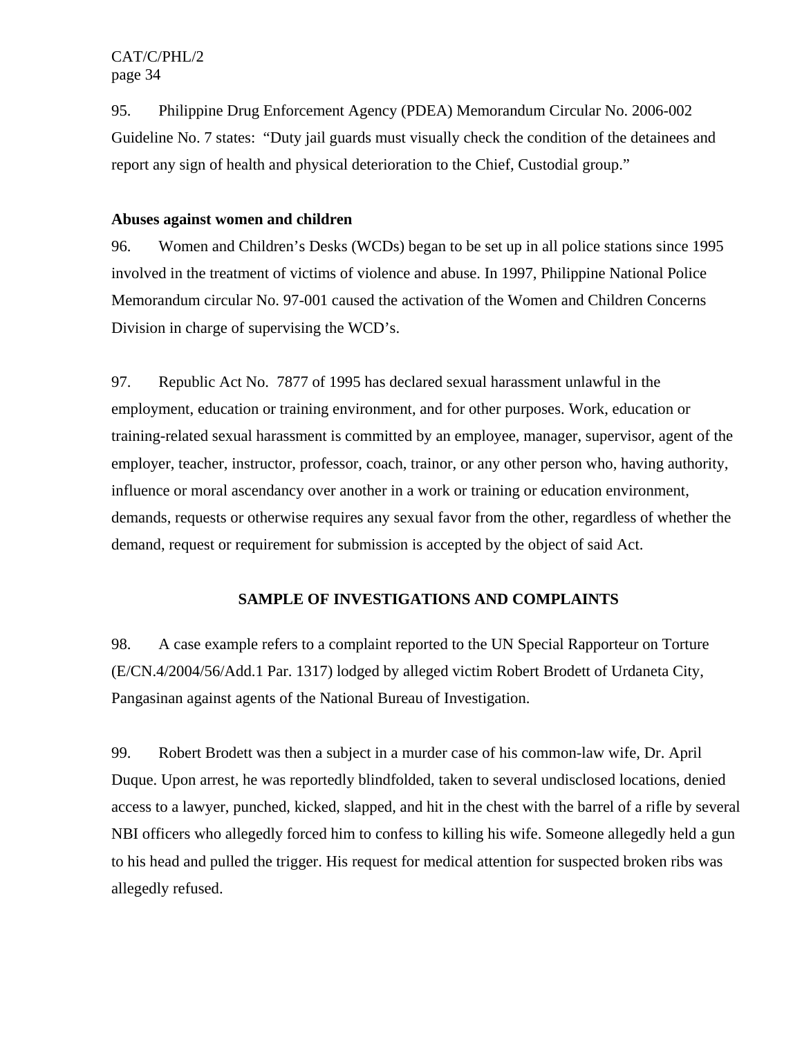95. Philippine Drug Enforcement Agency (PDEA) Memorandum Circular No. 2006-002 Guideline No. 7 states: "Duty jail guards must visually check the condition of the detainees and report any sign of health and physical deterioration to the Chief, Custodial group."

**Abuses against women and children**

96. Women and Children's Desks (WCDs) began to be set up in all police stations since 1995 involved in the treatment of victims of violence and abuse. In 1997, Philippine National Police Memorandum circular No. 97-001 caused the activation of the Women and Children Concerns Division in charge of supervising the WCD's.

97. Republic Act No. 7877 of 1995 has declared sexual harassment unlawful in the employment, education or training environment, and for other purposes. Work, education or training-related sexual harassment is committed by an employee, manager, supervisor, agent of the employer, teacher, instructor, professor, coach, trainor, or any other person who, having authority, influence or moral ascendancy over another in a work or training or education environment, demands, requests or otherwise requires any sexual favor from the other, regardless of whether the demand, request or requirement for submission is accepted by the object of said Act.

## SAMPLE OF INVESTIGATIONS AND COMPLAINTS

98. A case example refers to a complaint reported to the UN Special Rapporteur on Torture (E/CN.4/2004/56/Add.1 Par. 1317) lodged by alleged victim Robert Brodett of Urdaneta City, Pangasinan against agents of the National Bureau of Investigation.

99. Robert Brodett was then a subject in a murder case of his common-law wife, Dr. April Duque. Upon arrest, he was reportedly blindfolded, taken to several undisclosed locations, denied access to a lawyer, punched, kicked, slapped, and hit in the chest with the barrel of a rifle by several NBI officers who allegedly forced him to confess to killing his wife. Someone allegedly held a gun to his head and pulled the trigger. His request for medical attention for suspected broken ribs was allegedly refused.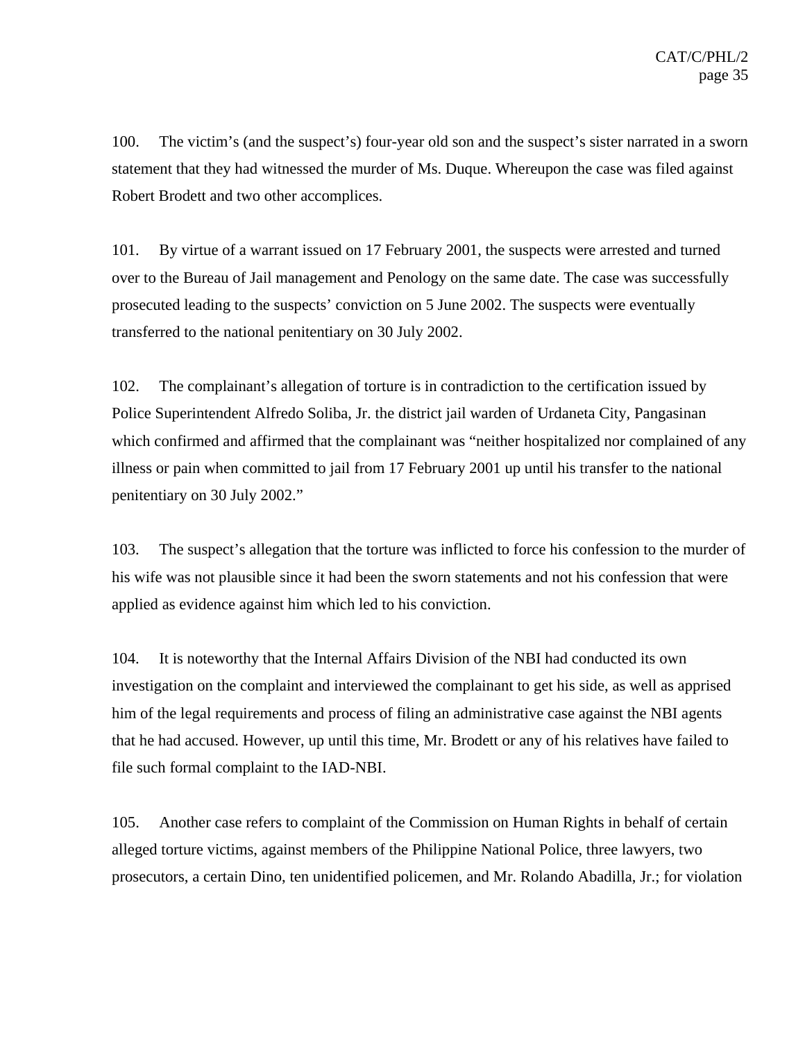100. The victim's (and the suspect's) four-year old son and the suspect's sister narrated in a sworn statement that they had witnessed the murder of Ms. Duque. Whereupon the case was filed against Robert Brodett and two other accomplices.

101. By virtue of a warrant issued on 17 February 2001, the suspects were arrested and turned over to the Bureau of Jail management and Penology on the same date. The case was successfully prosecuted leading to the suspects' conviction on 5 June 2002. The suspects were eventually transferred to the national penitentiary on 30 July 2002.

102. The complainant's allegation of torture is in contradiction to the certification issued by Police Superintendent Alfredo Soliba, Jr. the district jail warden of Urdaneta City, Pangasinan which confirmed and affirmed that the complainant was "neither hospitalized nor complained of any illness or pain when committed to jail from 17 February 2001 up until his transfer to the national penitentiary on 30 July 2002."

103. The suspect's allegation that the torture was inflicted to force his confession to the murder of his wife was not plausible since it had been the sworn statements and not his confession that were applied as evidence against him which led to his conviction.

104. It is noteworthy that the Internal Affairs Division of the NBI had conducted its own investigation on the complaint and interviewed the complainant to get his side, as well as apprised him of the legal requirements and process of filing an administrative case against the NBI agents that he had accused. However, up until this time, Mr. Brodett or any of his relatives have failed to file such formal complaint to the IAD-NBI.

105. Another case refers to complaint of the Commission on Human Rights in behalf of certain alleged torture victims, against members of the Philippine National Police, three lawyers, two prosecutors, a certain Dino, ten unidentified policemen, and Mr. Rolando Abadilla, Jr.; for violation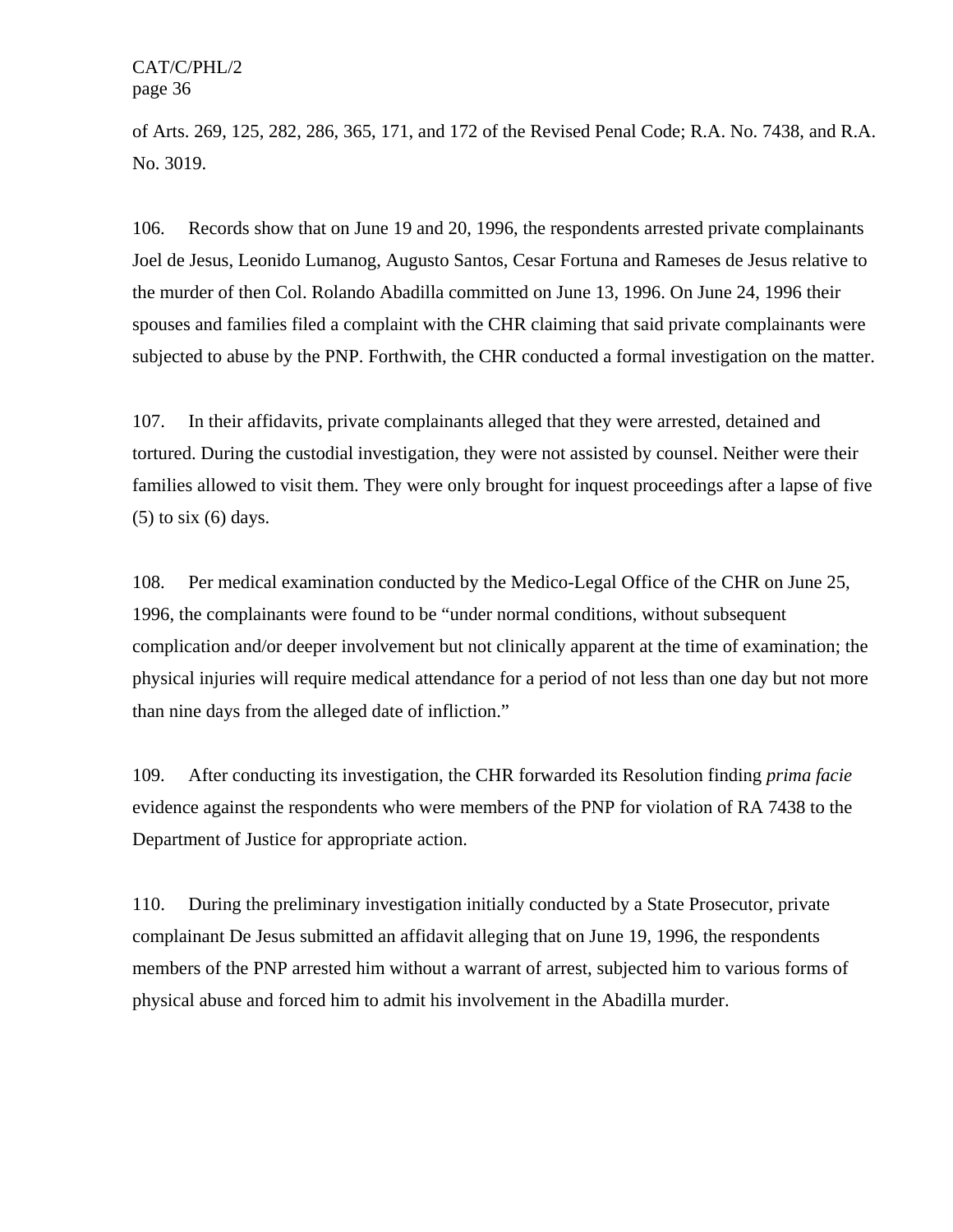of Arts. 269, 125, 282, 286, 365, 171, and 172 of the Revised Penal Code; R.A. No. 7438, and R.A. No. 3019.

106. Records show that on June 19 and 20, 1996, the respondents arrested private complainants Joel de Jesus, Leonido Lumanog, Augusto Santos, Cesar Fortuna and Rameses de Jesus relative to the murder of then Col. Rolando Abadilla committed on June 13, 1996. On June 24, 1996 their spouses and families filed a complaint with the CHR claiming that said private complainants were subjected to abuse by the PNP. Forthwith, the CHR conducted a formal investigation on the matter.

107. In their affidavits, private complainants alleged that they were arrested, detained and tortured. During the custodial investigation, they were not assisted by counsel. Neither were their families allowed to visit them. They were only brought for inquest proceedings after a lapse of five (5) to six (6) days.

108. Per medical examination conducted by the Medico-Legal Office of the CHR on June 25, 1996, the complainants were found to be "under normal conditions, without subsequent complication and/or deeper involvement but not clinically apparent at the time of examination; the physical injuries will require medical attendance for a period of not less than one day but not more than nine days from the alleged date of infliction."

109. After conducting its investigation, the CHR forwarded its Resolution finding *prima facie* evidence against the respondents who were members of the PNP for violation of RA 7438 to the Department of Justice for appropriate action.

110. During the preliminary investigation initially conducted by a State Prosecutor, private complainant De Jesus submitted an affidavit alleging that on June 19, 1996, the respondents members of the PNP arrested him without a warrant of arrest, subjected him to various forms of physical abuse and forced him to admit his involvement in the Abadilla murder.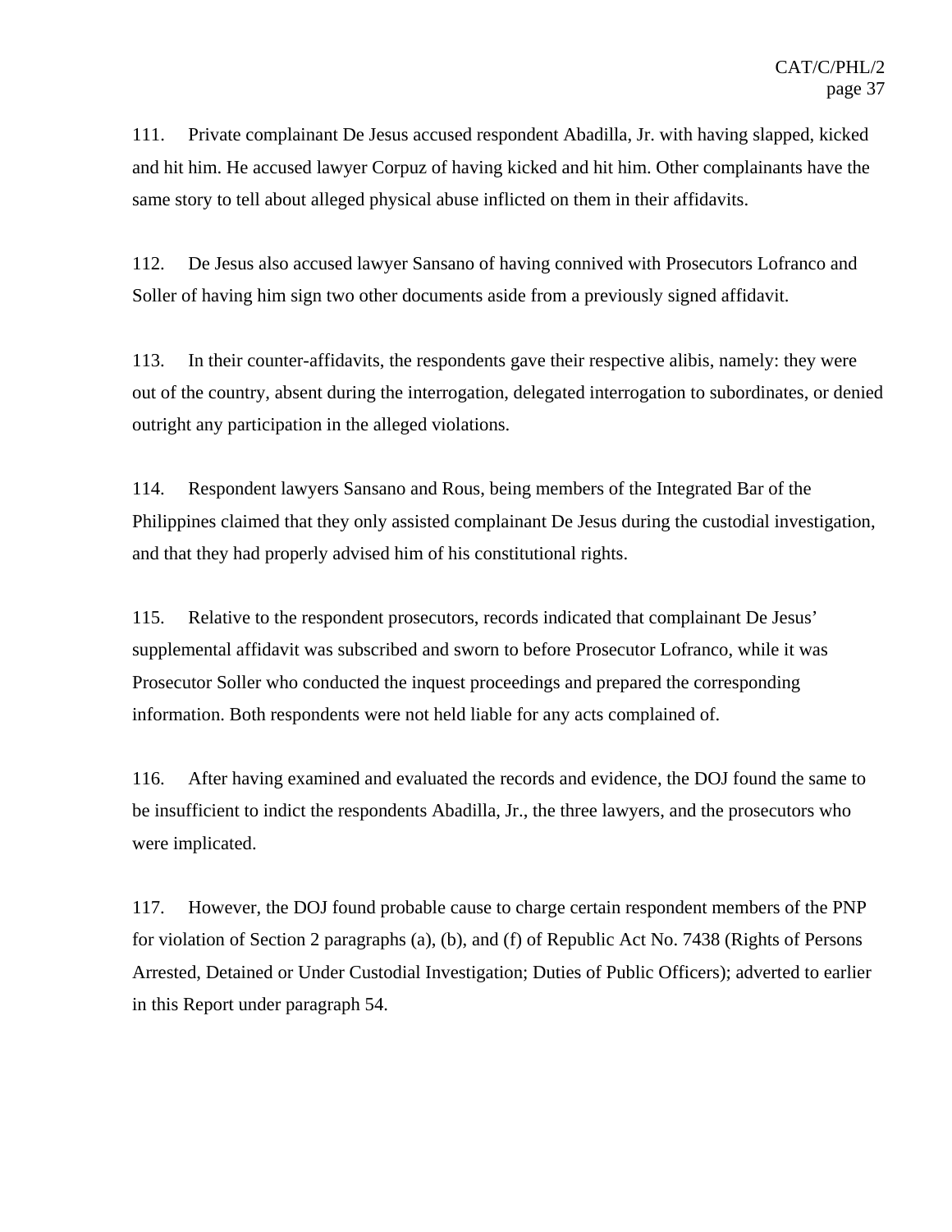111. Private complainant De Jesus accused respondent Abadilla, Jr. with having slapped, kicked and hit him. He accused lawyer Corpuz of having kicked and hit him. Other complainants have the same story to tell about alleged physical abuse inflicted on them in their affidavits.

112. De Jesus also accused lawyer Sansano of having connived with Prosecutors Lofranco and Soller of having him sign two other documents aside from a previously signed affidavit.

113. In their counter-affidavits, the respondents gave their respective alibis, namely: they were out of the country, absent during the interrogation, delegated interrogation to subordinates, or denied outright any participation in the alleged violations.

114. Respondent lawyers Sansano and Rous, being members of the Integrated Bar of the Philippines claimed that they only assisted complainant De Jesus during the custodial investigation, and that they had properly advised him of his constitutional rights.

115. Relative to the respondent prosecutors, records indicated that complainant De Jesus' supplemental affidavit was subscribed and sworn to before Prosecutor Lofranco, while it was Prosecutor Soller who conducted the inquest proceedings and prepared the corresponding information. Both respondents were not held liable for any acts complained of.

116. After having examined and evaluated the records and evidence, the DOJ found the same to be insufficient to indict the respondents Abadilla, Jr., the three lawyers, and the prosecutors who were implicated.

117. However, the DOJ found probable cause to charge certain respondent members of the PNP for violation of Section 2 paragraphs (a), (b), and (f) of Republic Act No. 7438 (Rights of Persons Arrested, Detained or Under Custodial Investigation; Duties of Public Officers); adverted to earlier in this Report under paragraph 54.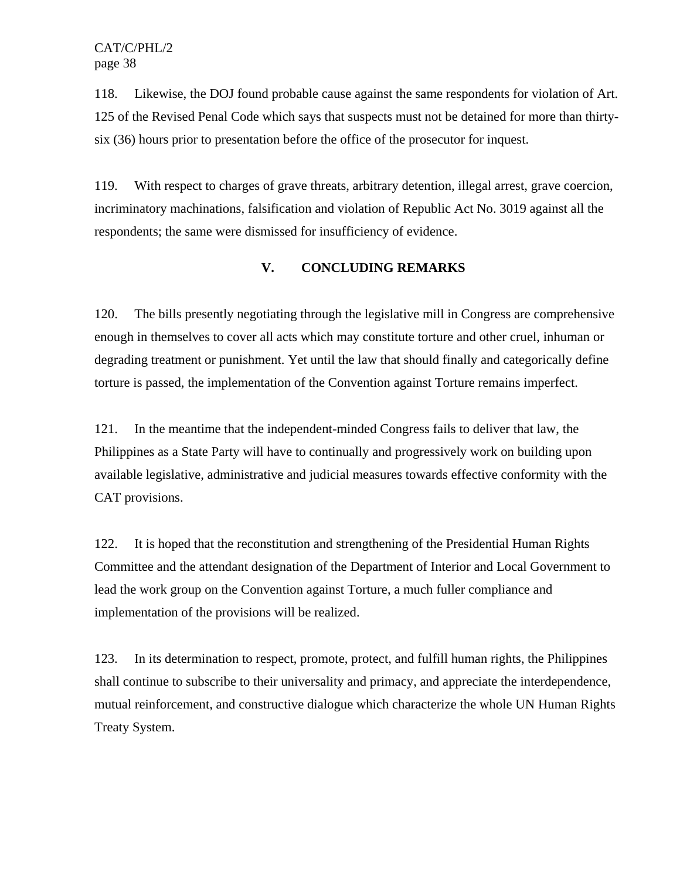118. Likewise, the DOJ found probable cause against the same respondents for violation of Art. 125 of the Revised Penal Code which says that suspects must not be detained for more than thirty-six (36) hours prior to presentation before the office of the prosecutor for inquest.

119. With respect to charges of grave threats, arbitrary detention, illegal arrest, grave coercion, incriminatory machinations, falsification and violation of Republic Act No. 3019 against all the respondents; the same were dismissed for insufficiency of evidence.

## V. CONCLUDING REMARKS

120. The bills presently negotiating through the legislative mill in Congress are comprehensive enough in themselves to cover all acts which may constitute torture and other cruel, inhuman or degrading treatment or punishment. Yet until the law that should finally and categorically define torture is passed, the implementation of the Convention against Torture remains imperfect.

121. In the meantime that the independent-minded Congress fails to deliver that law, the Philippines as a State Party will have to continually and progressively work on building upon available legislative, administrative and judicial measures towards effective conformity with the CAT provisions.

122. It is hoped that the reconstitution and strengthening of the Presidential Human Rights Committee and the attendant designation of the Department of Interior and Local Government to lead the work group on the Convention against Torture, a much fuller compliance and implementation of the provisions will be realized.

123. In its determination to respect, promote, protect, and fulfill human rights, the Philippines shall continue to subscribe to their universality and primacy, and appreciate the interdependence, mutual reinforcement, and constructive dialogue which characterize the whole UN Human Rights Treaty System.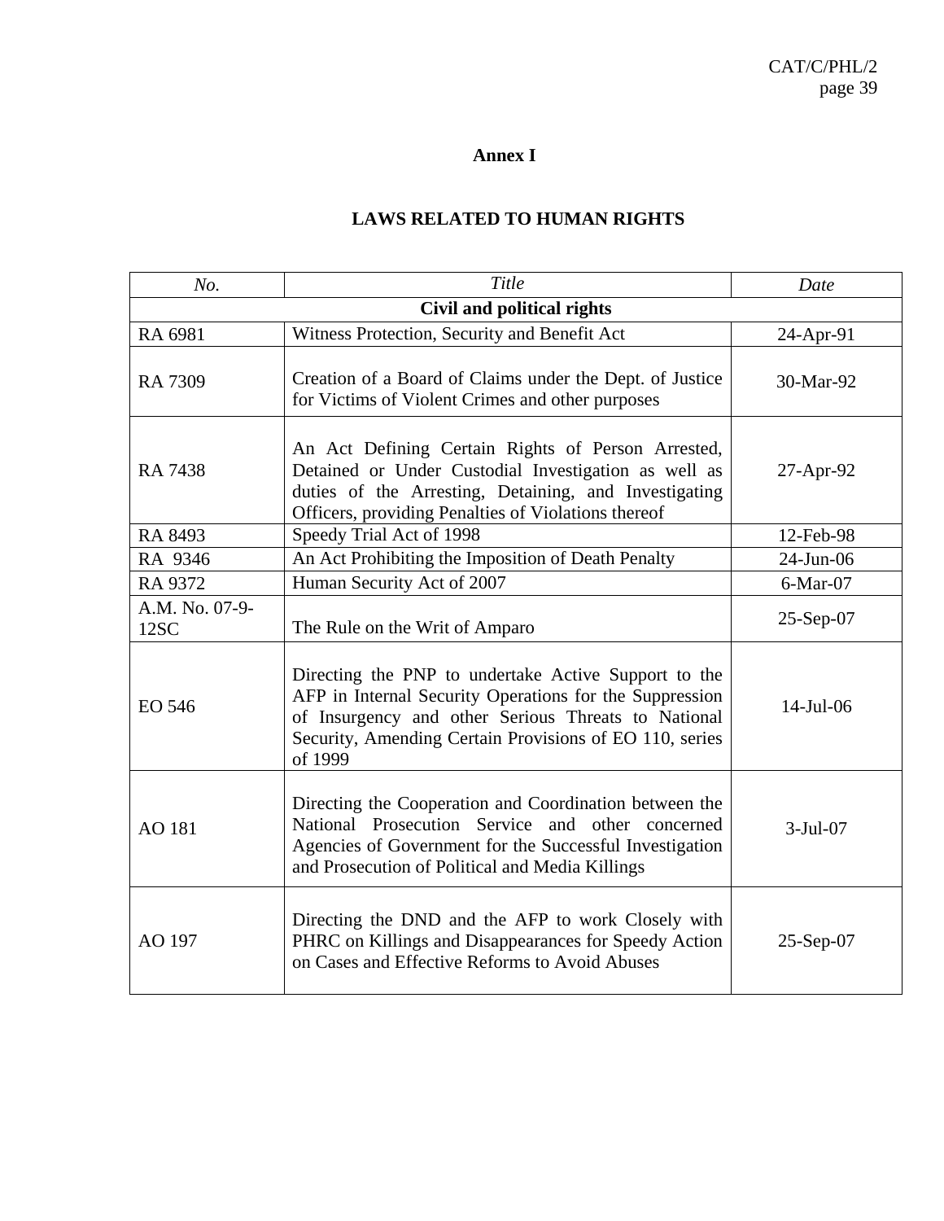## Annex I

## LAWS RELATED TO HUMAN RIGHTS

| *No.* | *Title* | *Date* |
|---|---|---|
| **Civil and political rights** | | |
| RA 6981 | Witness Protection, Security and Benefit Act | 24-Apr-91 |
| RA 7309 | Creation of a Board of Claims under the Dept. of Justice for Victims of Violent Crimes and other purposes | 30-Mar-92 |
| RA 7438 | An Act Defining Certain Rights of Person Arrested, Detained or Under Custodial Investigation as well as duties of the Arresting, Detaining, and Investigating Officers, providing Penalties of Violations thereof | 27-Apr-92 |
| RA 8493 | Speedy Trial Act of 1998 | 12-Feb-98 |
| RA 9346 | An Act Prohibiting the Imposition of Death Penalty | 24-Jun-06 |
| RA 9372 | Human Security Act of 2007 | 6-Mar-07 |
| A.M. No. 07-9-12SC | The Rule on the Writ of Amparo | 25-Sep-07 |
| EO 546 | Directing the PNP to undertake Active Support to the AFP in Internal Security Operations for the Suppression of Insurgency and other Serious Threats to National Security, Amending Certain Provisions of EO 110, series of 1999 | 14-Jul-06 |
| AO 181 | Directing the Cooperation and Coordination between the National Prosecution Service and other concerned Agencies of Government for the Successful Investigation and Prosecution of Political and Media Killings | 3-Jul-07 |
| AO 197 | Directing the DND and the AFP to work Closely with PHRC on Killings and Disappearances for Speedy Action on Cases and Effective Reforms to Avoid Abuses | 25-Sep-07 |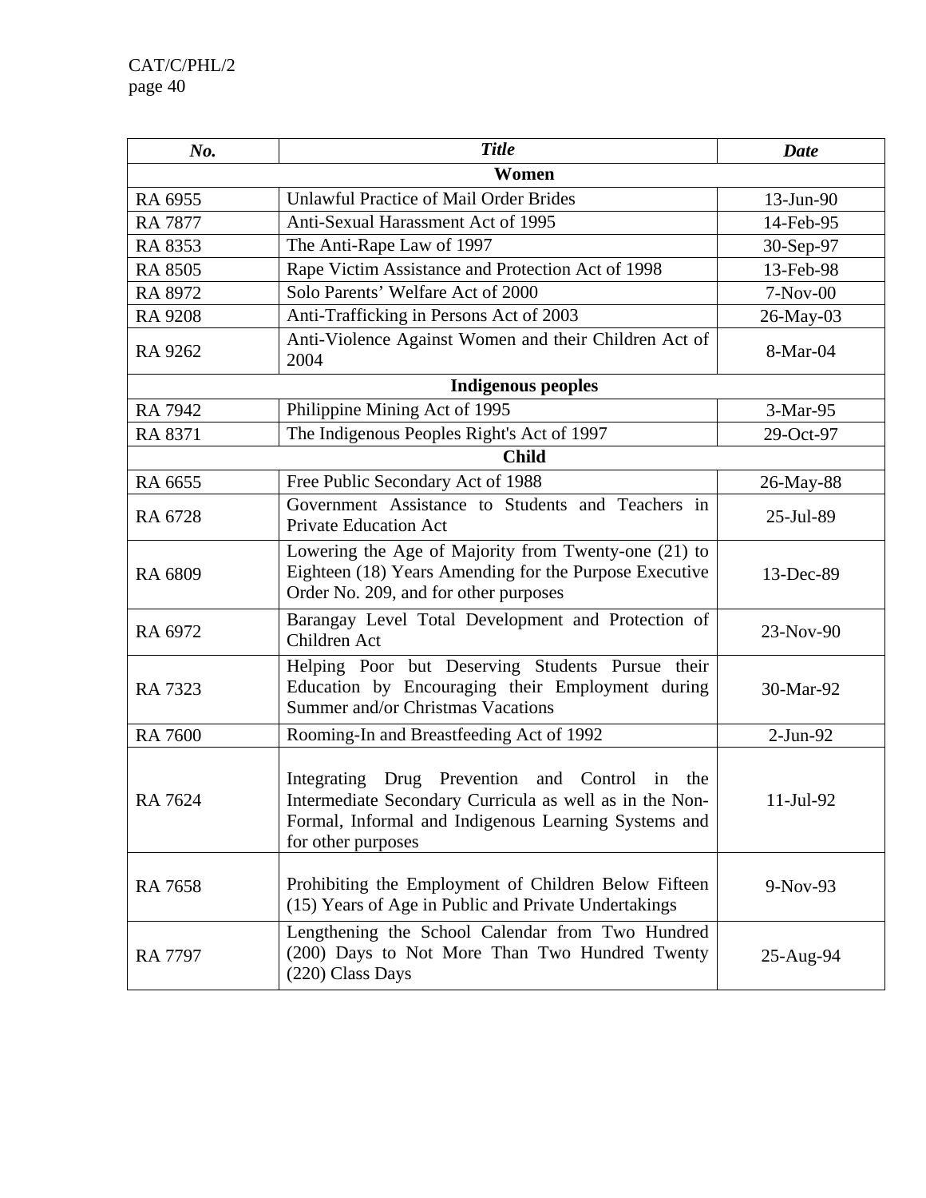| *No.* | *Title* | *Date* |
|---|---|---|
| **Women** | | |
| RA 6955 | Unlawful Practice of Mail Order Brides | 13-Jun-90 |
| RA 7877 | Anti-Sexual Harassment Act of 1995 | 14-Feb-95 |
| RA 8353 | The Anti-Rape Law of 1997 | 30-Sep-97 |
| RA 8505 | Rape Victim Assistance and Protection Act of 1998 | 13-Feb-98 |
| RA 8972 | Solo Parents' Welfare Act of 2000 | 7-Nov-00 |
| RA 9208 | Anti-Trafficking in Persons Act of 2003 | 26-May-03 |
| RA 9262 | Anti-Violence Against Women and their Children Act of 2004 | 8-Mar-04 |
| **Indigenous peoples** | | |
| RA 7942 | Philippine Mining Act of 1995 | 3-Mar-95 |
| RA 8371 | The Indigenous Peoples Right's Act of 1997 | 29-Oct-97 |
| **Child** | | |
| RA 6655 | Free Public Secondary Act of 1988 | 26-May-88 |
| RA 6728 | Government Assistance to Students and Teachers in Private Education Act | 25-Jul-89 |
| RA 6809 | Lowering the Age of Majority from Twenty-one (21) to Eighteen (18) Years Amending for the Purpose Executive Order No. 209, and for other purposes | 13-Dec-89 |
| RA 6972 | Barangay Level Total Development and Protection of Children Act | 23-Nov-90 |
| RA 7323 | Helping Poor but Deserving Students Pursue their Education by Encouraging their Employment during Summer and/or Christmas Vacations | 30-Mar-92 |
| RA 7600 | Rooming-In and Breastfeeding Act of 1992 | 2-Jun-92 |
| RA 7624 | Integrating Drug Prevention and Control in the Intermediate Secondary Curricula as well as in the Non-Formal, Informal and Indigenous Learning Systems and for other purposes | 11-Jul-92 |
| RA 7658 | Prohibiting the Employment of Children Below Fifteen (15) Years of Age in Public and Private Undertakings | 9-Nov-93 |
| RA 7797 | Lengthening the School Calendar from Two Hundred (200) Days to Not More Than Two Hundred Twenty (220) Class Days | 25-Aug-94 |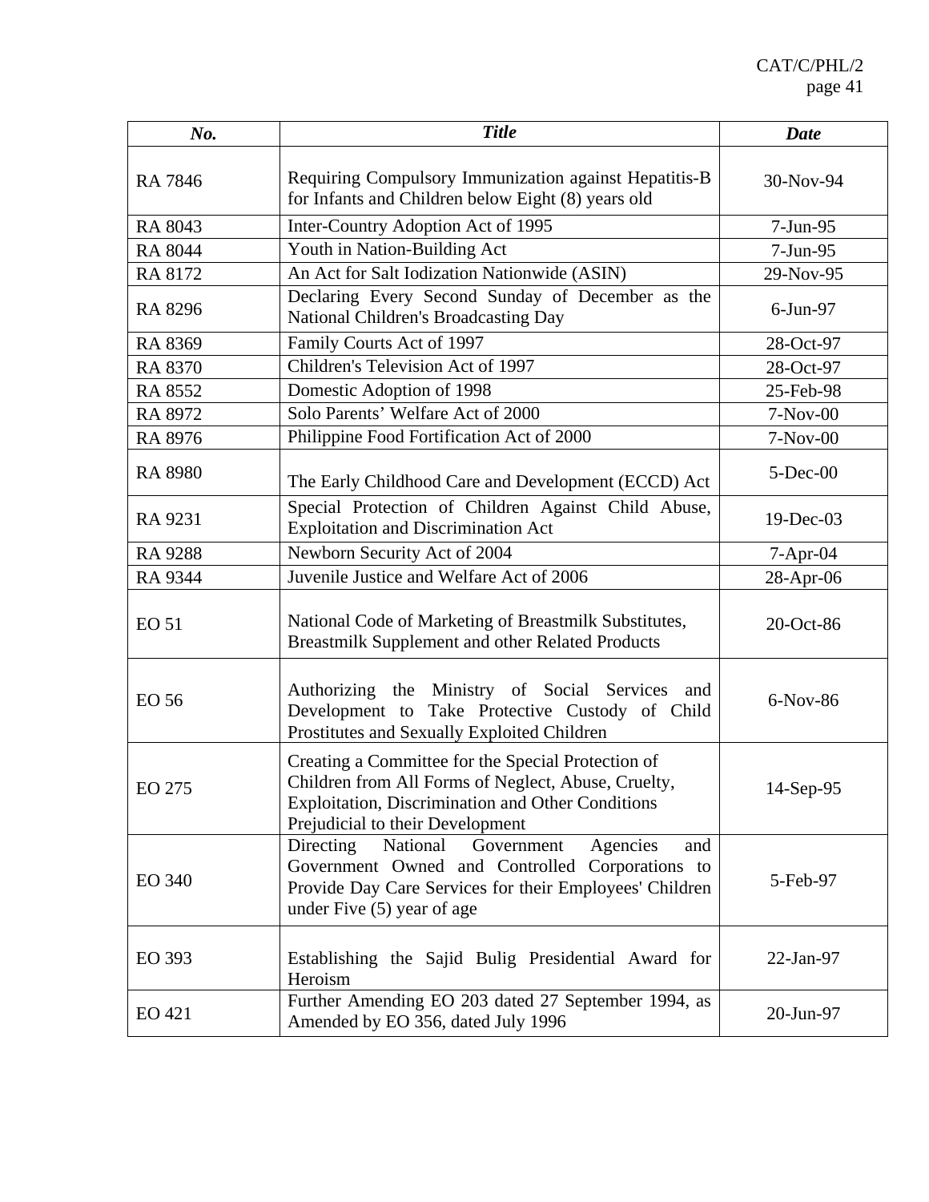| ***No.*** | ***Title*** | ***Date*** |
|---|---|---|
| RA 7846 | Requiring Compulsory Immunization against Hepatitis-B for Infants and Children below Eight (8) years old | 30-Nov-94 |
| RA 8043 | Inter-Country Adoption Act of 1995 | 7-Jun-95 |
| RA 8044 | Youth in Nation-Building Act | 7-Jun-95 |
| RA 8172 | An Act for Salt Iodization Nationwide (ASIN) | 29-Nov-95 |
| RA 8296 | Declaring Every Second Sunday of December as the National Children's Broadcasting Day | 6-Jun-97 |
| RA 8369 | Family Courts Act of 1997 | 28-Oct-97 |
| RA 8370 | Children's Television Act of 1997 | 28-Oct-97 |
| RA 8552 | Domestic Adoption of 1998 | 25-Feb-98 |
| RA 8972 | Solo Parents' Welfare Act of 2000 | 7-Nov-00 |
| RA 8976 | Philippine Food Fortification Act of 2000 | 7-Nov-00 |
| RA 8980 | The Early Childhood Care and Development (ECCD) Act | 5-Dec-00 |
| RA 9231 | Special Protection of Children Against Child Abuse, Exploitation and Discrimination Act | 19-Dec-03 |
| RA 9288 | Newborn Security Act of 2004 | 7-Apr-04 |
| RA 9344 | Juvenile Justice and Welfare Act of 2006 | 28-Apr-06 |
| EO 51 | National Code of Marketing of Breastmilk Substitutes, Breastmilk Supplement and other Related Products | 20-Oct-86 |
| EO 56 | Authorizing the Ministry of Social Services and Development to Take Protective Custody of Child Prostitutes and Sexually Exploited Children | 6-Nov-86 |
| EO 275 | Creating a Committee for the Special Protection of Children from All Forms of Neglect, Abuse, Cruelty, Exploitation, Discrimination and Other Conditions Prejudicial to their Development | 14-Sep-95 |
| EO 340 | Directing National Government Agencies and Government Owned and Controlled Corporations to Provide Day Care Services for their Employees' Children under Five (5) year of age | 5-Feb-97 |
| EO 393 | Establishing the Sajid Bulig Presidential Award for Heroism | 22-Jan-97 |
| EO 421 | Further Amending EO 203 dated 27 September 1994, as Amended by EO 356, dated July 1996 | 20-Jun-97 |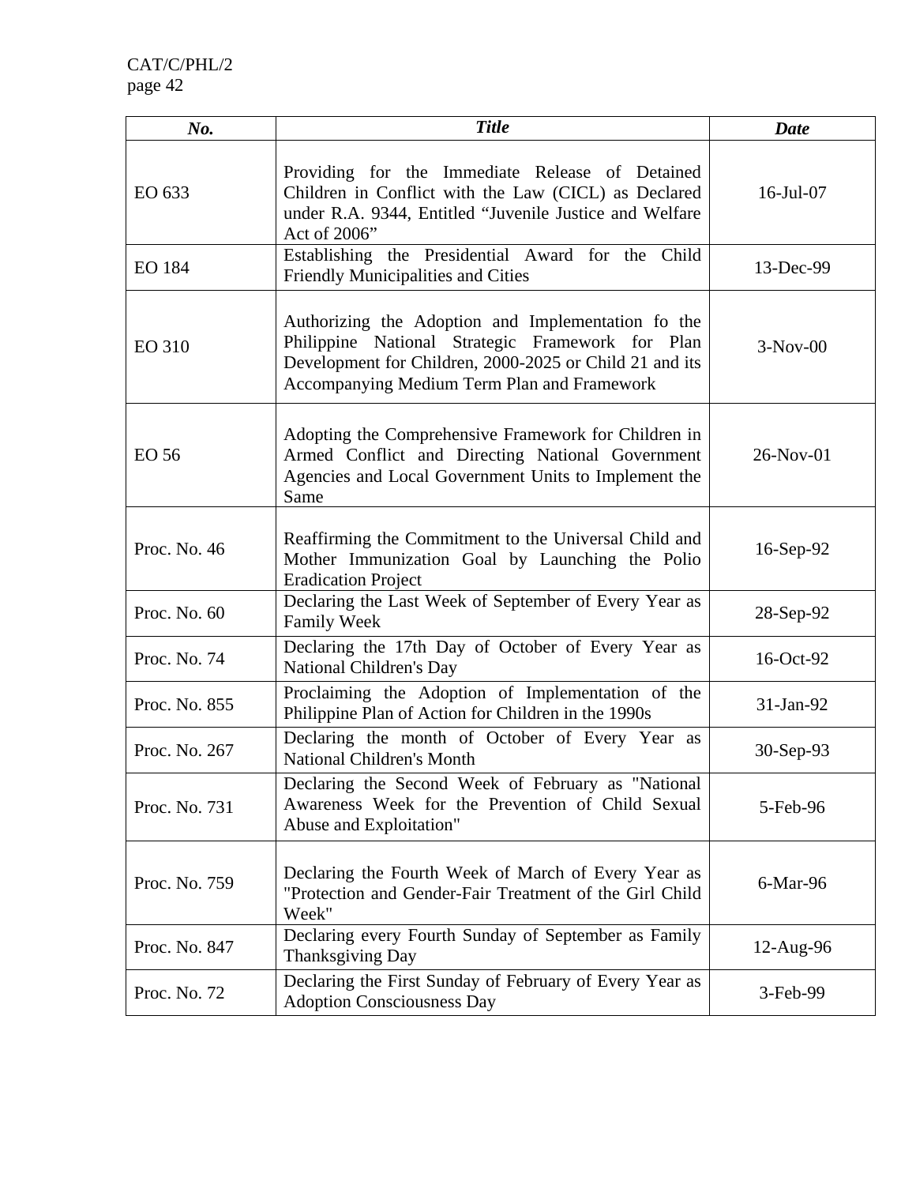| *No.* | *Title* | *Date* |
|---|---|---|
| EO 633 | Providing for the Immediate Release of Detained Children in Conflict with the Law (CICL) as Declared under R.A. 9344, Entitled "Juvenile Justice and Welfare Act of 2006" | 16-Jul-07 |
| EO 184 | Establishing the Presidential Award for the Child Friendly Municipalities and Cities | 13-Dec-99 |
| EO 310 | Authorizing the Adoption and Implementation fo the Philippine National Strategic Framework for Plan Development for Children, 2000-2025 or Child 21 and its Accompanying Medium Term Plan and Framework | 3-Nov-00 |
| EO 56 | Adopting the Comprehensive Framework for Children in Armed Conflict and Directing National Government Agencies and Local Government Units to Implement the Same | 26-Nov-01 |
| Proc. No. 46 | Reaffirming the Commitment to the Universal Child and Mother Immunization Goal by Launching the Polio Eradication Project | 16-Sep-92 |
| Proc. No. 60 | Declaring the Last Week of September of Every Year as Family Week | 28-Sep-92 |
| Proc. No. 74 | Declaring the 17th Day of October of Every Year as National Children's Day | 16-Oct-92 |
| Proc. No. 855 | Proclaiming the Adoption of Implementation of the Philippine Plan of Action for Children in the 1990s | 31-Jan-92 |
| Proc. No. 267 | Declaring the month of October of Every Year as National Children's Month | 30-Sep-93 |
| Proc. No. 731 | Declaring the Second Week of February as "National Awareness Week for the Prevention of Child Sexual Abuse and Exploitation" | 5-Feb-96 |
| Proc. No. 759 | Declaring the Fourth Week of March of Every Year as "Protection and Gender-Fair Treatment of the Girl Child Week" | 6-Mar-96 |
| Proc. No. 847 | Declaring every Fourth Sunday of September as Family Thanksgiving Day | 12-Aug-96 |
| Proc. No. 72 | Declaring the First Sunday of February of Every Year as Adoption Consciousness Day | 3-Feb-99 |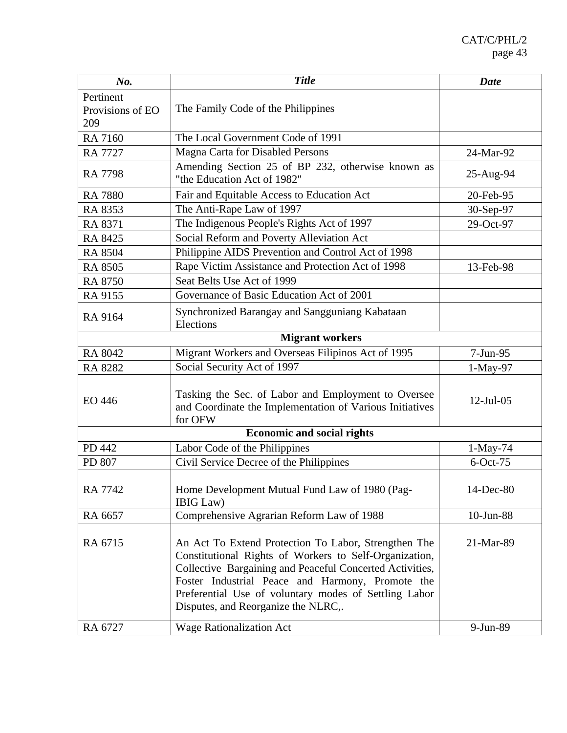| *No.* | *Title* | *Date* |
|---|---|---|
| Pertinent Provisions of EO 209 | The Family Code of the Philippines | |
| RA 7160 | The Local Government Code of 1991 | |
| RA 7727 | Magna Carta for Disabled Persons | 24-Mar-92 |
| RA 7798 | Amending Section 25 of BP 232, otherwise known as "the Education Act of 1982" | 25-Aug-94 |
| RA 7880 | Fair and Equitable Access to Education Act | 20-Feb-95 |
| RA 8353 | The Anti-Rape Law of 1997 | 30-Sep-97 |
| RA 8371 | The Indigenous People's Rights Act of 1997 | 29-Oct-97 |
| RA 8425 | Social Reform and Poverty Alleviation Act | |
| RA 8504 | Philippine AIDS Prevention and Control Act of 1998 | |
| RA 8505 | Rape Victim Assistance and Protection Act of 1998 | 13-Feb-98 |
| RA 8750 | Seat Belts Use Act of 1999 | |
| RA 9155 | Governance of Basic Education Act of 2001 | |
| RA 9164 | Synchronized Barangay and Sangguniang Kabataan Elections | |
| **Migrant workers** | | |
| RA 8042 | Migrant Workers and Overseas Filipinos Act of 1995 | 7-Jun-95 |
| RA 8282 | Social Security Act of 1997 | 1-May-97 |
| EO 446 | Tasking the Sec. of Labor and Employment to Oversee and Coordinate the Implementation of Various Initiatives for OFW | 12-Jul-05 |
| **Economic and social rights** | | |
| PD 442 | Labor Code of the Philippines | 1-May-74 |
| PD 807 | Civil Service Decree of the Philippines | 6-Oct-75 |
| RA 7742 | Home Development Mutual Fund Law of 1980 (Pag-IBIG Law) | 14-Dec-80 |
| RA 6657 | Comprehensive Agrarian Reform Law of 1988 | 10-Jun-88 |
| RA 6715 | An Act To Extend Protection To Labor, Strengthen The Constitutional Rights of Workers to Self-Organization, Collective Bargaining and Peaceful Concerted Activities, Foster Industrial Peace and Harmony, Promote the Preferential Use of voluntary modes of Settling Labor Disputes, and Reorganize the NLRC,. | 21-Mar-89 |
| RA 6727 | Wage Rationalization Act | 9-Jun-89 |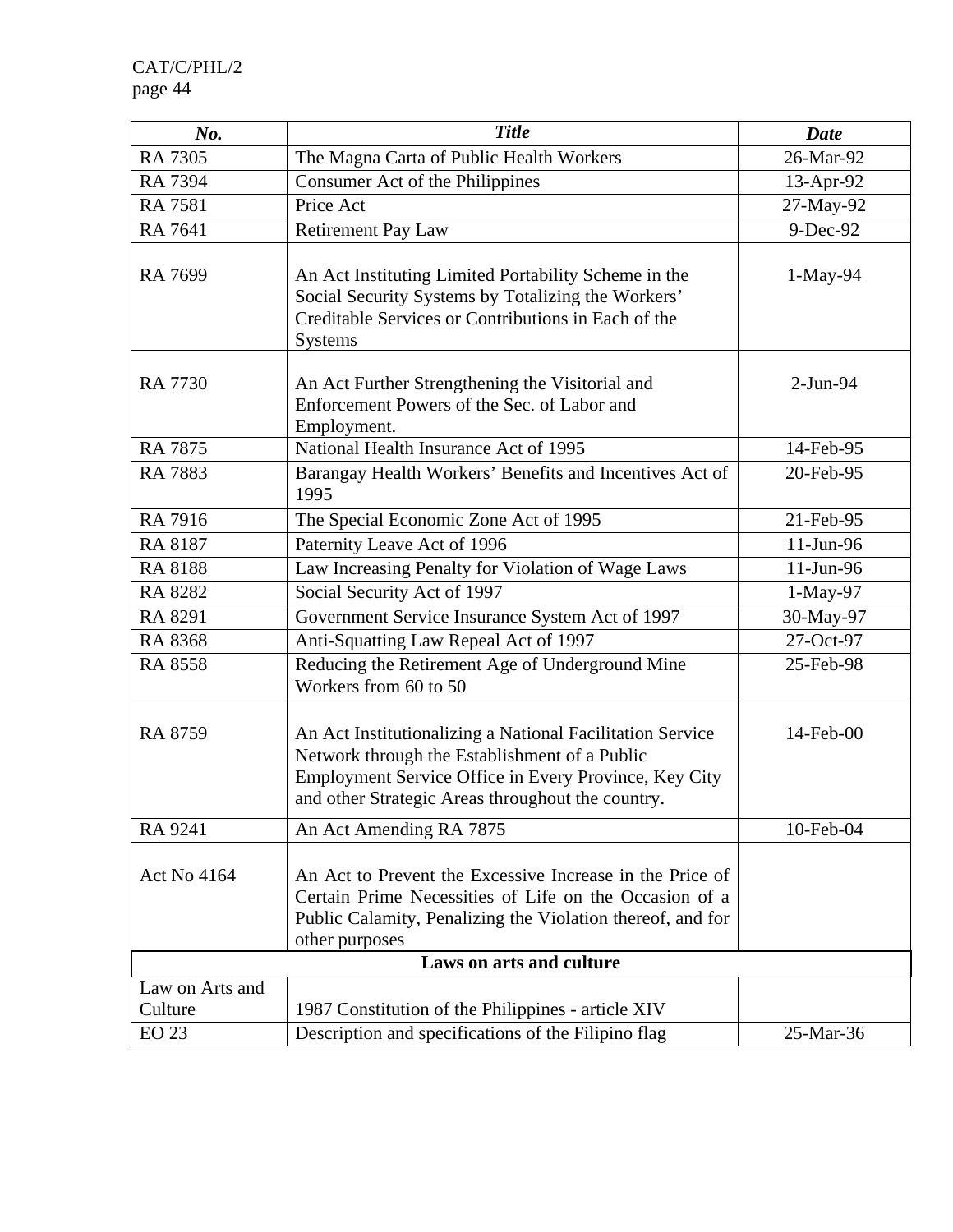| No. | Title | Date |
|---|---|---|
| RA 7305 | The Magna Carta of Public Health Workers | 26-Mar-92 |
| RA 7394 | Consumer Act of the Philippines | 13-Apr-92 |
| RA 7581 | Price Act | 27-May-92 |
| RA 7641 | Retirement Pay Law | 9-Dec-92 |
| RA 7699 | An Act Instituting Limited Portability Scheme in the Social Security Systems by Totalizing the Workers' Creditable Services or Contributions in Each of the Systems | 1-May-94 |
| RA 7730 | An Act Further Strengthening the Visitorial and Enforcement Powers of the Sec. of Labor and Employment. | 2-Jun-94 |
| RA 7875 | National Health Insurance Act of 1995 | 14-Feb-95 |
| RA 7883 | Barangay Health Workers' Benefits and Incentives Act of 1995 | 20-Feb-95 |
| RA 7916 | The Special Economic Zone Act of 1995 | 21-Feb-95 |
| RA 8187 | Paternity Leave Act of 1996 | 11-Jun-96 |
| RA 8188 | Law Increasing Penalty for Violation of Wage Laws | 11-Jun-96 |
| RA 8282 | Social Security Act of 1997 | 1-May-97 |
| RA 8291 | Government Service Insurance System Act of 1997 | 30-May-97 |
| RA 8368 | Anti-Squatting Law Repeal Act of 1997 | 27-Oct-97 |
| RA 8558 | Reducing the Retirement Age of Underground Mine Workers from 60 to 50 | 25-Feb-98 |
| RA 8759 | An Act Institutionalizing a National Facilitation Service Network through the Establishment of a Public Employment Service Office in Every Province, Key City and other Strategic Areas throughout the country. | 14-Feb-00 |
| RA 9241 | An Act Amending RA 7875 | 10-Feb-04 |
| Act No 4164 | An Act to Prevent the Excessive Increase in the Price of Certain Prime Necessities of Life on the Occasion of a Public Calamity, Penalizing the Violation thereof, and for other purposes | |
| **Laws on arts and culture** | | |
| Law on Arts and Culture | 1987 Constitution of the Philippines - article XIV | |
| EO 23 | Description and specifications of the Filipino flag | 25-Mar-36 |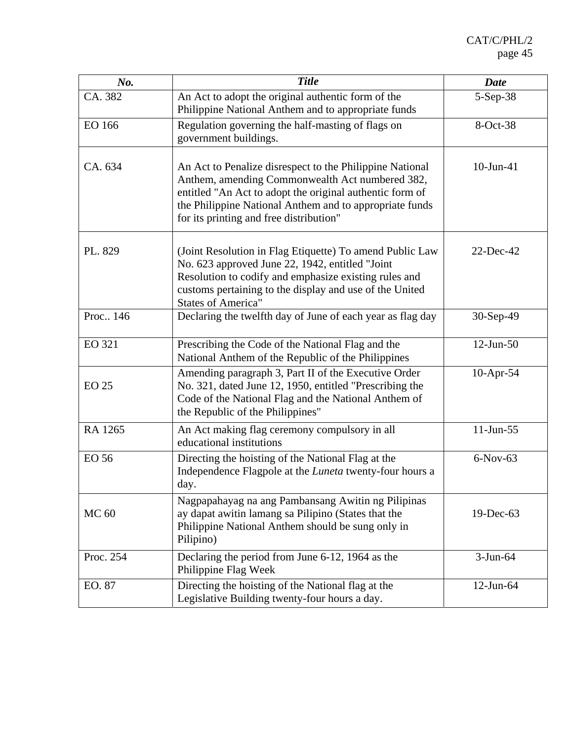| *No.* | *Title* | *Date* |
|---|---|---|
| CA. 382 | An Act to adopt the original authentic form of the Philippine National Anthem and to appropriate funds | 5-Sep-38 |
| EO 166 | Regulation governing the half-masting of flags on government buildings. | 8-Oct-38 |
| CA. 634 | An Act to Penalize disrespect to the Philippine National Anthem, amending Commonwealth Act numbered 382, entitled "An Act to adopt the original authentic form of the Philippine National Anthem and to appropriate funds for its printing and free distribution" | 10-Jun-41 |
| PL. 829 | (Joint Resolution in Flag Etiquette) To amend Public Law No. 623 approved June 22, 1942, entitled "Joint Resolution to codify and emphasize existing rules and customs pertaining to the display and use of the United States of America" | 22-Dec-42 |
| Proc.. 146 | Declaring the twelfth day of June of each year as flag day | 30-Sep-49 |
| EO 321 | Prescribing the Code of the National Flag and the National Anthem of the Republic of the Philippines | 12-Jun-50 |
| EO 25 | Amending paragraph 3, Part II of the Executive Order No. 321, dated June 12, 1950, entitled "Prescribing the Code of the National Flag and the National Anthem of the Republic of the Philippines" | 10-Apr-54 |
| RA 1265 | An Act making flag ceremony compulsory in all educational institutions | 11-Jun-55 |
| EO 56 | Directing the hoisting of the National Flag at the Independence Flagpole at the *Luneta* twenty-four hours a day. | 6-Nov-63 |
| MC 60 | Nagpapahayag na ang Pambansang Awitin ng Pilipinas ay dapat awitin lamang sa Pilipino (States that the Philippine National Anthem should be sung only in Pilipino) | 19-Dec-63 |
| Proc. 254 | Declaring the period from June 6-12, 1964 as the Philippine Flag Week | 3-Jun-64 |
| EO. 87 | Directing the hoisting of the National flag at the Legislative Building twenty-four hours a day. | 12-Jun-64 |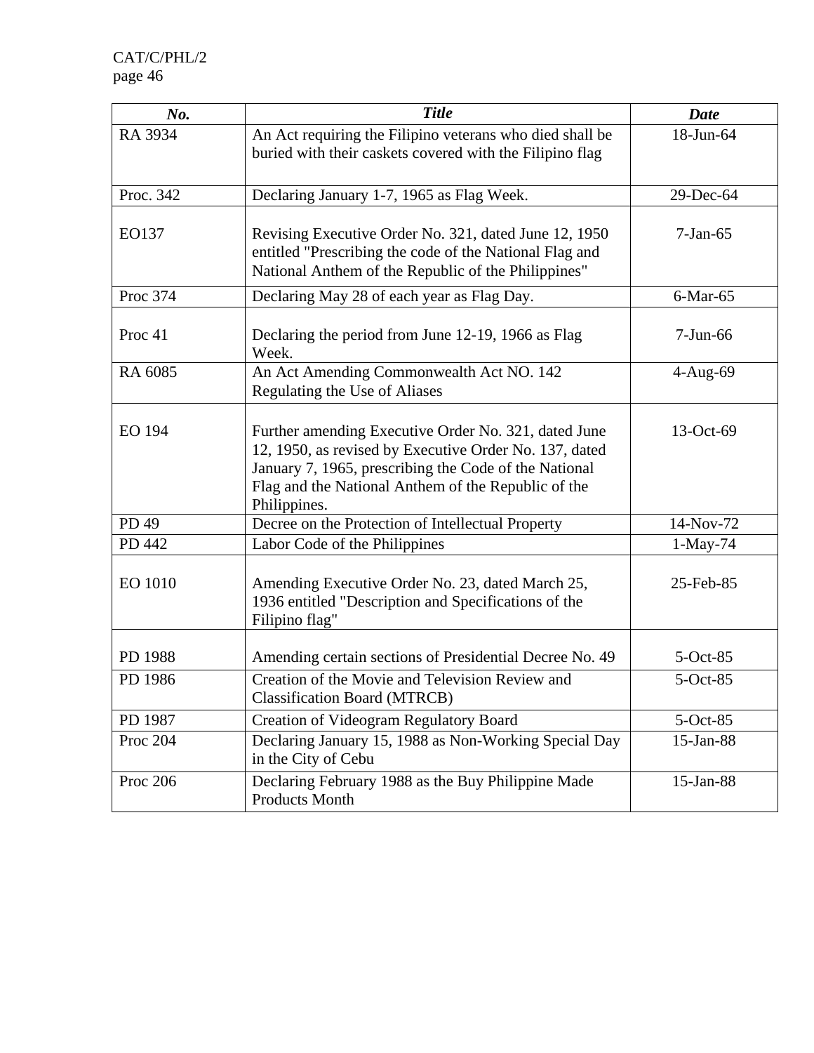| No. | Title | Date |
|---|---|---|
| RA 3934 | An Act requiring the Filipino veterans who died shall be buried with their caskets covered with the Filipino flag | 18-Jun-64 |
| Proc. 342 | Declaring January 1-7, 1965 as Flag Week. | 29-Dec-64 |
| EO137 | Revising Executive Order No. 321, dated June 12, 1950 entitled "Prescribing the code of the National Flag and National Anthem of the Republic of the Philippines" | 7-Jan-65 |
| Proc 374 | Declaring May 28 of each year as Flag Day. | 6-Mar-65 |
| Proc 41 | Declaring the period from June 12-19, 1966 as Flag Week. | 7-Jun-66 |
| RA 6085 | An Act Amending Commonwealth Act NO. 142 Regulating the Use of Aliases | 4-Aug-69 |
| EO 194 | Further amending Executive Order No. 321, dated June 12, 1950, as revised by Executive Order No. 137, dated January 7, 1965, prescribing the Code of the National Flag and the National Anthem of the Republic of the Philippines. | 13-Oct-69 |
| PD 49 | Decree on the Protection of Intellectual Property | 14-Nov-72 |
| PD 442 | Labor Code of the Philippines | 1-May-74 |
| EO 1010 | Amending Executive Order No. 23, dated March 25, 1936 entitled "Description and Specifications of the Filipino flag" | 25-Feb-85 |
| PD 1988 | Amending certain sections of Presidential Decree No. 49 | 5-Oct-85 |
| PD 1986 | Creation of the Movie and Television Review and Classification Board (MTRCB) | 5-Oct-85 |
| PD 1987 | Creation of Videogram Regulatory Board | 5-Oct-85 |
| Proc 204 | Declaring January 15, 1988 as Non-Working Special Day in the City of Cebu | 15-Jan-88 |
| Proc 206 | Declaring February 1988 as the Buy Philippine Made Products Month | 15-Jan-88 |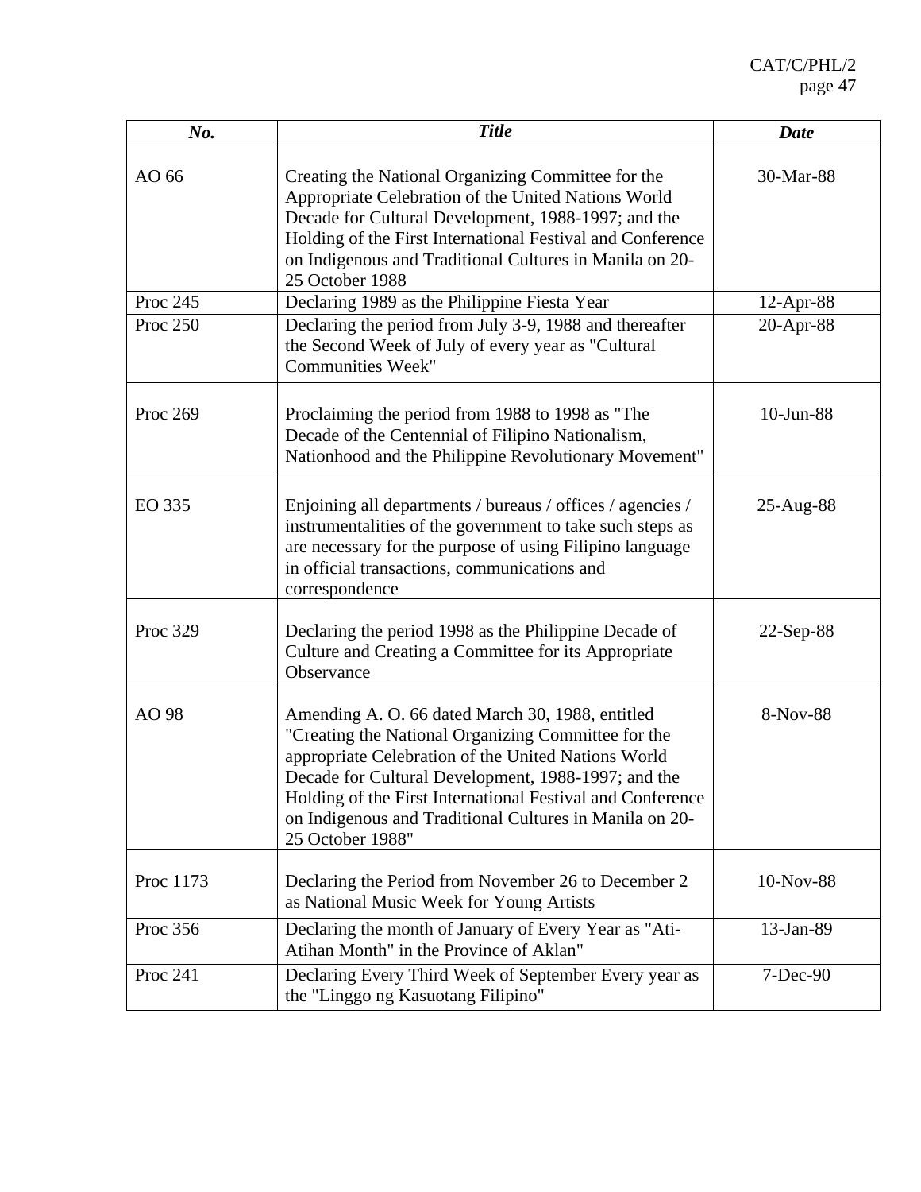| *No.* | *Title* | *Date* |
|---|---|---|
| AO 66 | Creating the National Organizing Committee for the Appropriate Celebration of the United Nations World Decade for Cultural Development, 1988-1997; and the Holding of the First International Festival and Conference on Indigenous and Traditional Cultures in Manila on 20-25 October 1988 | 30-Mar-88 |
| Proc 245 | Declaring 1989 as the Philippine Fiesta Year | 12-Apr-88 |
| Proc 250 | Declaring the period from July 3-9, 1988 and thereafter the Second Week of July of every year as "Cultural Communities Week" | 20-Apr-88 |
| Proc 269 | Proclaiming the period from 1988 to 1998 as "The Decade of the Centennial of Filipino Nationalism, Nationhood and the Philippine Revolutionary Movement" | 10-Jun-88 |
| EO 335 | Enjoining all departments / bureaus / offices / agencies / instrumentalities of the government to take such steps as are necessary for the purpose of using Filipino language in official transactions, communications and correspondence | 25-Aug-88 |
| Proc 329 | Declaring the period 1998 as the Philippine Decade of Culture and Creating a Committee for its Appropriate Observance | 22-Sep-88 |
| AO 98 | Amending A. O. 66 dated March 30, 1988, entitled "Creating the National Organizing Committee for the appropriate Celebration of the United Nations World Decade for Cultural Development, 1988-1997; and the Holding of the First International Festival and Conference on Indigenous and Traditional Cultures in Manila on 20-25 October 1988" | 8-Nov-88 |
| Proc 1173 | Declaring the Period from November 26 to December 2 as National Music Week for Young Artists | 10-Nov-88 |
| Proc 356 | Declaring the month of January of Every Year as "Ati-Atihan Month" in the Province of Aklan" | 13-Jan-89 |
| Proc 241 | Declaring Every Third Week of September Every year as the "Linggo ng Kasuotang Filipino" | 7-Dec-90 |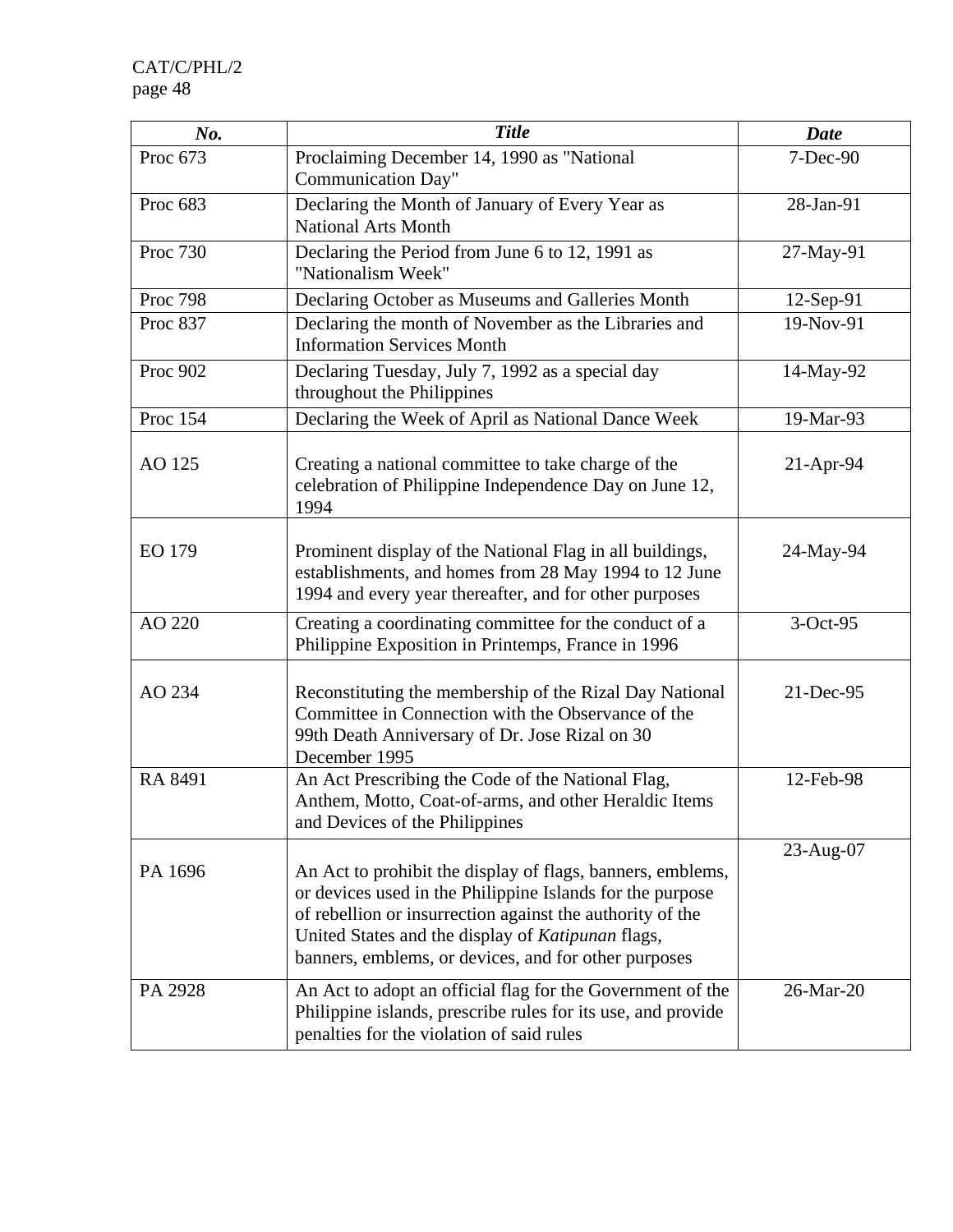| No. | Title | Date |
|---|---|---|
| Proc 673 | Proclaiming December 14, 1990 as "National Communication Day" | 7-Dec-90 |
| Proc 683 | Declaring the Month of January of Every Year as National Arts Month | 28-Jan-91 |
| Proc 730 | Declaring the Period from June 6 to 12, 1991 as "Nationalism Week" | 27-May-91 |
| Proc 798 | Declaring October as Museums and Galleries Month | 12-Sep-91 |
| Proc 837 | Declaring the month of November as the Libraries and Information Services Month | 19-Nov-91 |
| Proc 902 | Declaring Tuesday, July 7, 1992 as a special day throughout the Philippines | 14-May-92 |
| Proc 154 | Declaring the Week of April as National Dance Week | 19-Mar-93 |
| AO 125 | Creating a national committee to take charge of the celebration of Philippine Independence Day on June 12, 1994 | 21-Apr-94 |
| EO 179 | Prominent display of the National Flag in all buildings, establishments, and homes from 28 May 1994 to 12 June 1994 and every year thereafter, and for other purposes | 24-May-94 |
| AO 220 | Creating a coordinating committee for the conduct of a Philippine Exposition in Printemps, France in 1996 | 3-Oct-95 |
| AO 234 | Reconstituting the membership of the Rizal Day National Committee in Connection with the Observance of the 99th Death Anniversary of Dr. Jose Rizal on 30 December 1995 | 21-Dec-95 |
| RA 8491 | An Act Prescribing the Code of the National Flag, Anthem, Motto, Coat-of-arms, and other Heraldic Items and Devices of the Philippines | 12-Feb-98 |
| PA 1696 | An Act to prohibit the display of flags, banners, emblems, or devices used in the Philippine Islands for the purpose of rebellion or insurrection against the authority of the United States and the display of *Katipunan* flags, banners, emblems, or devices, and for other purposes | 23-Aug-07 |
| PA 2928 | An Act to adopt an official flag for the Government of the Philippine islands, prescribe rules for its use, and provide penalties for the violation of said rules | 26-Mar-20 |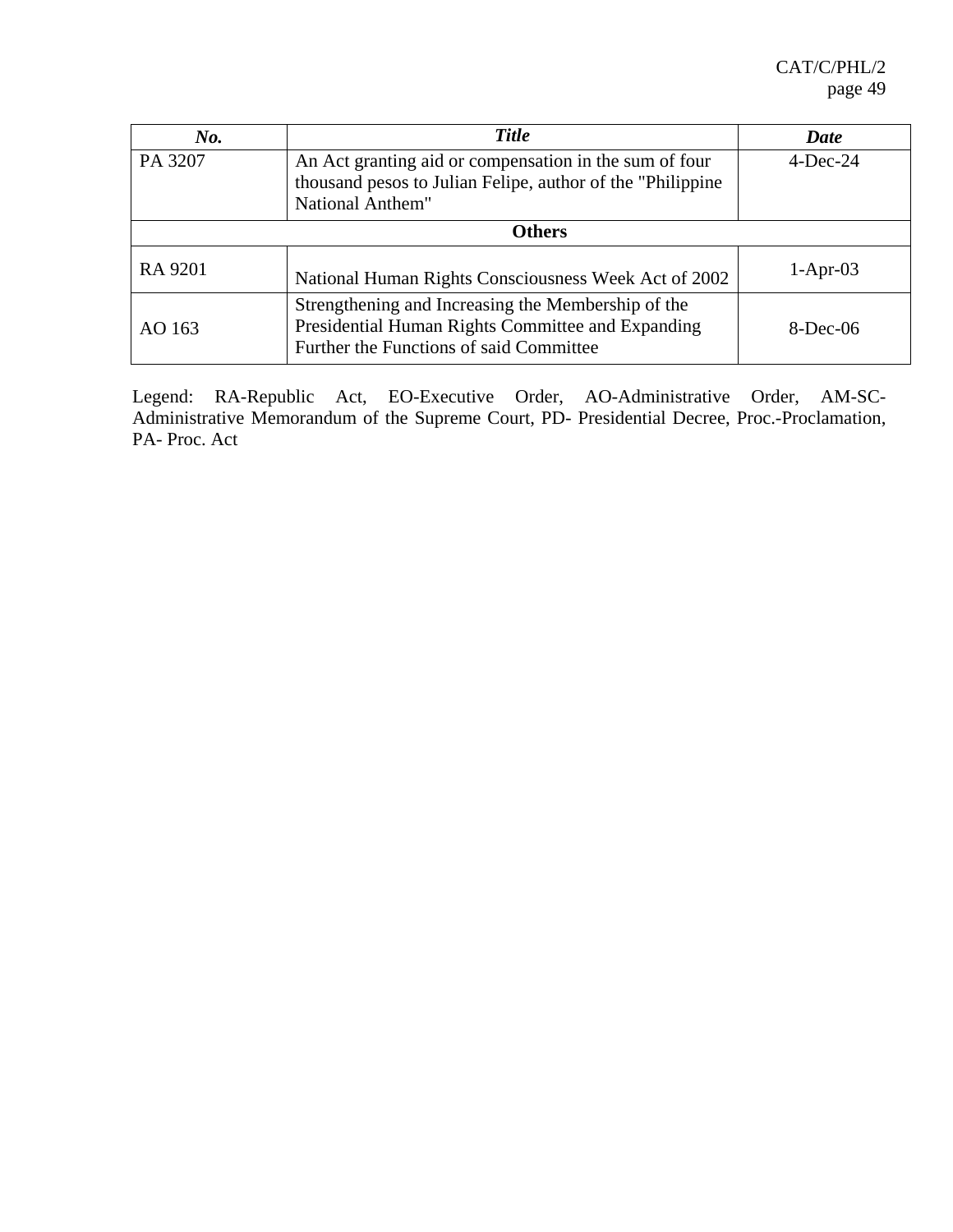| No. | Title | Date |
| --- | --- | --- |
| PA 3207 | An Act granting aid or compensation in the sum of four thousand pesos to Julian Felipe, author of the "Philippine National Anthem" | 4-Dec-24 |
| **Others** | | |
| RA 9201 | National Human Rights Consciousness Week Act of 2002 | 1-Apr-03 |
| AO 163 | Strengthening and Increasing the Membership of the Presidential Human Rights Committee and Expanding Further the Functions of said Committee | 8-Dec-06 |

Legend: RA-Republic Act, EO-Executive Order, AO-Administrative Order, AM-SC-Administrative Memorandum of the Supreme Court, PD- Presidential Decree, Proc.-Proclamation, PA- Proc. Act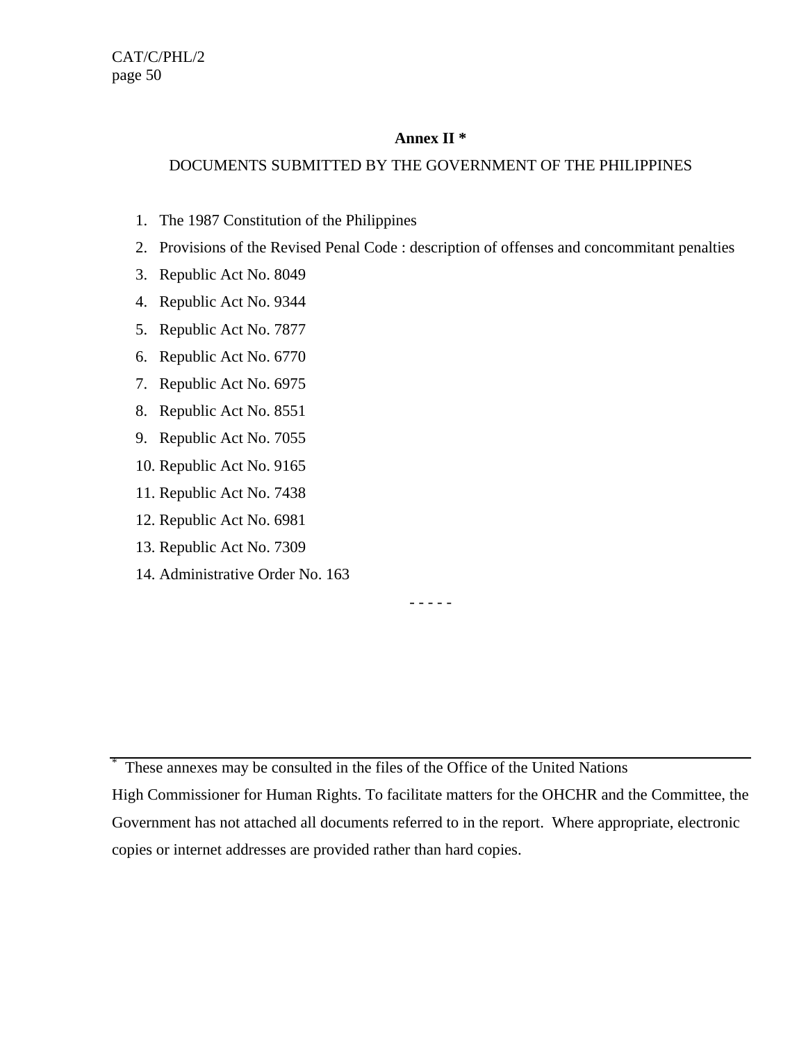## Annex II *

DOCUMENTS SUBMITTED BY THE GOVERNMENT OF THE PHILIPPINES

1. The 1987 Constitution of the Philippines
2. Provisions of the Revised Penal Code : description of offenses and concommitant penalties
3. Republic Act No. 8049
4. Republic Act No. 9344
5. Republic Act No. 7877
6. Republic Act No. 6770
7. Republic Act No. 6975
8. Republic Act No. 8551
9. Republic Act No. 7055
10. Republic Act No. 9165
11. Republic Act No. 7438
12. Republic Act No. 6981
13. Republic Act No. 7309
14. Administrative Order No. 163

- - - - -

* These annexes may be consulted in the files of the Office of the United Nations High Commissioner for Human Rights. To facilitate matters for the OHCHR and the Committee, the Government has not attached all documents referred to in the report. Where appropriate, electronic copies or internet addresses are provided rather than hard copies.